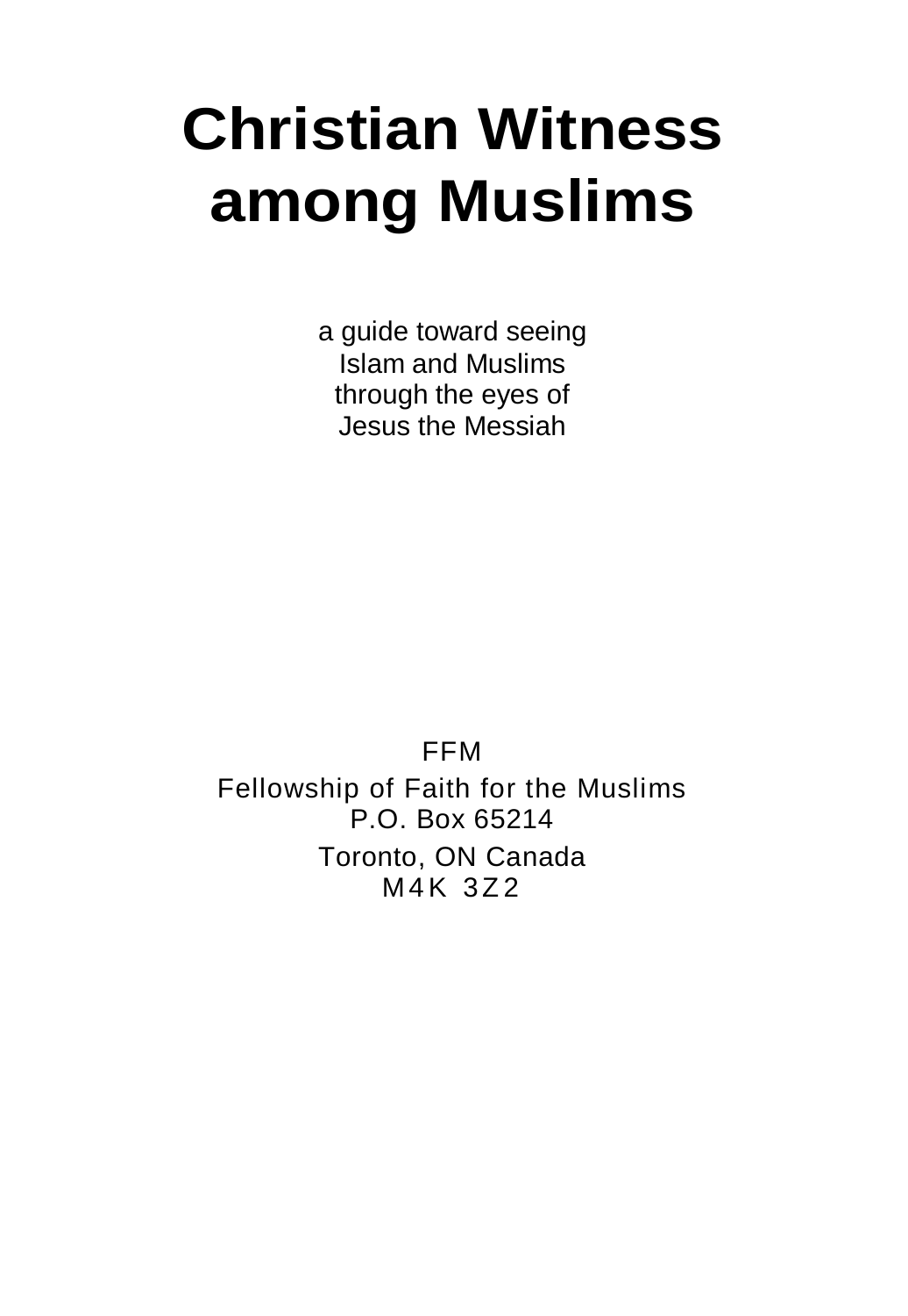# Christian Witness among Muslims

a guide toward seeing
Islam and Muslims
through the eyes of
Jesus the Messiah

FFM

Fellowship of Faith for the Muslims
P.O. Box 65214
Toronto, ON Canada
M4K 3Z2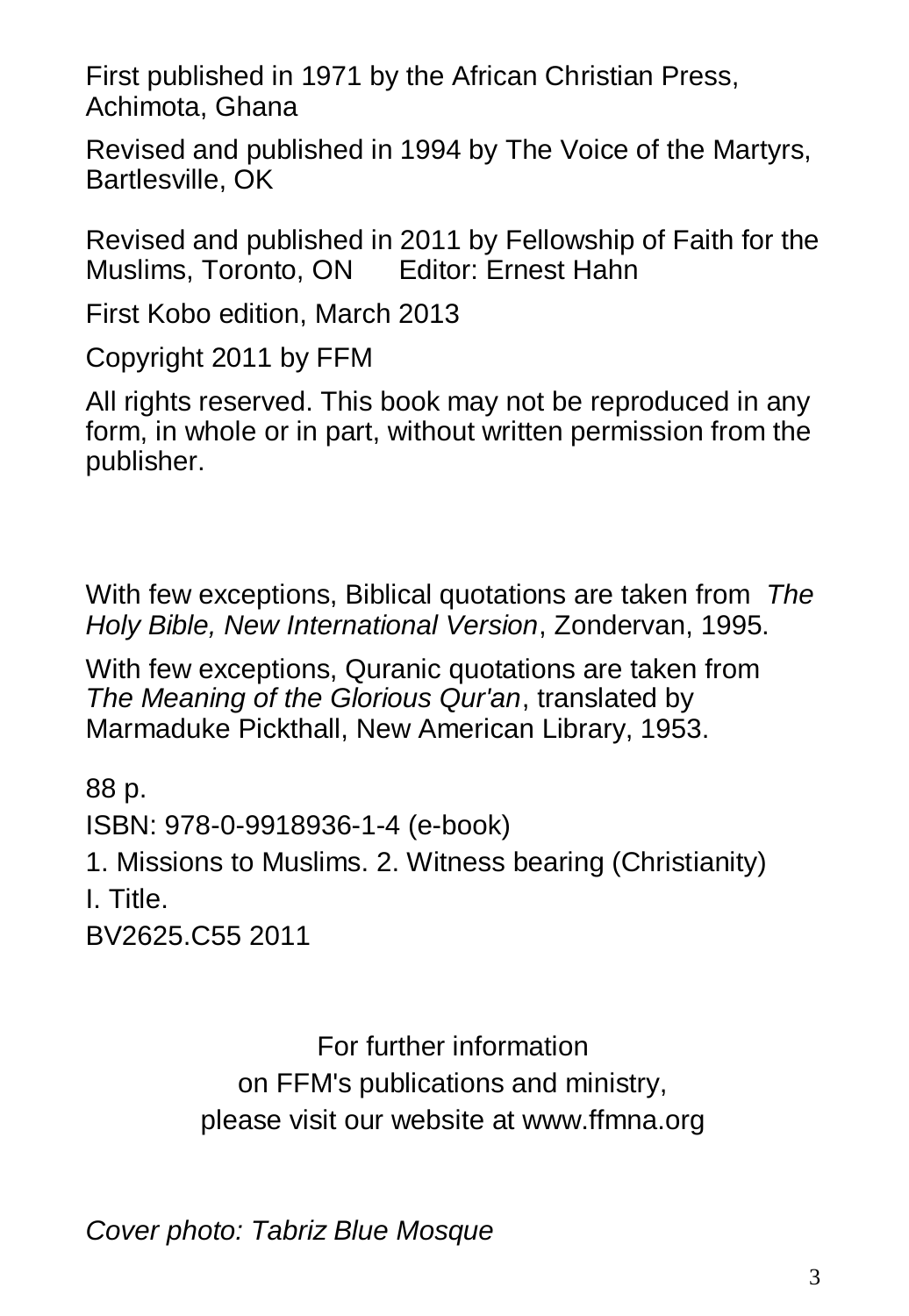First published in 1971 by the African Christian Press, Achimota, Ghana

Revised and published in 1994 by The Voice of the Martyrs, Bartlesville, OK

Revised and published in 2011 by Fellowship of Faith for the Muslims, Toronto, ON  Editor: Ernest Hahn

First Kobo edition, March 2013

Copyright 2011 by FFM

All rights reserved. This book may not be reproduced in any form, in whole or in part, without written permission from the publisher.

With few exceptions, Biblical quotations are taken from *The Holy Bible, New International Version*, Zondervan, 1995.

With few exceptions, Quranic quotations are taken from *The Meaning of the Glorious Qur'an*, translated by Marmaduke Pickthall, New American Library, 1953.

88 p.
ISBN: 978-0-9918936-1-4 (e-book)
1. Missions to Muslims. 2. Witness bearing (Christianity)
I. Title.
BV2625.C55 2011

For further information
on FFM's publications and ministry,
please visit our website at www.ffmna.org

*Cover photo: Tabriz Blue Mosque*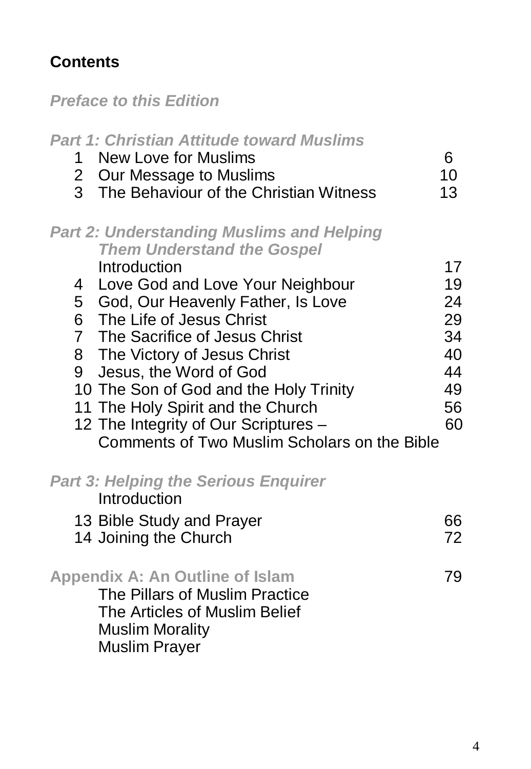## Contents

***Preface to this Edition***

***Part 1: Christian Attitude toward Muslims***

| | | |
|---|---|---|
| 1 | New Love for Muslims | 6 |
| 2 | Our Message to Muslims | 10 |
| 3 | The Behaviour of the Christian Witness | 13 |

***Part 2: Understanding Muslims and Helping Them Understand the Gospel***

| | | |
|---|---|---|
| | Introduction | 17 |
| 4 | Love God and Love Your Neighbour | 19 |
| 5 | God, Our Heavenly Father, Is Love | 24 |
| 6 | The Life of Jesus Christ | 29 |
| 7 | The Sacrifice of Jesus Christ | 34 |
| 8 | The Victory of Jesus Christ | 40 |
| 9 | Jesus, the Word of God | 44 |
| 10 | The Son of God and the Holy Trinity | 49 |
| 11 | The Holy Spirit and the Church | 56 |
| 12 | The Integrity of Our Scriptures – Comments of Two Muslim Scholars on the Bible | 60 |

***Part 3: Helping the Serious Enquirer***

| | | |
|---|---|---|
| | Introduction | |
| 13 | Bible Study and Prayer | 66 |
| 14 | Joining the Church | 72 |

**Appendix A: An Outline of Islam** 79

- The Pillars of Muslim Practice
- The Articles of Muslim Belief
- Muslim Morality
- Muslim Prayer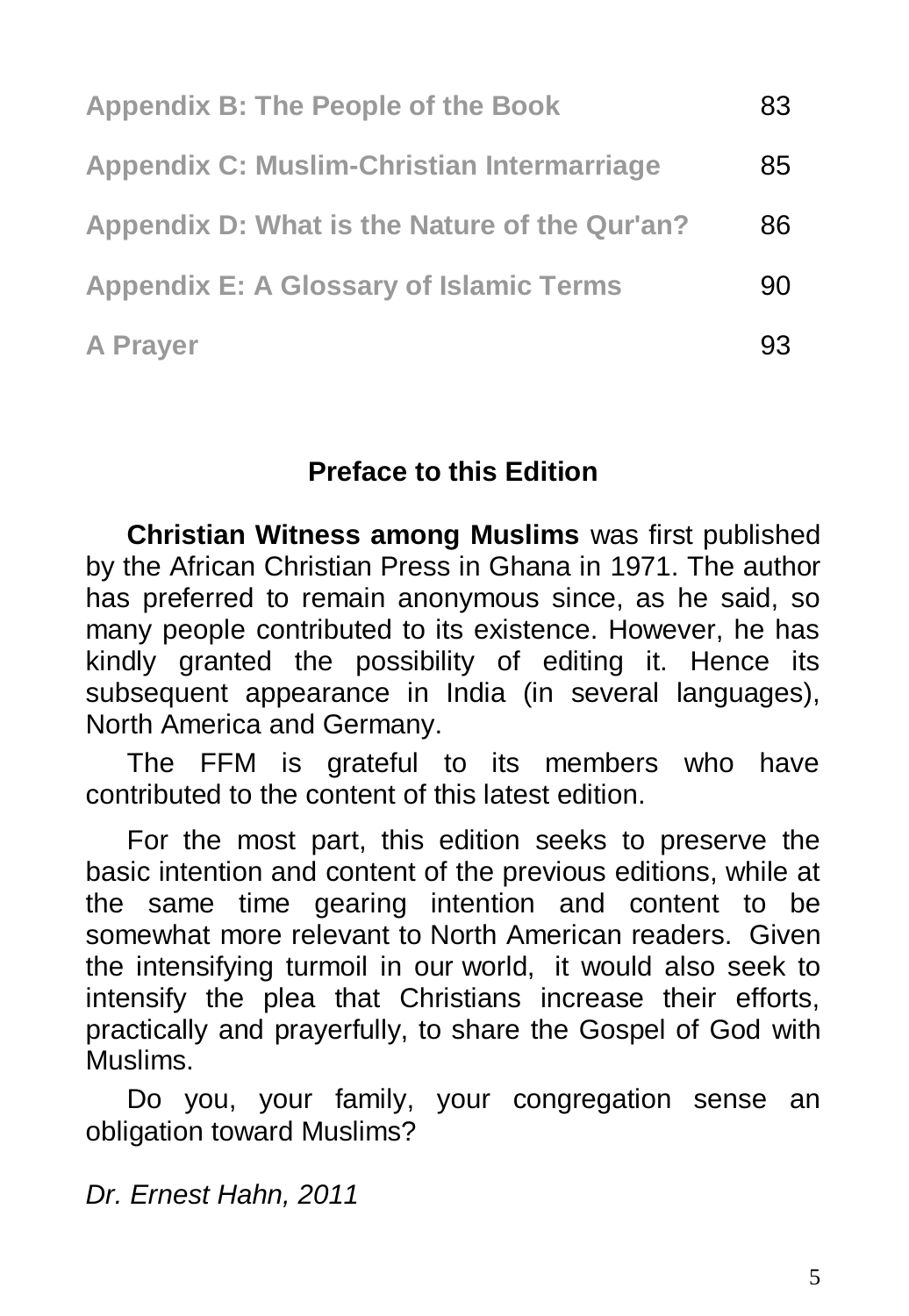| | |
|---|---|
| **Appendix B: The People of the Book** | 83 |
| **Appendix C: Muslim-Christian Intermarriage** | 85 |
| **Appendix D: What is the Nature of the Qur'an?** | 86 |
| **Appendix E: A Glossary of Islamic Terms** | 90 |
| **A Prayer** | 93 |

## Preface to this Edition

**Christian Witness among Muslims** was first published by the African Christian Press in Ghana in 1971. The author has preferred to remain anonymous since, as he said, so many people contributed to its existence. However, he has kindly granted the possibility of editing it. Hence its subsequent appearance in India (in several languages), North America and Germany.

The FFM is grateful to its members who have contributed to the content of this latest edition.

For the most part, this edition seeks to preserve the basic intention and content of the previous editions, while at the same time gearing intention and content to be somewhat more relevant to North American readers. Given the intensifying turmoil in our world, it would also seek to intensify the plea that Christians increase their efforts, practically and prayerfully, to share the Gospel of God with Muslims.

Do you, your family, your congregation sense an obligation toward Muslims?

*Dr. Ernest Hahn, 2011*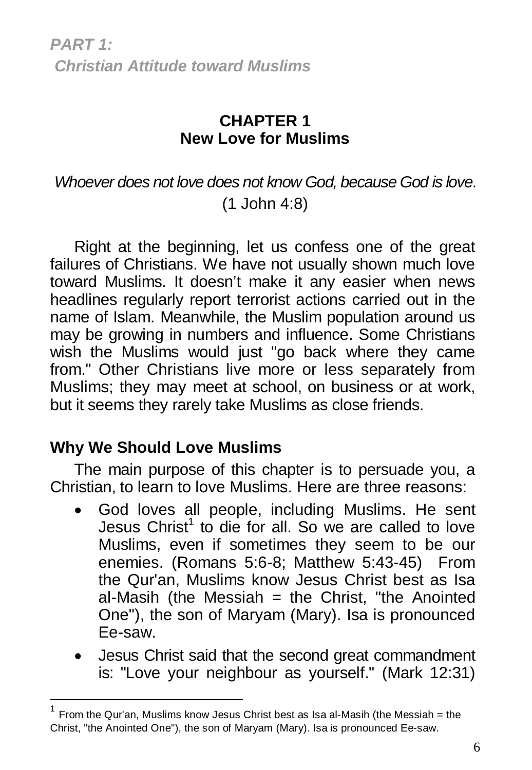*PART 1:*
*Christian Attitude toward Muslims*

# CHAPTER 1
# New Love for Muslims

*Whoever does not love does not know God, because God is love*. (1 John 4:8)

Right at the beginning, let us confess one of the great failures of Christians. We have not usually shown much love toward Muslims. It doesn't make it any easier when news headlines regularly report terrorist actions carried out in the name of Islam. Meanwhile, the Muslim population around us may be growing in numbers and influence. Some Christians wish the Muslims would just "go back where they came from." Other Christians live more or less separately from Muslims; they may meet at school, on business or at work, but it seems they rarely take Muslims as close friends.

## Why We Should Love Muslims

The main purpose of this chapter is to persuade you, a Christian, to learn to love Muslims. Here are three reasons:

- God loves all people, including Muslims. He sent Jesus Christ[1] to die for all. So we are called to love Muslims, even if sometimes they seem to be our enemies. (Romans 5:6-8; Matthew 5:43-45) From the Qur'an, Muslims know Jesus Christ best as Isa al-Masih (the Messiah = the Christ, "the Anointed One"), the son of Maryam (Mary). Isa is pronounced Ee-saw.
- Jesus Christ said that the second great commandment is: "Love your neighbour as yourself." (Mark 12:31)

[1] From the Qur'an, Muslims know Jesus Christ best as Isa al-Masih (the Messiah = the Christ, "the Anointed One"), the son of Maryam (Mary). Isa is pronounced Ee-saw.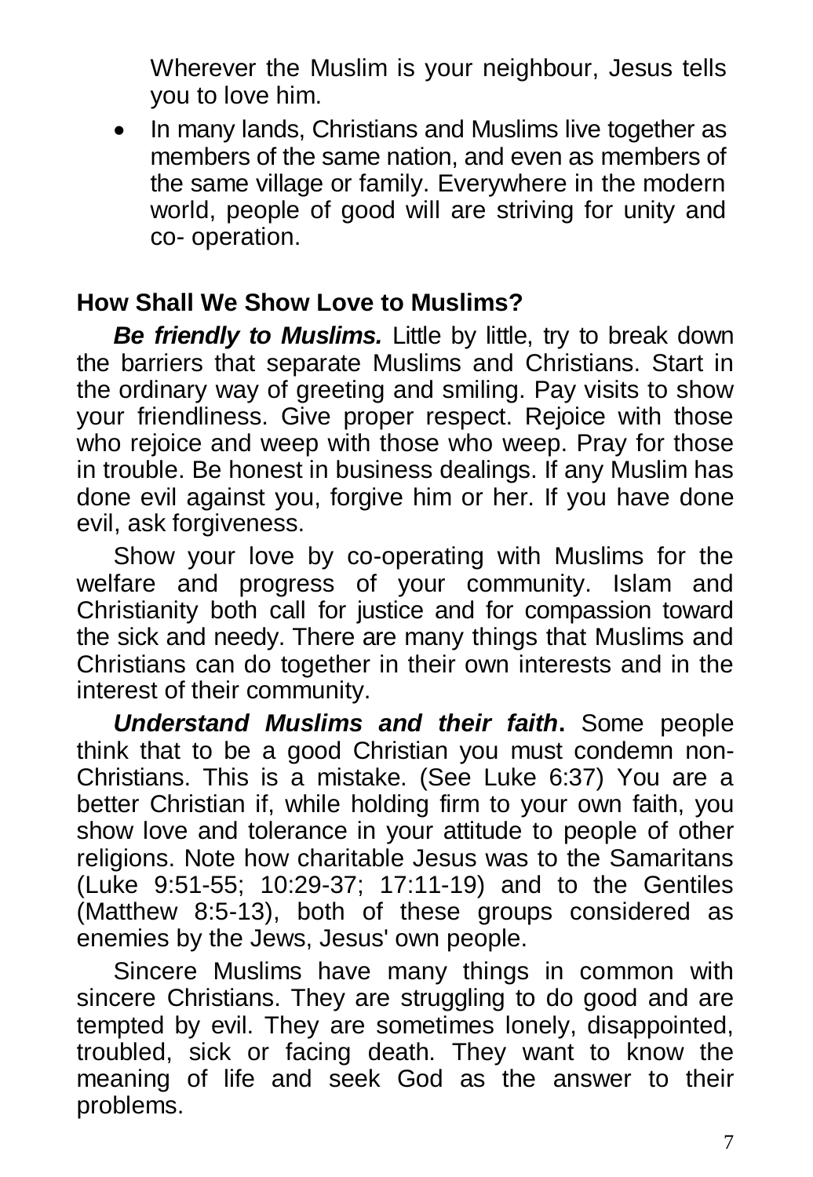Wherever the Muslim is your neighbour, Jesus tells you to love him.

- In many lands, Christians and Muslims live together as members of the same nation, and even as members of the same village or family. Everywhere in the modern world, people of good will are striving for unity and co- operation.

### How Shall We Show Love to Muslims?

***Be friendly to Muslims.*** Little by little, try to break down the barriers that separate Muslims and Christians. Start in the ordinary way of greeting and smiling. Pay visits to show your friendliness. Give proper respect. Rejoice with those who rejoice and weep with those who weep. Pray for those in trouble. Be honest in business dealings. If any Muslim has done evil against you, forgive him or her. If you have done evil, ask forgiveness.

Show your love by co-operating with Muslims for the welfare and progress of your community. Islam and Christianity both call for justice and for compassion toward the sick and needy. There are many things that Muslims and Christians can do together in their own interests and in the interest of their community.

***Understand Muslims and their faith*****.** Some people think that to be a good Christian you must condemn non-Christians. This is a mistake. (See Luke 6:37) You are a better Christian if, while holding firm to your own faith, you show love and tolerance in your attitude to people of other religions. Note how charitable Jesus was to the Samaritans (Luke 9:51-55; 10:29-37; 17:11-19) and to the Gentiles (Matthew 8:5-13), both of these groups considered as enemies by the Jews, Jesus' own people.

Sincere Muslims have many things in common with sincere Christians. They are struggling to do good and are tempted by evil. They are sometimes lonely, disappointed, troubled, sick or facing death. They want to know the meaning of life and seek God as the answer to their problems.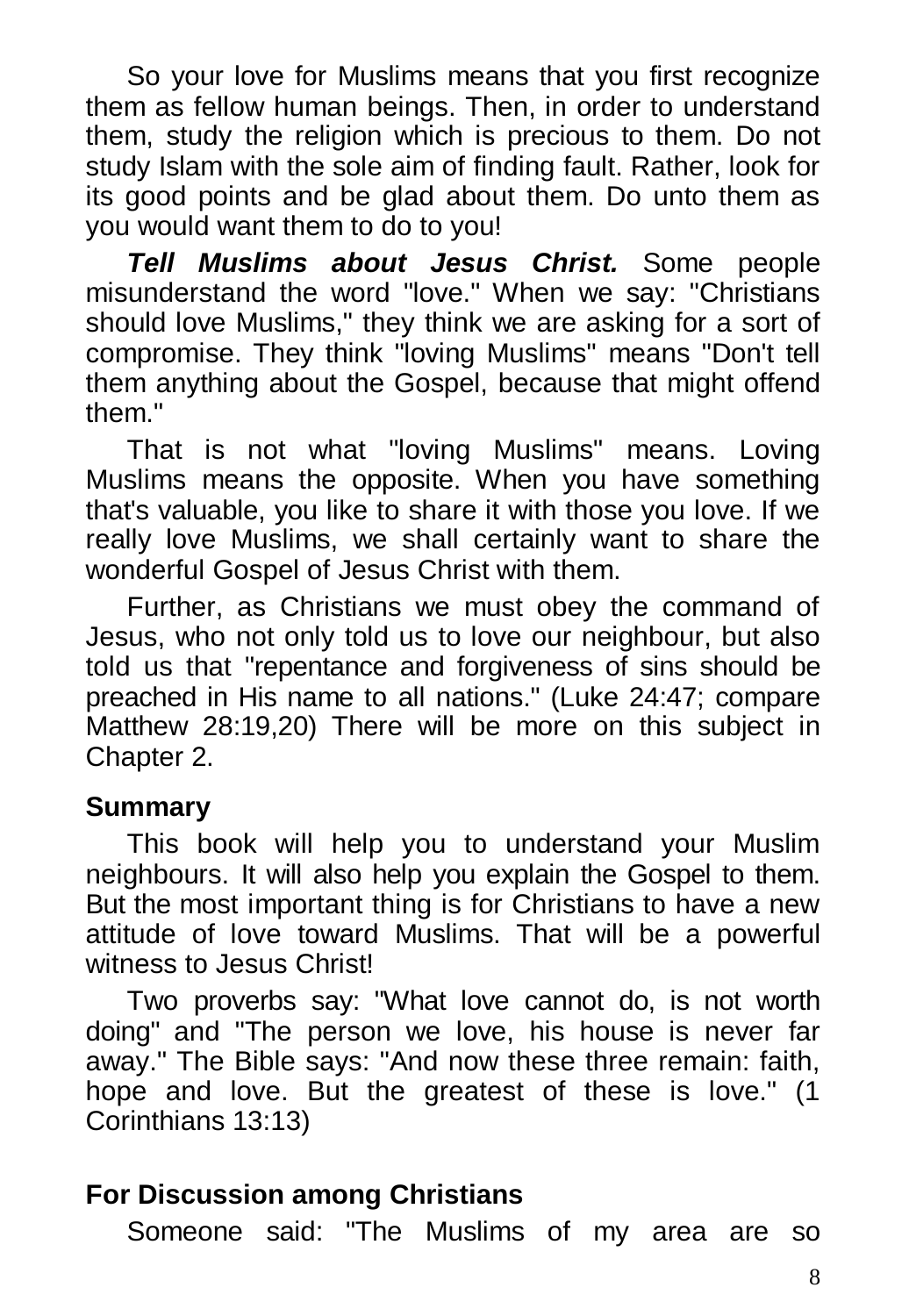So your love for Muslims means that you first recognize them as fellow human beings. Then, in order to understand them, study the religion which is precious to them. Do not study Islam with the sole aim of finding fault. Rather, look for its good points and be glad about them. Do unto them as you would want them to do to you!

***Tell Muslims about Jesus Christ.*** Some people misunderstand the word "love." When we say: "Christians should love Muslims," they think we are asking for a sort of compromise. They think "loving Muslims" means "Don't tell them anything about the Gospel, because that might offend them."

That is not what "loving Muslims" means. Loving Muslims means the opposite. When you have something that's valuable, you like to share it with those you love. If we really love Muslims, we shall certainly want to share the wonderful Gospel of Jesus Christ with them.

Further, as Christians we must obey the command of Jesus, who not only told us to love our neighbour, but also told us that "repentance and forgiveness of sins should be preached in His name to all nations." (Luke 24:47; compare Matthew 28:19,20) There will be more on this subject in Chapter 2.

**Summary**

This book will help you to understand your Muslim neighbours. It will also help you explain the Gospel to them. But the most important thing is for Christians to have a new attitude of love toward Muslims. That will be a powerful witness to Jesus Christ!

Two proverbs say: "What love cannot do, is not worth doing" and "The person we love, his house is never far away." The Bible says: "And now these three remain: faith, hope and love. But the greatest of these is love." (1 Corinthians 13:13)

## For Discussion among Christians

Someone said: "The Muslims of my area are so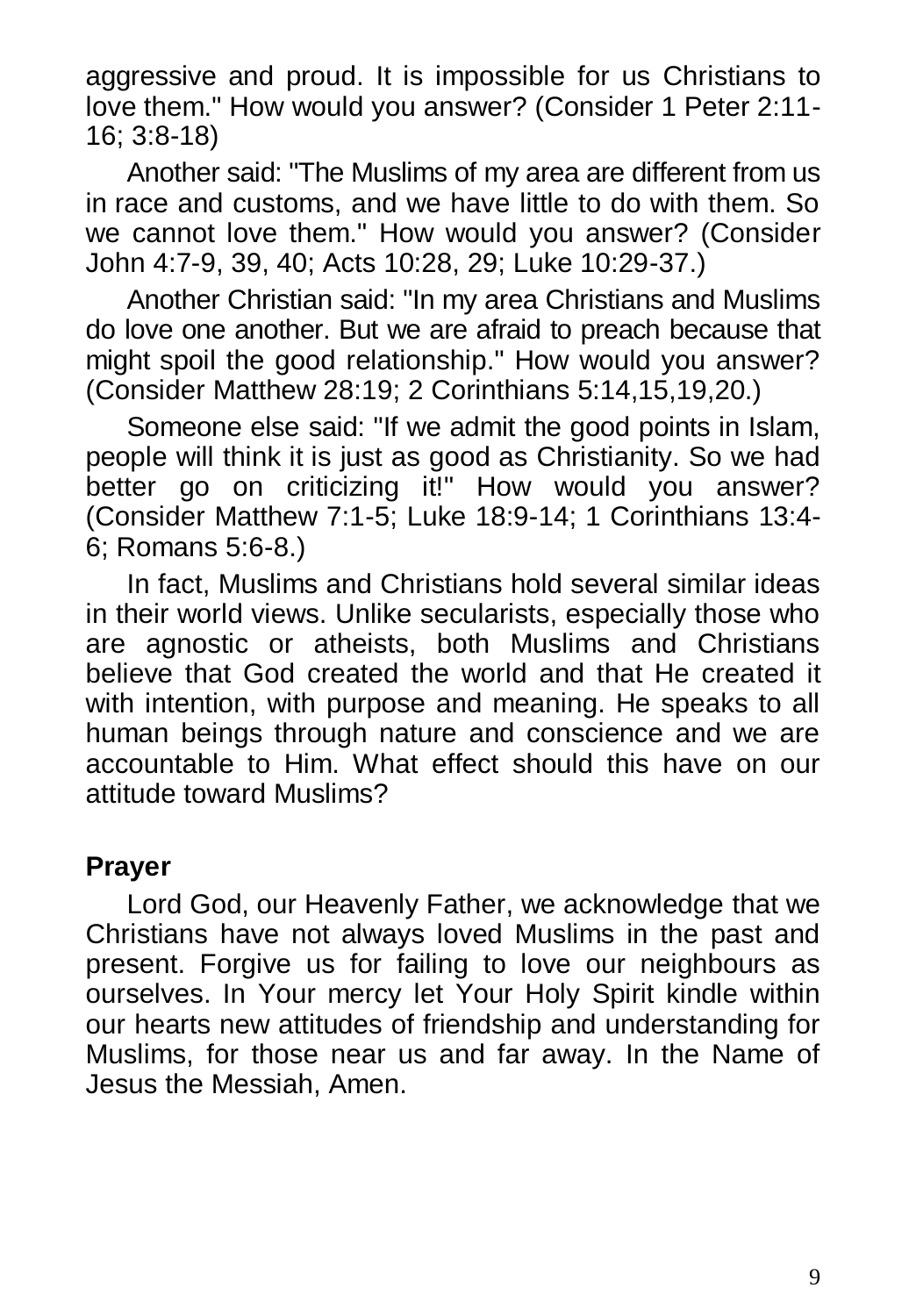aggressive and proud. It is impossible for us Christians to love them." How would you answer? (Consider 1 Peter 2:11-16; 3:8-18)

Another said: "The Muslims of my area are different from us in race and customs, and we have little to do with them. So we cannot love them." How would you answer? (Consider John 4:7-9, 39, 40; Acts 10:28, 29; Luke 10:29-37.)

Another Christian said: "In my area Christians and Muslims do love one another. But we are afraid to preach because that might spoil the good relationship." How would you answer? (Consider Matthew 28:19; 2 Corinthians 5:14,15,19,20.)

Someone else said: "If we admit the good points in Islam, people will think it is just as good as Christianity. So we had better go on criticizing it!" How would you answer? (Consider Matthew 7:1-5; Luke 18:9-14; 1 Corinthians 13:4-6; Romans 5:6-8.)

In fact, Muslims and Christians hold several similar ideas in their world views. Unlike secularists, especially those who are agnostic or atheists, both Muslims and Christians believe that God created the world and that He created it with intention, with purpose and meaning. He speaks to all human beings through nature and conscience and we are accountable to Him. What effect should this have on our attitude toward Muslims?

**Prayer**

Lord God, our Heavenly Father, we acknowledge that we Christians have not always loved Muslims in the past and present. Forgive us for failing to love our neighbours as ourselves. In Your mercy let Your Holy Spirit kindle within our hearts new attitudes of friendship and understanding for Muslims, for those near us and far away. In the Name of Jesus the Messiah, Amen.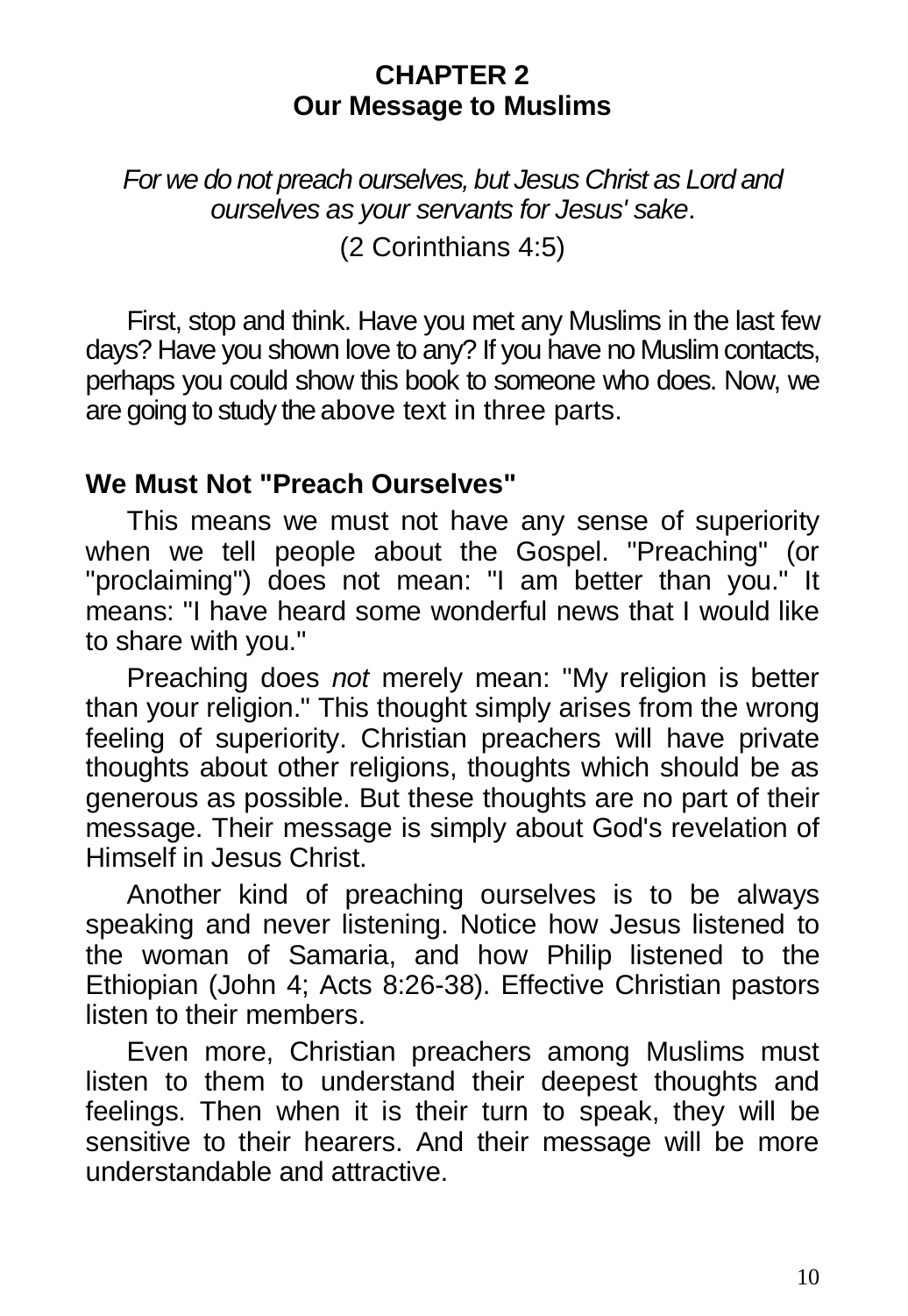# CHAPTER 2
# Our Message to Muslims

*For we do not preach ourselves, but Jesus Christ as Lord and ourselves as your servants for Jesus' sake*.

(2 Corinthians 4:5)

First, stop and think. Have you met any Muslims in the last few days? Have you shown love to any? If you have no Muslim contacts, perhaps you could show this book to someone who does. Now, we are going to study the above text in three parts.

## We Must Not "Preach Ourselves"

This means we must not have any sense of superiority when we tell people about the Gospel. "Preaching" (or "proclaiming") does not mean: "I am better than you." It means: "I have heard some wonderful news that I would like to share with you."

Preaching does *not* merely mean: "My religion is better than your religion." This thought simply arises from the wrong feeling of superiority. Christian preachers will have private thoughts about other religions, thoughts which should be as generous as possible. But these thoughts are no part of their message. Their message is simply about God's revelation of Himself in Jesus Christ.

Another kind of preaching ourselves is to be always speaking and never listening. Notice how Jesus listened to the woman of Samaria, and how Philip listened to the Ethiopian (John 4; Acts 8:26-38). Effective Christian pastors listen to their members.

Even more, Christian preachers among Muslims must listen to them to understand their deepest thoughts and feelings. Then when it is their turn to speak, they will be sensitive to their hearers. And their message will be more understandable and attractive.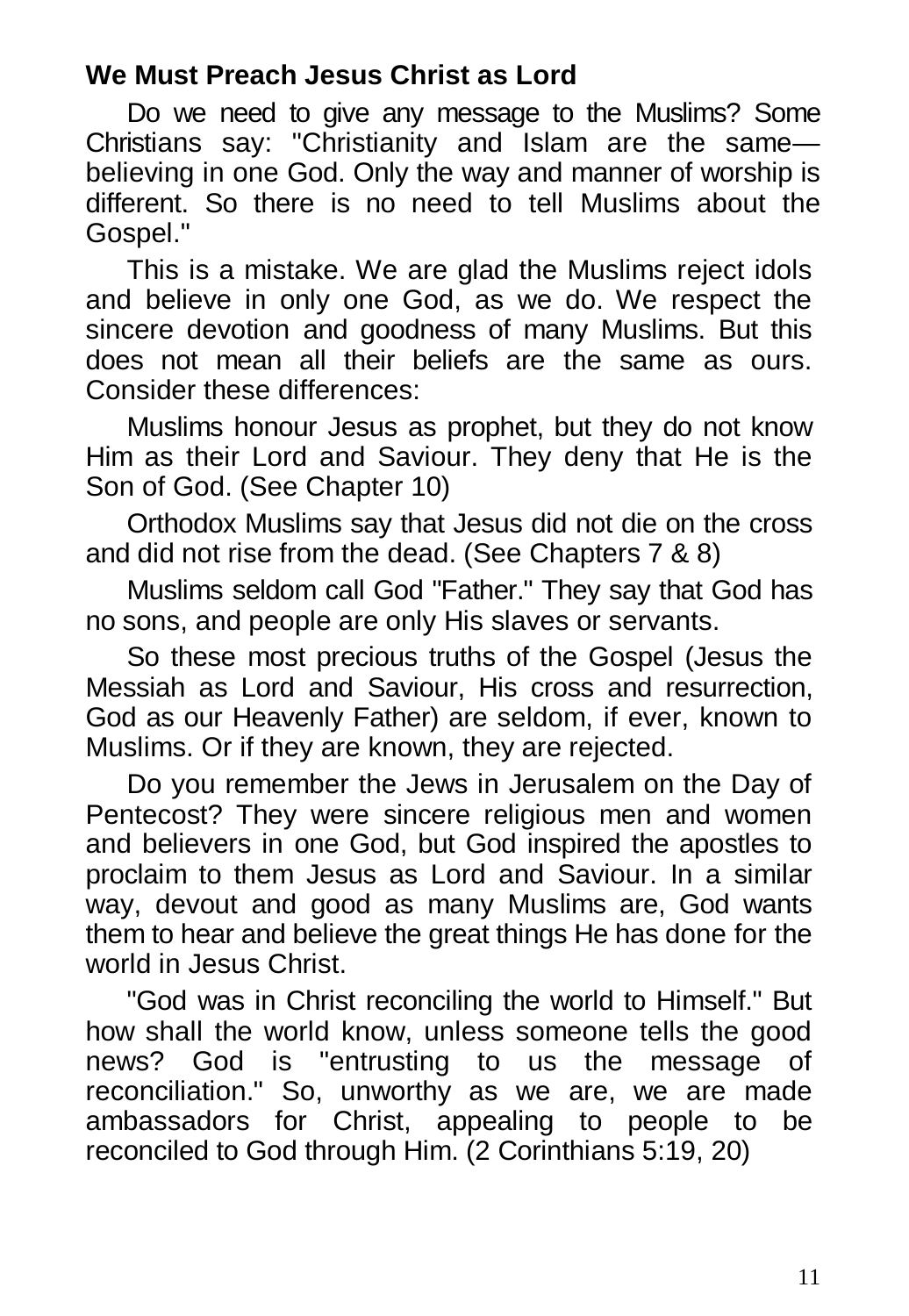## We Must Preach Jesus Christ as Lord

Do we need to give any message to the Muslims? Some Christians say: "Christianity and Islam are the same—believing in one God. Only the way and manner of worship is different. So there is no need to tell Muslims about the Gospel."

This is a mistake. We are glad the Muslims reject idols and believe in only one God, as we do. We respect the sincere devotion and goodness of many Muslims. But this does not mean all their beliefs are the same as ours. Consider these differences:

Muslims honour Jesus as prophet, but they do not know Him as their Lord and Saviour. They deny that He is the Son of God. (See Chapter 10)

Orthodox Muslims say that Jesus did not die on the cross and did not rise from the dead. (See Chapters 7 & 8)

Muslims seldom call God "Father." They say that God has no sons, and people are only His slaves or servants.

So these most precious truths of the Gospel (Jesus the Messiah as Lord and Saviour, His cross and resurrection, God as our Heavenly Father) are seldom, if ever, known to Muslims. Or if they are known, they are rejected.

Do you remember the Jews in Jerusalem on the Day of Pentecost? They were sincere religious men and women and believers in one God, but God inspired the apostles to proclaim to them Jesus as Lord and Saviour. In a similar way, devout and good as many Muslims are, God wants them to hear and believe the great things He has done for the world in Jesus Christ.

"God was in Christ reconciling the world to Himself." But how shall the world know, unless someone tells the good news? God is "entrusting to us the message of reconciliation." So, unworthy as we are, we are made ambassadors for Christ, appealing to people to be reconciled to God through Him. (2 Corinthians 5:19, 20)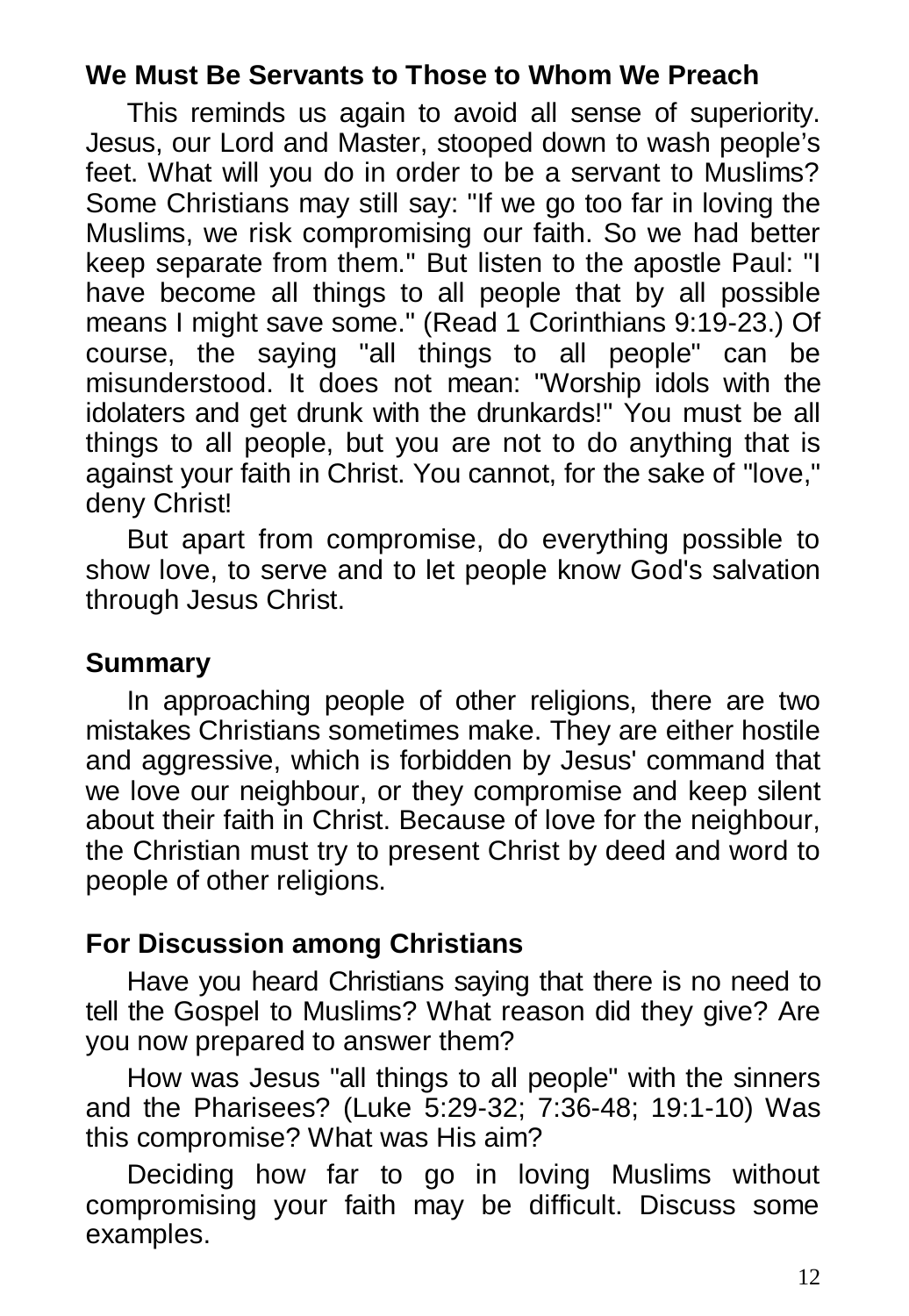## We Must Be Servants to Those to Whom We Preach

This reminds us again to avoid all sense of superiority. Jesus, our Lord and Master, stooped down to wash people's feet. What will you do in order to be a servant to Muslims? Some Christians may still say: "If we go too far in loving the Muslims, we risk compromising our faith. So we had better keep separate from them." But listen to the apostle Paul: "I have become all things to all people that by all possible means I might save some." (Read 1 Corinthians 9:19-23.) Of course, the saying "all things to all people" can be misunderstood. It does not mean: "Worship idols with the idolaters and get drunk with the drunkards!" You must be all things to all people, but you are not to do anything that is against your faith in Christ. You cannot, for the sake of "love," deny Christ!

But apart from compromise, do everything possible to show love, to serve and to let people know God's salvation through Jesus Christ.

## Summary

In approaching people of other religions, there are two mistakes Christians sometimes make. They are either hostile and aggressive, which is forbidden by Jesus' command that we love our neighbour, or they compromise and keep silent about their faith in Christ. Because of love for the neighbour, the Christian must try to present Christ by deed and word to people of other religions.

## For Discussion among Christians

Have you heard Christians saying that there is no need to tell the Gospel to Muslims? What reason did they give? Are you now prepared to answer them?

How was Jesus "all things to all people" with the sinners and the Pharisees? (Luke 5:29-32; 7:36-48; 19:1-10) Was this compromise? What was His aim?

Deciding how far to go in loving Muslims without compromising your faith may be difficult. Discuss some examples.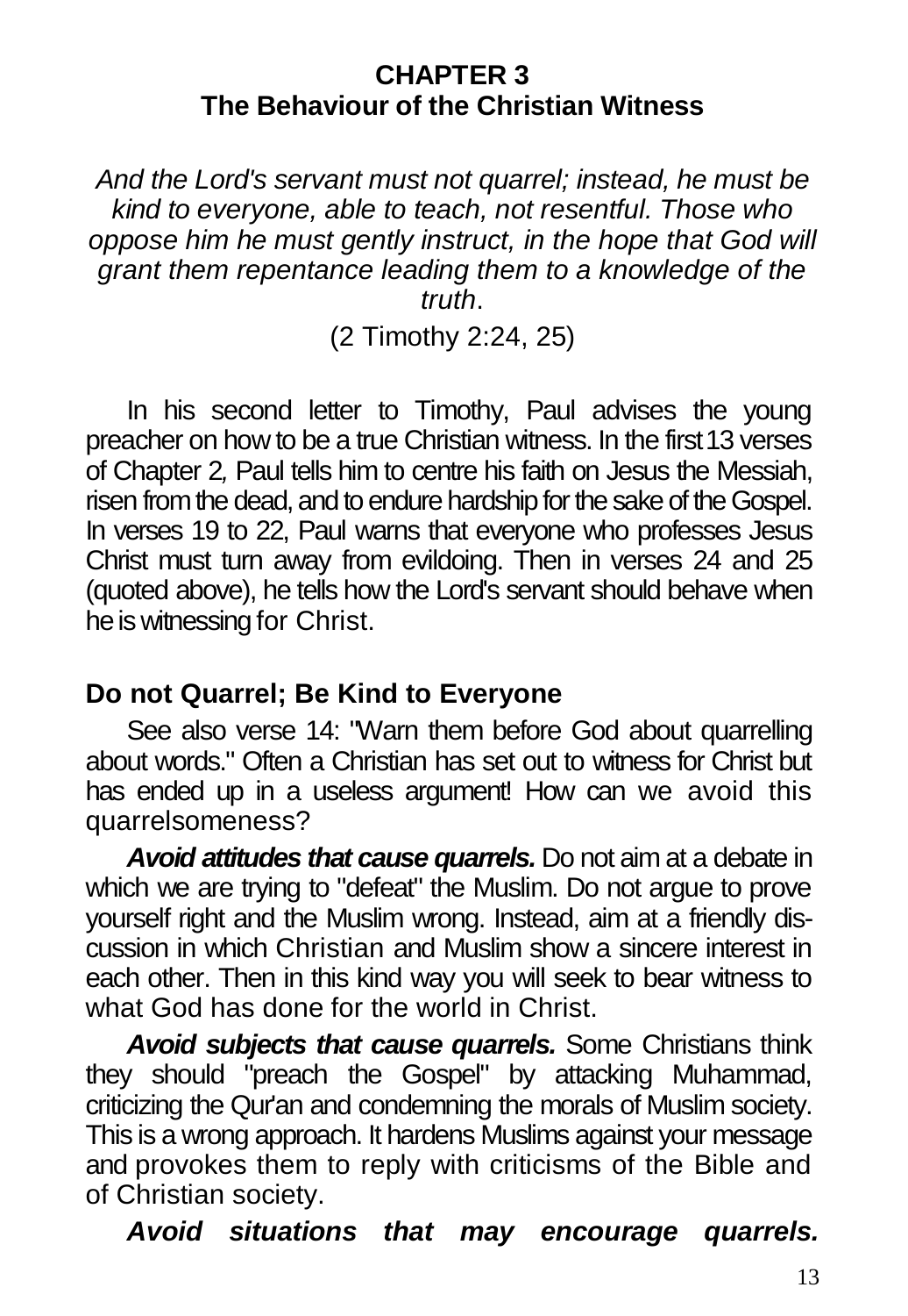# CHAPTER 3
# The Behaviour of the Christian Witness

*And the Lord's servant must not quarrel; instead, he must be kind to everyone, able to teach, not resentful. Those who oppose him he must gently instruct, in the hope that God will grant them repentance leading them to a knowledge of the truth*.

(2 Timothy 2:24, 25)

In his second letter to Timothy, Paul advises the young preacher on how to be a true Christian witness. In the first 13 verses of Chapter 2, Paul tells him to centre his faith on Jesus the Messiah, risen from the dead, and to endure hardship for the sake of the Gospel. In verses 19 to 22, Paul warns that everyone who professes Jesus Christ must turn away from evildoing. Then in verses 24 and 25 (quoted above), he tells how the Lord's servant should behave when he is witnessing for Christ.

## Do not Quarrel; Be Kind to Everyone

See also verse 14: "Warn them before God about quarrelling about words." Often a Christian has set out to witness for Christ but has ended up in a useless argument! How can we avoid this quarrelsomeness?

***Avoid attitudes that cause quarrels.*** Do not aim at a debate in which we are trying to "defeat" the Muslim. Do not argue to prove yourself right and the Muslim wrong. Instead, aim at a friendly discussion in which Christian and Muslim show a sincere interest in each other. Then in this kind way you will seek to bear witness to what God has done for the world in Christ.

***Avoid subjects that cause quarrels.*** Some Christians think they should "preach the Gospel" by attacking Muhammad, criticizing the Qur'an and condemning the morals of Muslim society. This is a wrong approach. It hardens Muslims against your message and provokes them to reply with criticisms of the Bible and of Christian society.

***Avoid situations that may encourage quarrels.***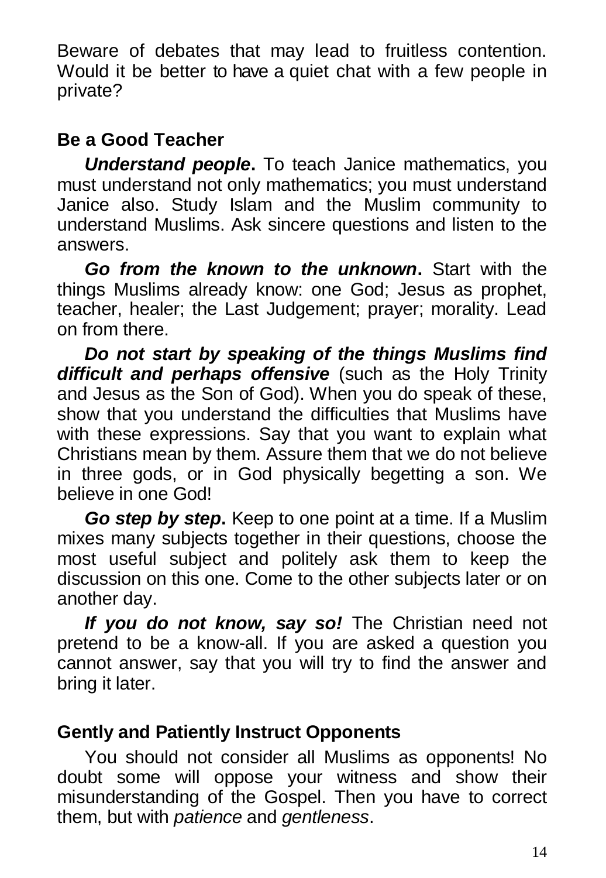Beware of debates that may lead to fruitless contention. Would it be better to have a quiet chat with a few people in private?

## Be a Good Teacher

***Understand people*.** To teach Janice mathematics, you must understand not only mathematics; you must understand Janice also. Study Islam and the Muslim community to understand Muslims. Ask sincere questions and listen to the answers.

***Go from the known to the unknown*.** Start with the things Muslims already know: one God; Jesus as prophet, teacher, healer; the Last Judgement; prayer; morality. Lead on from there.

***Do not start by speaking of the things Muslims find difficult and perhaps offensive*** (such as the Holy Trinity and Jesus as the Son of God). When you do speak of these, show that you understand the difficulties that Muslims have with these expressions. Say that you want to explain what Christians mean by them. Assure them that we do not believe in three gods, or in God physically begetting a son. We believe in one God!

***Go step by step*.** Keep to one point at a time. If a Muslim mixes many subjects together in their questions, choose the most useful subject and politely ask them to keep the discussion on this one. Come to the other subjects later or on another day.

***If you do not know, say so!*** The Christian need not pretend to be a know-all. If you are asked a question you cannot answer, say that you will try to find the answer and bring it later.

## Gently and Patiently Instruct Opponents

You should not consider all Muslims as opponents! No doubt some will oppose your witness and show their misunderstanding of the Gospel. Then you have to correct them, but with *patience* and *gentleness*.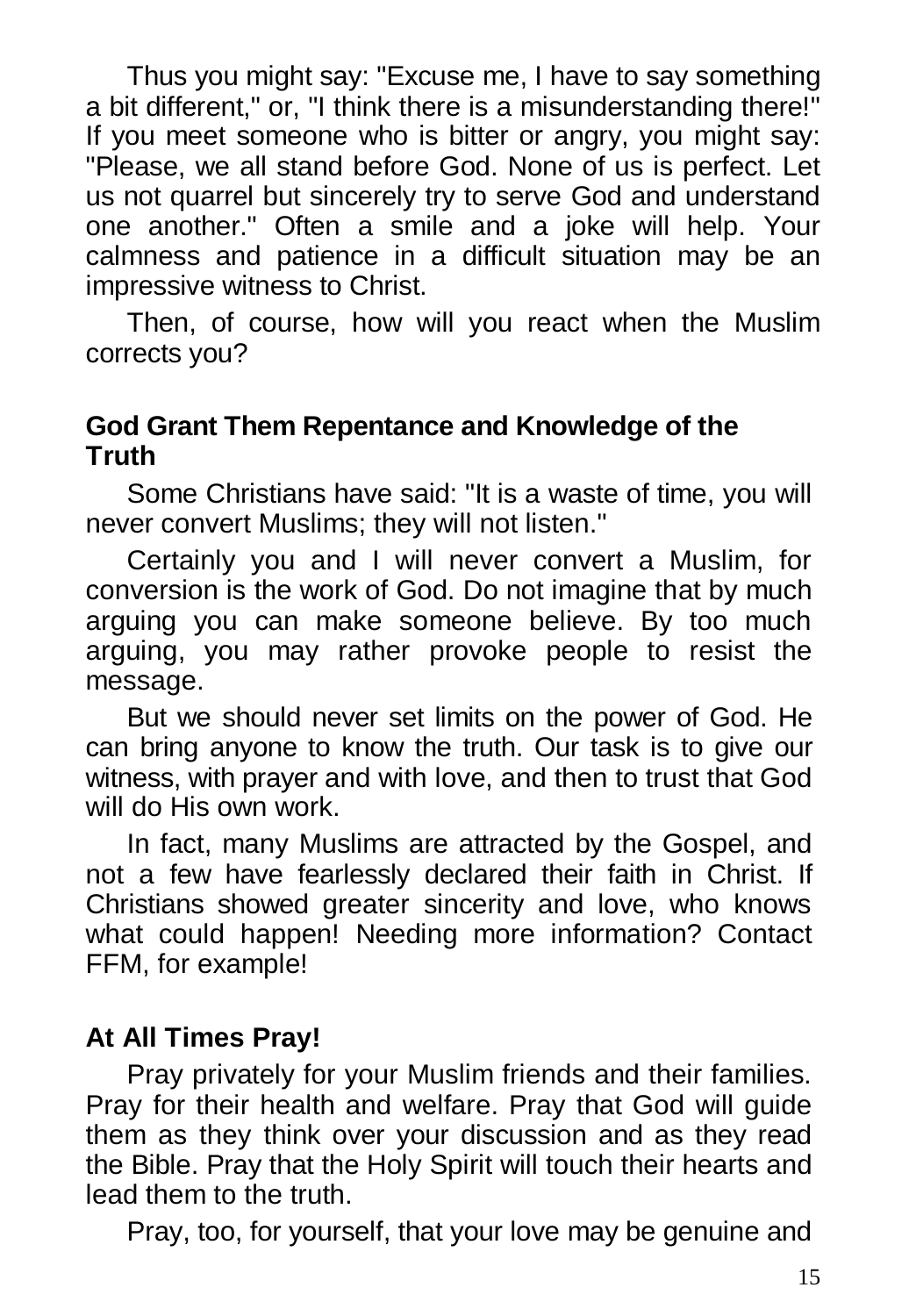Thus you might say: "Excuse me, I have to say something a bit different," or, "I think there is a misunderstanding there!" If you meet someone who is bitter or angry, you might say: "Please, we all stand before God. None of us is perfect. Let us not quarrel but sincerely try to serve God and understand one another." Often a smile and a joke will help. Your calmness and patience in a difficult situation may be an impressive witness to Christ.

Then, of course, how will you react when the Muslim corrects you?

### God Grant Them Repentance and Knowledge of the Truth

Some Christians have said: "It is a waste of time, you will never convert Muslims; they will not listen."

Certainly you and I will never convert a Muslim, for conversion is the work of God. Do not imagine that by much arguing you can make someone believe. By too much arguing, you may rather provoke people to resist the message.

But we should never set limits on the power of God. He can bring anyone to know the truth. Our task is to give our witness, with prayer and with love, and then to trust that God will do His own work.

In fact, many Muslims are attracted by the Gospel, and not a few have fearlessly declared their faith in Christ. If Christians showed greater sincerity and love, who knows what could happen! Needing more information? Contact FFM, for example!

### At All Times Pray!

Pray privately for your Muslim friends and their families. Pray for their health and welfare. Pray that God will guide them as they think over your discussion and as they read the Bible. Pray that the Holy Spirit will touch their hearts and lead them to the truth.

Pray, too, for yourself, that your love may be genuine and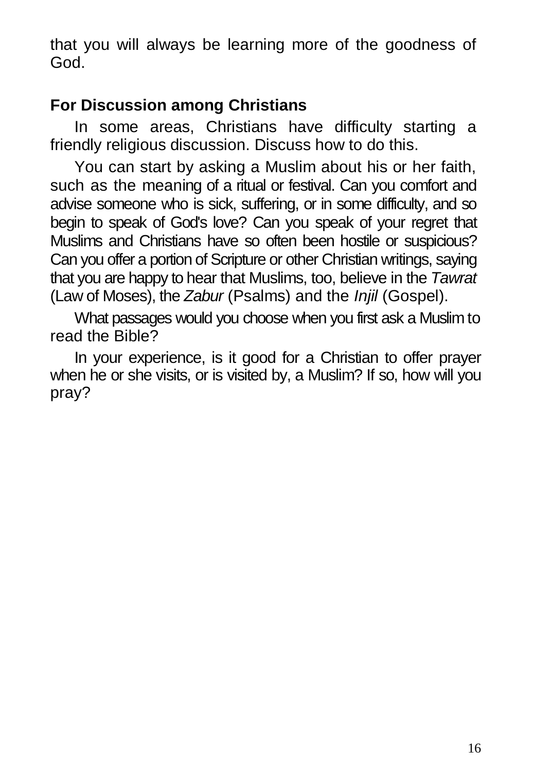that you will always be learning more of the goodness of God.

## For Discussion among Christians

In some areas, Christians have difficulty starting a friendly religious discussion. Discuss how to do this.

You can start by asking a Muslim about his or her faith, such as the meaning of a ritual or festival. Can you comfort and advise someone who is sick, suffering, or in some difficulty, and so begin to speak of God's love? Can you speak of your regret that Muslims and Christians have so often been hostile or suspicious? Can you offer a portion of Scripture or other Christian writings, saying that you are happy to hear that Muslims, too, believe in the *Tawrat* (Law of Moses), the *Zabur* (Psalms) and the *Injil* (Gospel).

What passages would you choose when you first ask a Muslim to read the Bible?

In your experience, is it good for a Christian to offer prayer when he or she visits, or is visited by, a Muslim? If so, how will you pray?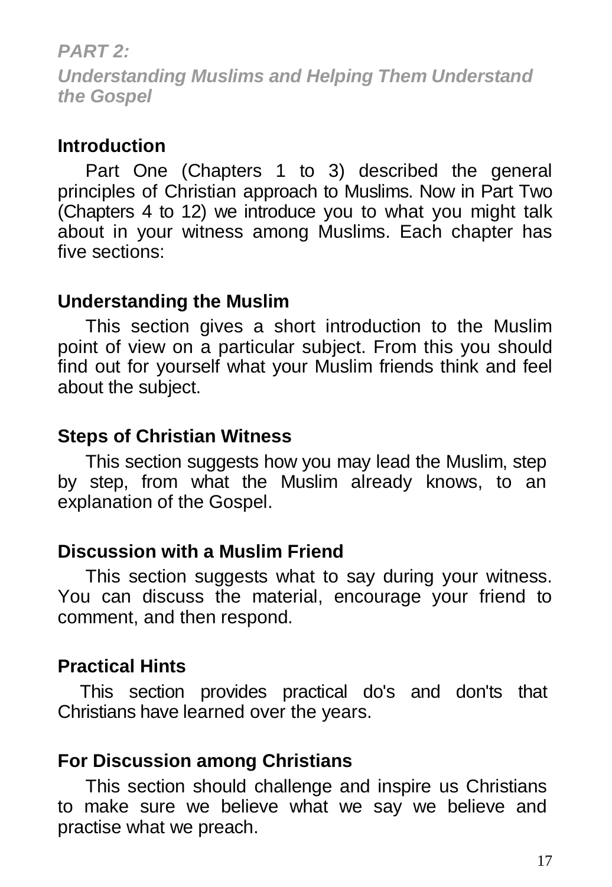*PART 2:*

## *Understanding Muslims and Helping Them Understand the Gospel*

### Introduction

Part One (Chapters 1 to 3) described the general principles of Christian approach to Muslims. Now in Part Two (Chapters 4 to 12) we introduce you to what you might talk about in your witness among Muslims. Each chapter has five sections:

### Understanding the Muslim

This section gives a short introduction to the Muslim point of view on a particular subject. From this you should find out for yourself what your Muslim friends think and feel about the subject.

### Steps of Christian Witness

This section suggests how you may lead the Muslim, step by step, from what the Muslim already knows, to an explanation of the Gospel.

### Discussion with a Muslim Friend

This section suggests what to say during your witness. You can discuss the material, encourage your friend to comment, and then respond.

### Practical Hints

This section provides practical do's and don'ts that Christians have learned over the years.

### For Discussion among Christians

This section should challenge and inspire us Christians to make sure we believe what we say we believe and practise what we preach.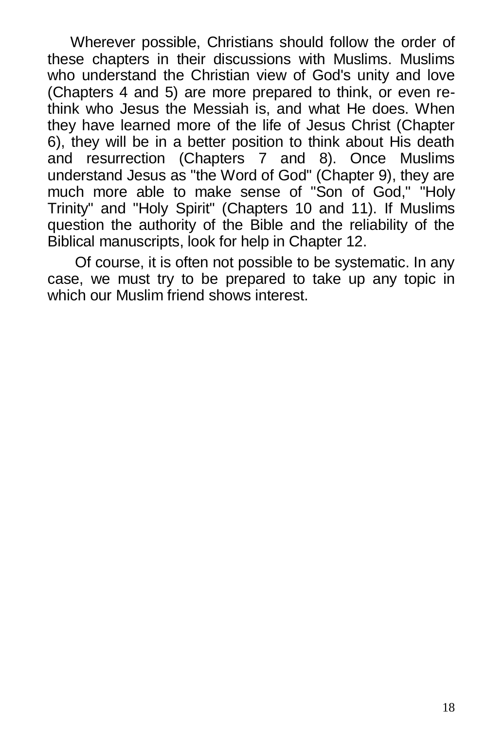Wherever possible, Christians should follow the order of these chapters in their discussions with Muslims. Muslims who understand the Christian view of God's unity and love (Chapters 4 and 5) are more prepared to think, or even re-think who Jesus the Messiah is, and what He does. When they have learned more of the life of Jesus Christ (Chapter 6), they will be in a better position to think about His death and resurrection (Chapters 7 and 8). Once Muslims understand Jesus as "the Word of God" (Chapter 9), they are much more able to make sense of "Son of God," "Holy Trinity" and "Holy Spirit" (Chapters 10 and 11). If Muslims question the authority of the Bible and the reliability of the Biblical manuscripts, look for help in Chapter 12.

Of course, it is often not possible to be systematic. In any case, we must try to be prepared to take up any topic in which our Muslim friend shows interest.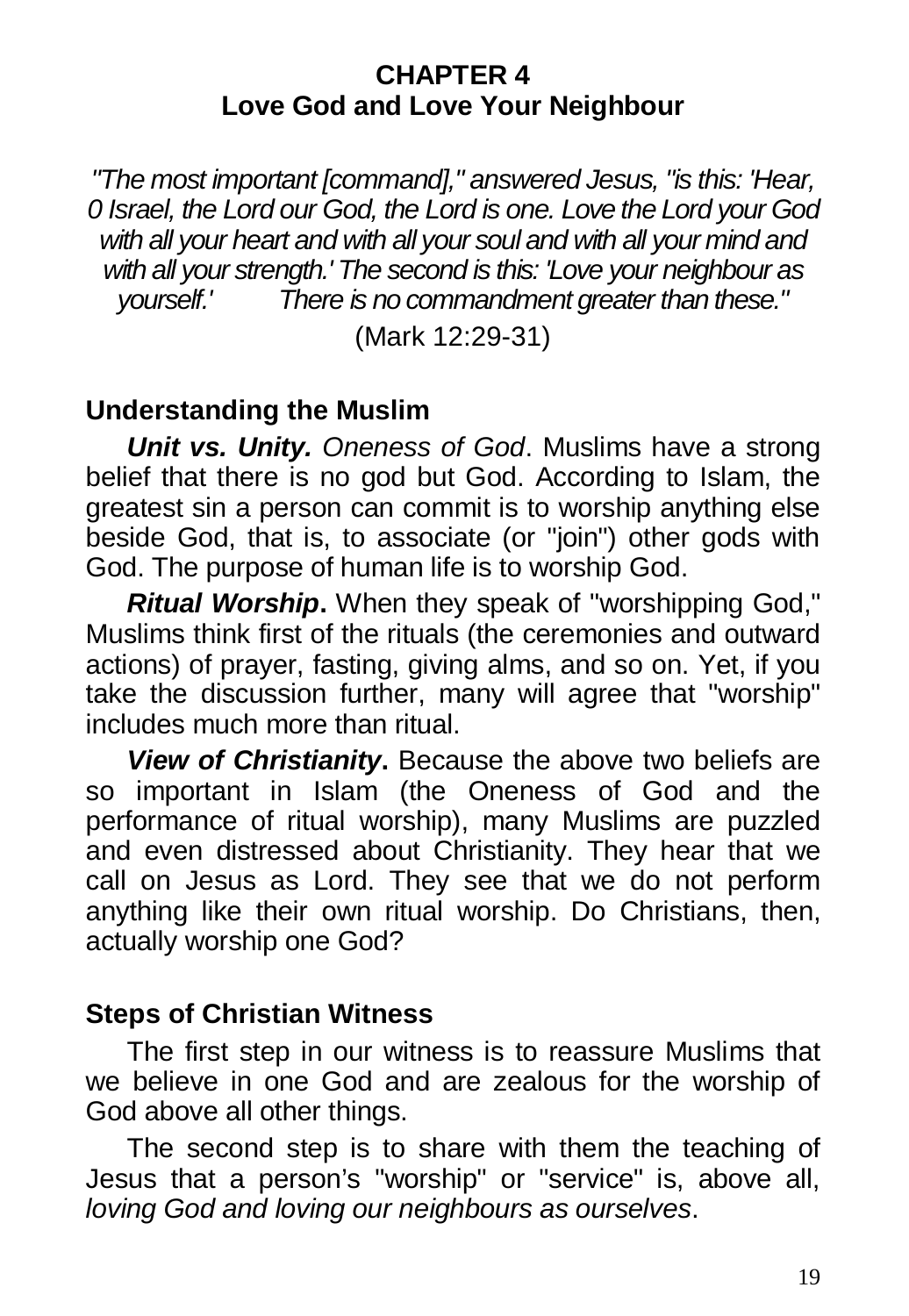# CHAPTER 4
# Love God and Love Your Neighbour

*"The most important [command]," answered Jesus, "is this: 'Hear, 0 Israel, the Lord our God, the Lord is one. Love the Lord your God with all your heart and with all your soul and with all your mind and with all your strength.' The second is this: 'Love your neighbour as yourself.' There is no commandment greater than these."*

(Mark 12:29-31)

## Understanding the Muslim

***Unit vs. Unity.*** *Oneness of God*. Muslims have a strong belief that there is no god but God. According to Islam, the greatest sin a person can commit is to worship anything else beside God, that is, to associate (or "join") other gods with God. The purpose of human life is to worship God.

***Ritual Worship*.** When they speak of "worshipping God," Muslims think first of the rituals (the ceremonies and outward actions) of prayer, fasting, giving alms, and so on. Yet, if you take the discussion further, many will agree that "worship" includes much more than ritual.

***View of Christianity*.** Because the above two beliefs are so important in Islam (the Oneness of God and the performance of ritual worship), many Muslims are puzzled and even distressed about Christianity. They hear that we call on Jesus as Lord. They see that we do not perform anything like their own ritual worship. Do Christians, then, actually worship one God?

## Steps of Christian Witness

The first step in our witness is to reassure Muslims that we believe in one God and are zealous for the worship of God above all other things.

The second step is to share with them the teaching of Jesus that a person's "worship" or "service" is, above all, *loving God and loving our neighbours as ourselves*.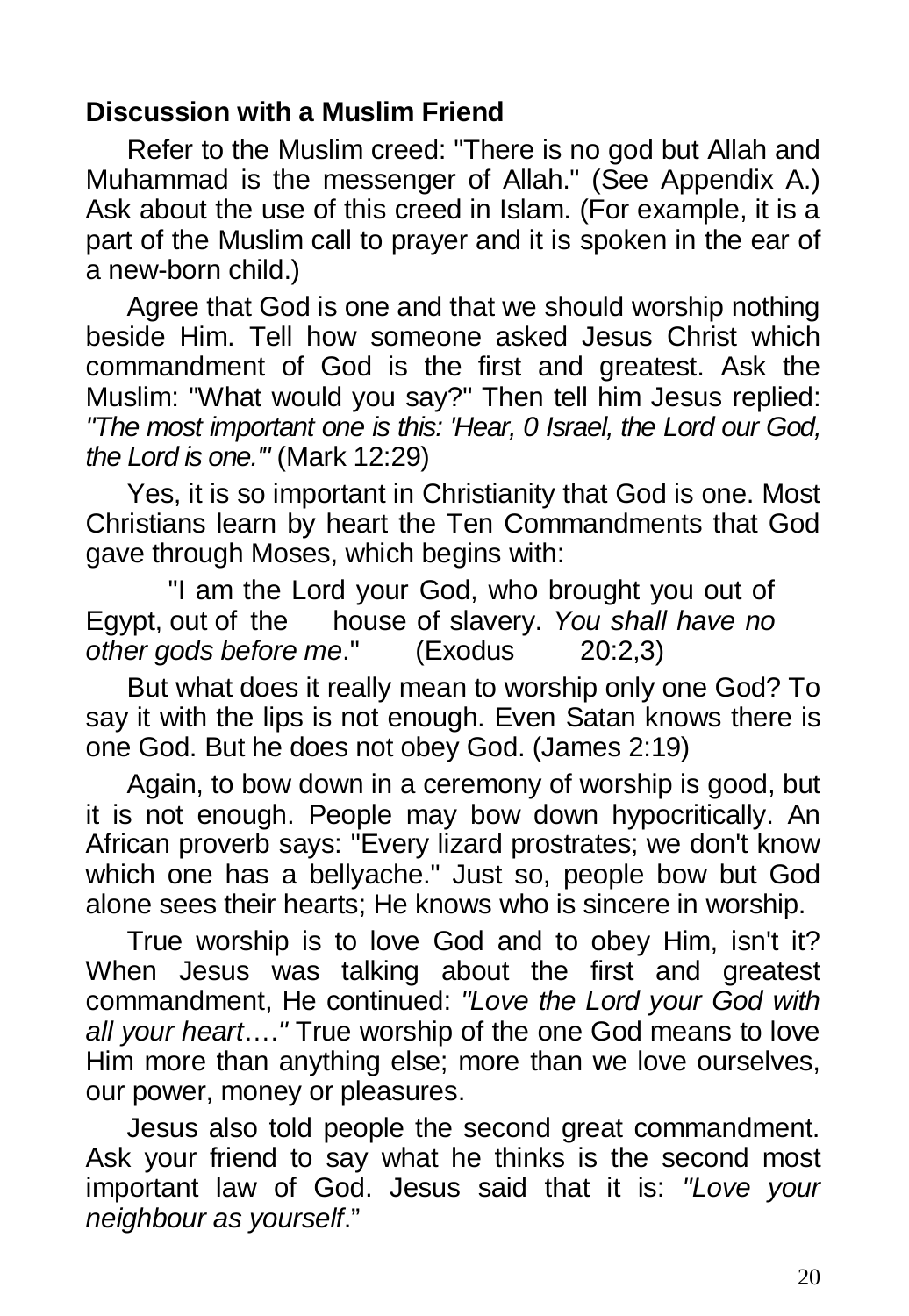**Discussion with a Muslim Friend**

Refer to the Muslim creed: "There is no god but Allah and Muhammad is the messenger of Allah." (See Appendix A.) Ask about the use of this creed in Islam. (For example, it is a part of the Muslim call to prayer and it is spoken in the ear of a new-born child.)

Agree that God is one and that we should worship nothing beside Him. Tell how someone asked Jesus Christ which commandment of God is the first and greatest. Ask the Muslim: "What would you say?" Then tell him Jesus replied: *"The most important one is this: 'Hear, 0 Israel, the Lord our God, the Lord is one."'* (Mark 12:29)

Yes, it is so important in Christianity that God is one. Most Christians learn by heart the Ten Commandments that God gave through Moses, which begins with:

> "I am the Lord your God, who brought you out of Egypt, out of the house of slavery. *You shall have no other gods before me*." (Exodus 20:2,3)

But what does it really mean to worship only one God? To say it with the lips is not enough. Even Satan knows there is one God. But he does not obey God. (James 2:19)

Again, to bow down in a ceremony of worship is good, but it is not enough. People may bow down hypocritically. An African proverb says: "Every lizard prostrates; we don't know which one has a bellyache." Just so, people bow but God alone sees their hearts; He knows who is sincere in worship.

True worship is to love God and to obey Him, isn't it? When Jesus was talking about the first and greatest commandment, He continued: *"Love the Lord your God with all your heart…."* True worship of the one God means to love Him more than anything else; more than we love ourselves, our power, money or pleasures.

Jesus also told people the second great commandment. Ask your friend to say what he thinks is the second most important law of God. Jesus said that it is: *"Love your neighbour as yourself*."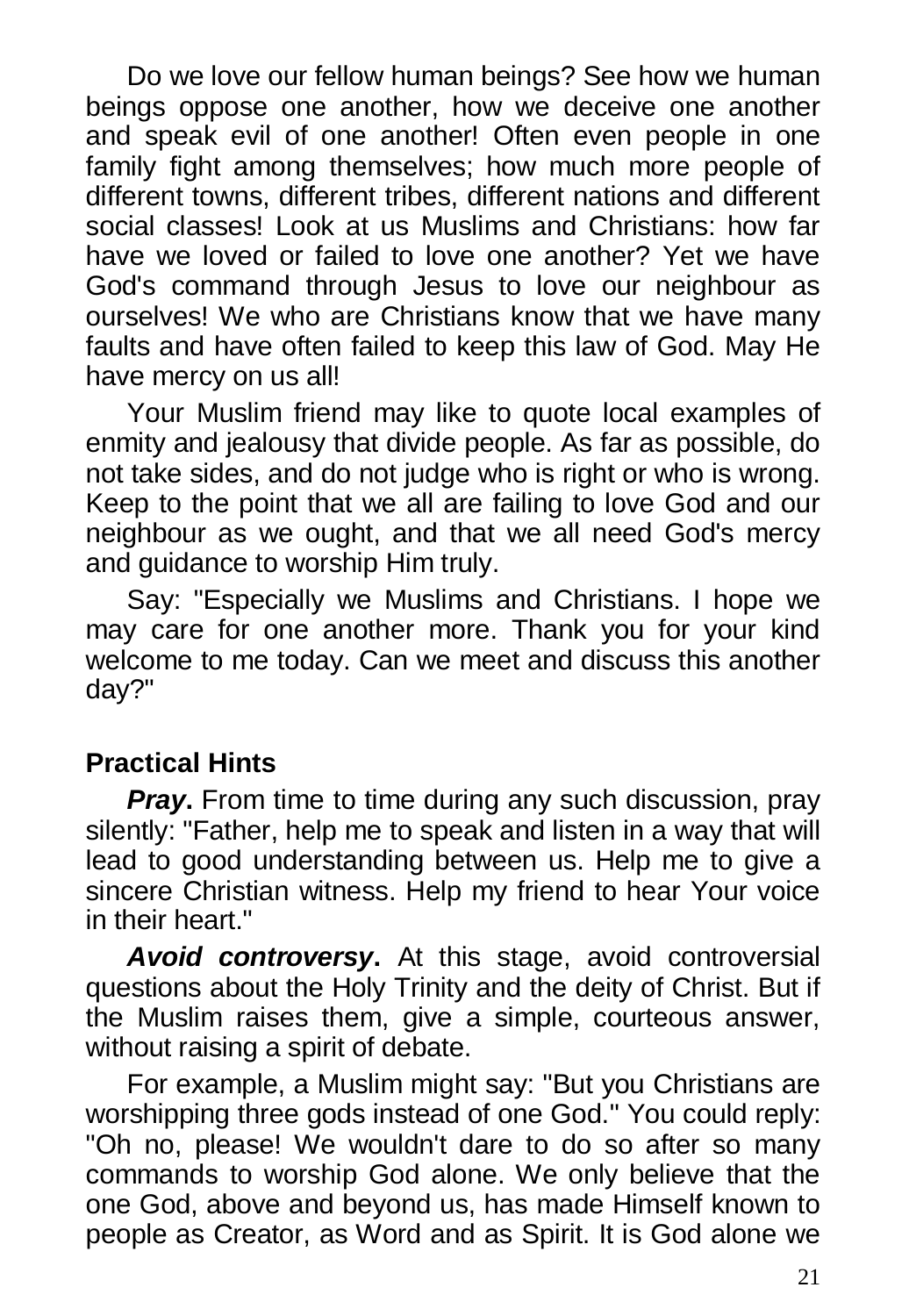Do we love our fellow human beings? See how we human beings oppose one another, how we deceive one another and speak evil of one another! Often even people in one family fight among themselves; how much more people of different towns, different tribes, different nations and different social classes! Look at us Muslims and Christians: how far have we loved or failed to love one another? Yet we have God's command through Jesus to love our neighbour as ourselves! We who are Christians know that we have many faults and have often failed to keep this law of God. May He have mercy on us all!

Your Muslim friend may like to quote local examples of enmity and jealousy that divide people. As far as possible, do not take sides, and do not judge who is right or who is wrong. Keep to the point that we all are failing to love God and our neighbour as we ought, and that we all need God's mercy and guidance to worship Him truly.

Say: "Especially we Muslims and Christians. I hope we may care for one another more. Thank you for your kind welcome to me today. Can we meet and discuss this another day?"

## Practical Hints

***Pray*.** From time to time during any such discussion, pray silently: "Father, help me to speak and listen in a way that will lead to good understanding between us. Help me to give a sincere Christian witness. Help my friend to hear Your voice in their heart."

***Avoid controversy*.** At this stage, avoid controversial questions about the Holy Trinity and the deity of Christ. But if the Muslim raises them, give a simple, courteous answer, without raising a spirit of debate.

For example, a Muslim might say: "But you Christians are worshipping three gods instead of one God." You could reply: "Oh no, please! We wouldn't dare to do so after so many commands to worship God alone. We only believe that the one God, above and beyond us, has made Himself known to people as Creator, as Word and as Spirit. It is God alone we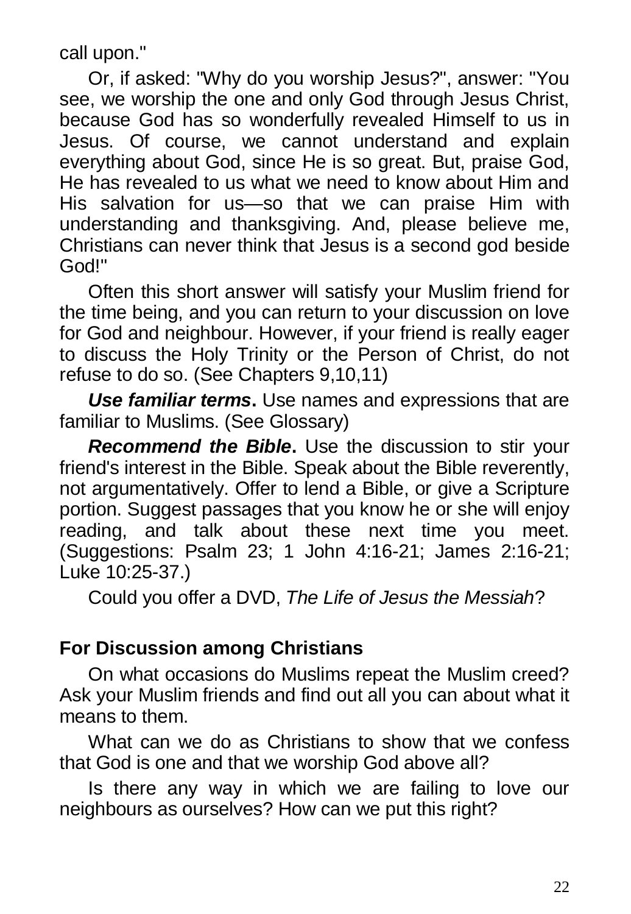call upon."

Or, if asked: "Why do you worship Jesus?", answer: "You see, we worship the one and only God through Jesus Christ, because God has so wonderfully revealed Himself to us in Jesus. Of course, we cannot understand and explain everything about God, since He is so great. But, praise God, He has revealed to us what we need to know about Him and His salvation for us—so that we can praise Him with understanding and thanksgiving. And, please believe me, Christians can never think that Jesus is a second god beside God!"

Often this short answer will satisfy your Muslim friend for the time being, and you can return to your discussion on love for God and neighbour. However, if your friend is really eager to discuss the Holy Trinity or the Person of Christ, do not refuse to do so. (See Chapters 9,10,11)

***Use familiar terms*.** Use names and expressions that are familiar to Muslims. (See Glossary)

***Recommend the Bible*.** Use the discussion to stir your friend's interest in the Bible. Speak about the Bible reverently, not argumentatively. Offer to lend a Bible, or give a Scripture portion. Suggest passages that you know he or she will enjoy reading, and talk about these next time you meet. (Suggestions: Psalm 23; 1 John 4:16-21; James 2:16-21; Luke 10:25-37.)

Could you offer a DVD, *The Life of Jesus the Messiah*?

## For Discussion among Christians

On what occasions do Muslims repeat the Muslim creed? Ask your Muslim friends and find out all you can about what it means to them.

What can we do as Christians to show that we confess that God is one and that we worship God above all?

Is there any way in which we are failing to love our neighbours as ourselves? How can we put this right?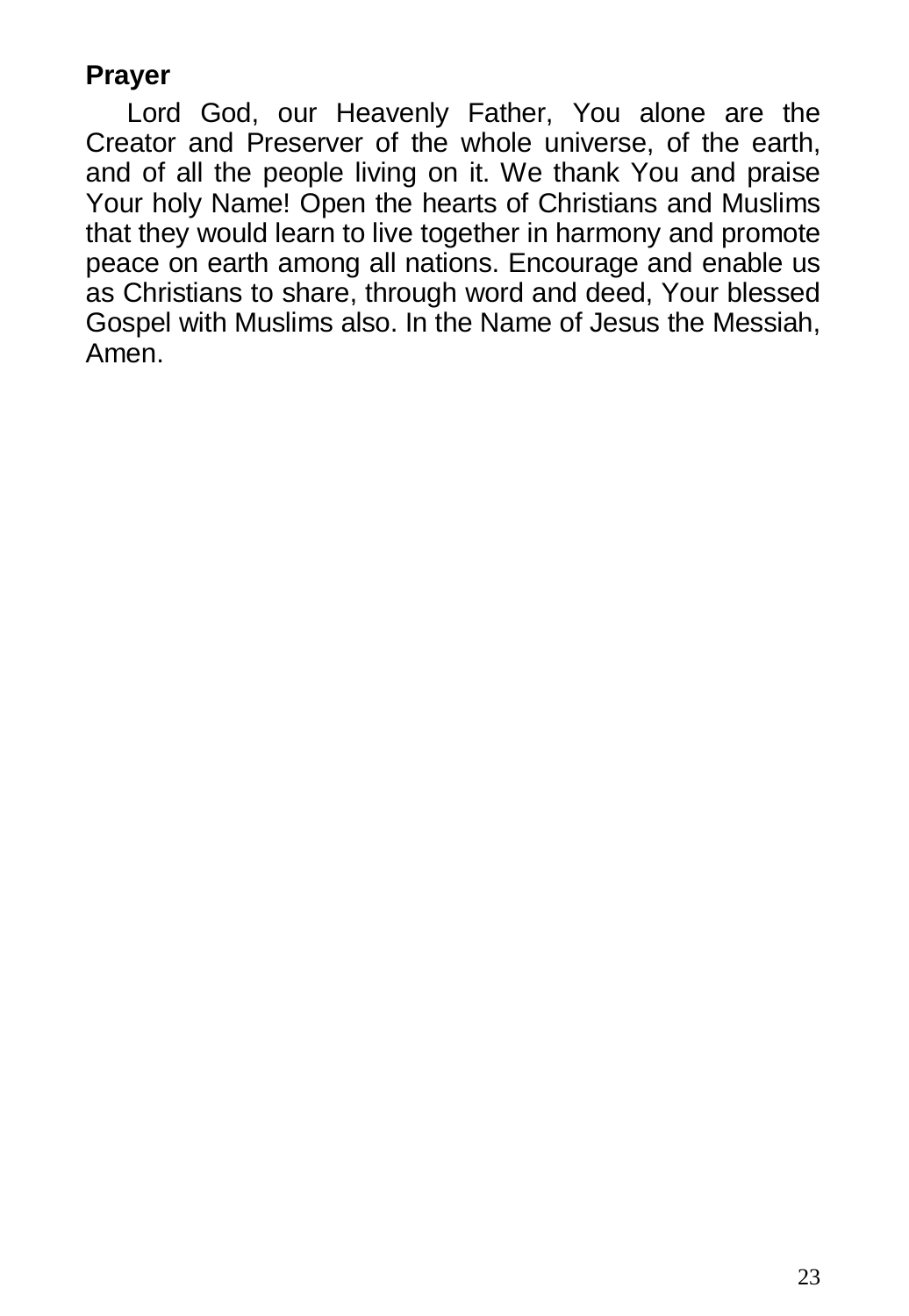**Prayer**

Lord God, our Heavenly Father, You alone are the Creator and Preserver of the whole universe, of the earth, and of all the people living on it. We thank You and praise Your holy Name! Open the hearts of Christians and Muslims that they would learn to live together in harmony and promote peace on earth among all nations. Encourage and enable us as Christians to share, through word and deed, Your blessed Gospel with Muslims also. In the Name of Jesus the Messiah, Amen.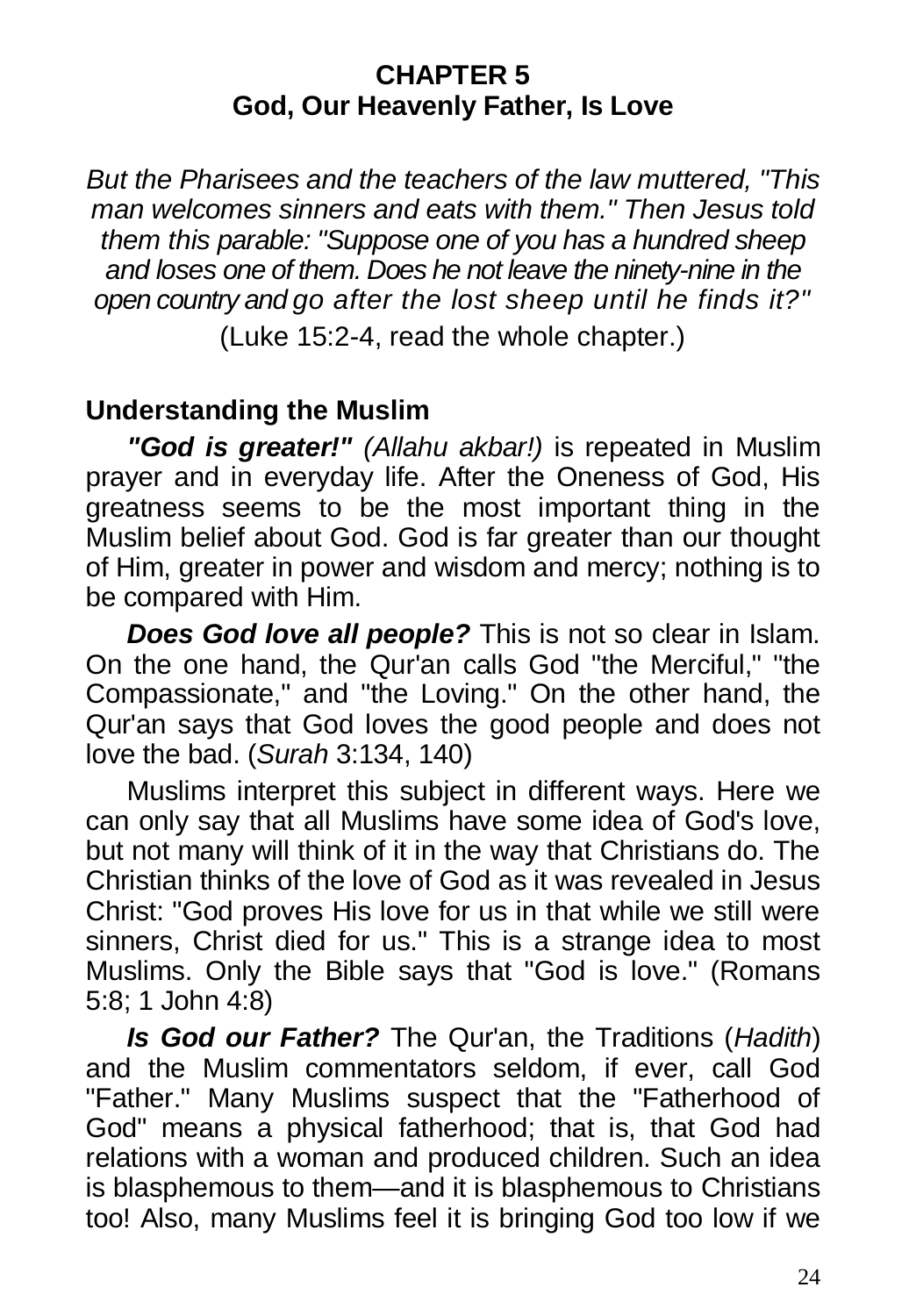# CHAPTER 5
# God, Our Heavenly Father, Is Love

*But the Pharisees and the teachers of the law muttered, "This man welcomes sinners and eats with them." Then Jesus told them this parable: "Suppose one of you has a hundred sheep and loses one of them. Does he not leave the ninety-nine in the open country and go after the lost sheep until he finds it?"*

(Luke 15:2-4, read the whole chapter.)

## Understanding the Muslim

***"God is greater!"*** *(Allahu akbar!)* is repeated in Muslim prayer and in everyday life. After the Oneness of God, His greatness seems to be the most important thing in the Muslim belief about God. God is far greater than our thought of Him, greater in power and wisdom and mercy; nothing is to be compared with Him.

***Does God love all people?*** This is not so clear in Islam. On the one hand, the Qur'an calls God "the Merciful," "the Compassionate," and "the Loving." On the other hand, the Qur'an says that God loves the good people and does not love the bad. (*Surah* 3:134, 140)

Muslims interpret this subject in different ways. Here we can only say that all Muslims have some idea of God's love, but not many will think of it in the way that Christians do. The Christian thinks of the love of God as it was revealed in Jesus Christ: "God proves His love for us in that while we still were sinners, Christ died for us." This is a strange idea to most Muslims. Only the Bible says that "God is love." (Romans 5:8; 1 John 4:8)

***Is God our Father?*** The Qur'an, the Traditions (*Hadith*) and the Muslim commentators seldom, if ever, call God "Father." Many Muslims suspect that the "Fatherhood of God" means a physical fatherhood; that is, that God had relations with a woman and produced children. Such an idea is blasphemous to them—and it is blasphemous to Christians too! Also, many Muslims feel it is bringing God too low if we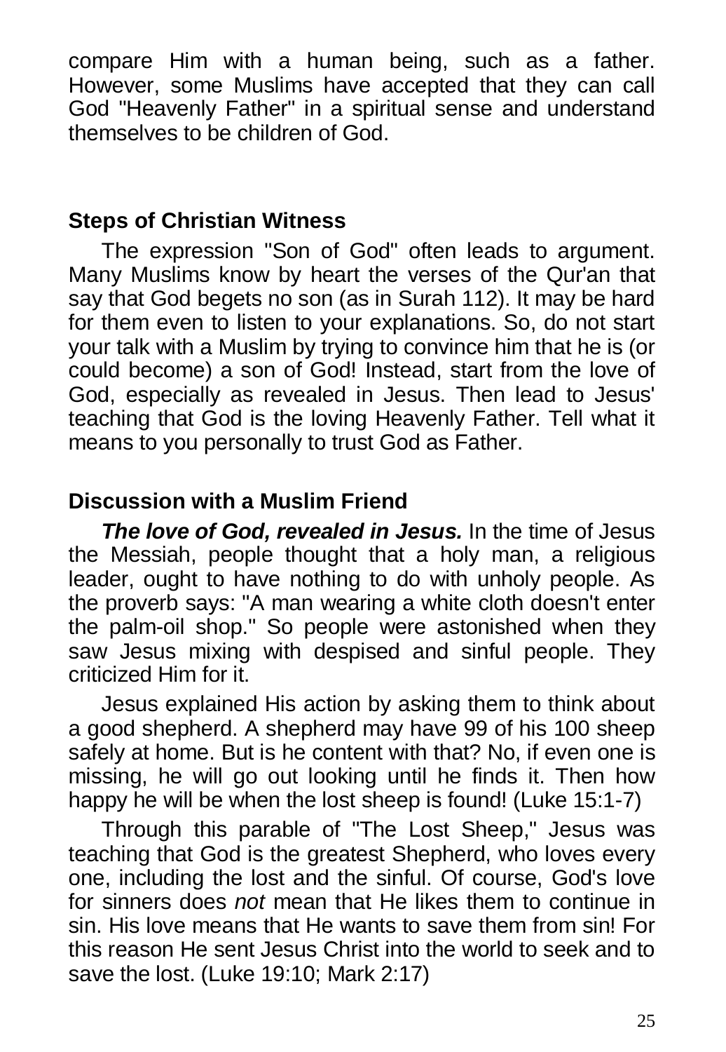compare Him with a human being, such as a father. However, some Muslims have accepted that they can call God "Heavenly Father" in a spiritual sense and understand themselves to be children of God.

## Steps of Christian Witness

The expression "Son of God" often leads to argument. Many Muslims know by heart the verses of the Qur'an that say that God begets no son (as in Surah 112). It may be hard for them even to listen to your explanations. So, do not start your talk with a Muslim by trying to convince him that he is (or could become) a son of God! Instead, start from the love of God, especially as revealed in Jesus. Then lead to Jesus' teaching that God is the loving Heavenly Father. Tell what it means to you personally to trust God as Father.

## Discussion with a Muslim Friend

***The love of God, revealed in Jesus.*** In the time of Jesus the Messiah, people thought that a holy man, a religious leader, ought to have nothing to do with unholy people. As the proverb says: "A man wearing a white cloth doesn't enter the palm-oil shop." So people were astonished when they saw Jesus mixing with despised and sinful people. They criticized Him for it.

Jesus explained His action by asking them to think about a good shepherd. A shepherd may have 99 of his 100 sheep safely at home. But is he content with that? No, if even one is missing, he will go out looking until he finds it. Then how happy he will be when the lost sheep is found! (Luke 15:1-7)

Through this parable of "The Lost Sheep," Jesus was teaching that God is the greatest Shepherd, who loves every one, including the lost and the sinful. Of course, God's love for sinners does *not* mean that He likes them to continue in sin. His love means that He wants to save them from sin! For this reason He sent Jesus Christ into the world to seek and to save the lost. (Luke 19:10; Mark 2:17)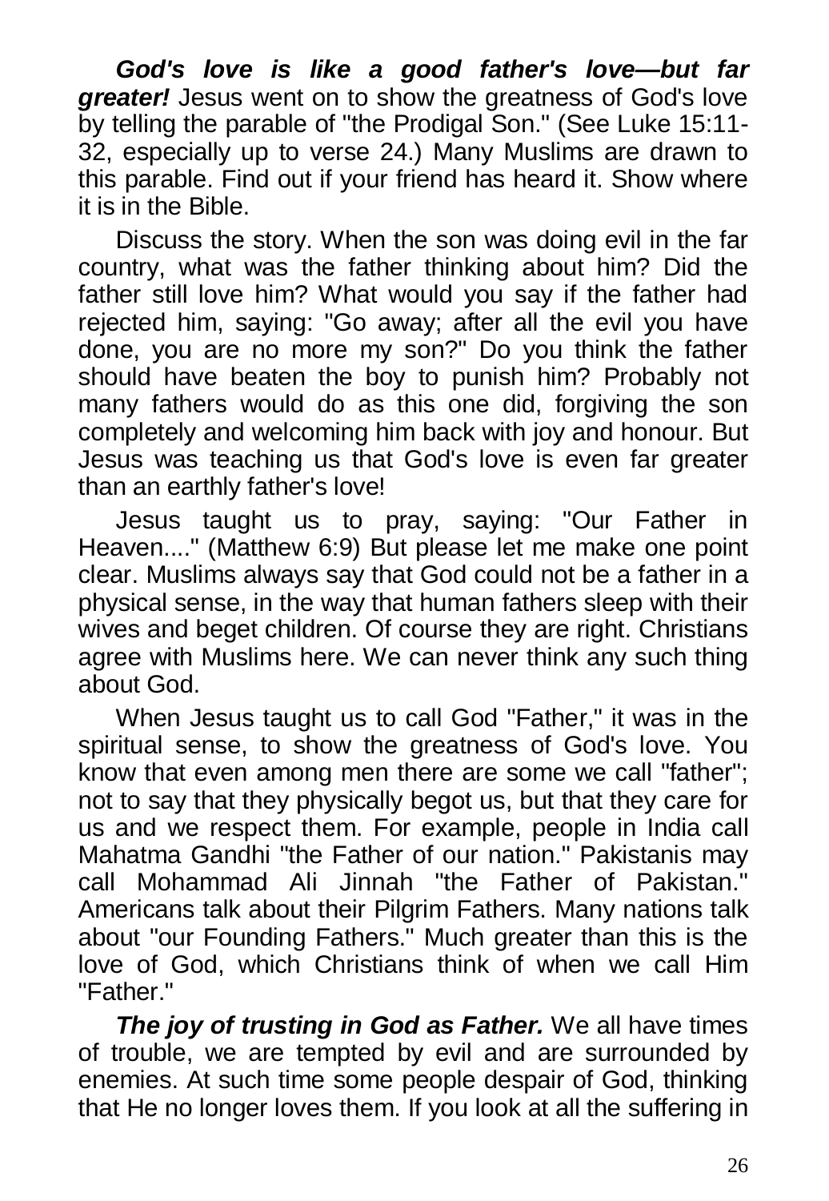***God's love is like a good father's love—but far greater!*** Jesus went on to show the greatness of God's love by telling the parable of "the Prodigal Son." (See Luke 15:11-32, especially up to verse 24.) Many Muslims are drawn to this parable. Find out if your friend has heard it. Show where it is in the Bible.

Discuss the story. When the son was doing evil in the far country, what was the father thinking about him? Did the father still love him? What would you say if the father had rejected him, saying: "Go away; after all the evil you have done, you are no more my son?" Do you think the father should have beaten the boy to punish him? Probably not many fathers would do as this one did, forgiving the son completely and welcoming him back with joy and honour. But Jesus was teaching us that God's love is even far greater than an earthly father's love!

Jesus taught us to pray, saying: "Our Father in Heaven...." (Matthew 6:9) But please let me make one point clear. Muslims always say that God could not be a father in a physical sense, in the way that human fathers sleep with their wives and beget children. Of course they are right. Christians agree with Muslims here. We can never think any such thing about God.

When Jesus taught us to call God "Father," it was in the spiritual sense, to show the greatness of God's love. You know that even among men there are some we call "father"; not to say that they physically begot us, but that they care for us and we respect them. For example, people in India call Mahatma Gandhi "the Father of our nation." Pakistanis may call Mohammad Ali Jinnah "the Father of Pakistan." Americans talk about their Pilgrim Fathers. Many nations talk about "our Founding Fathers." Much greater than this is the love of God, which Christians think of when we call Him "Father."

***The joy of trusting in God as Father.*** We all have times of trouble, we are tempted by evil and are surrounded by enemies. At such time some people despair of God, thinking that He no longer loves them. If you look at all the suffering in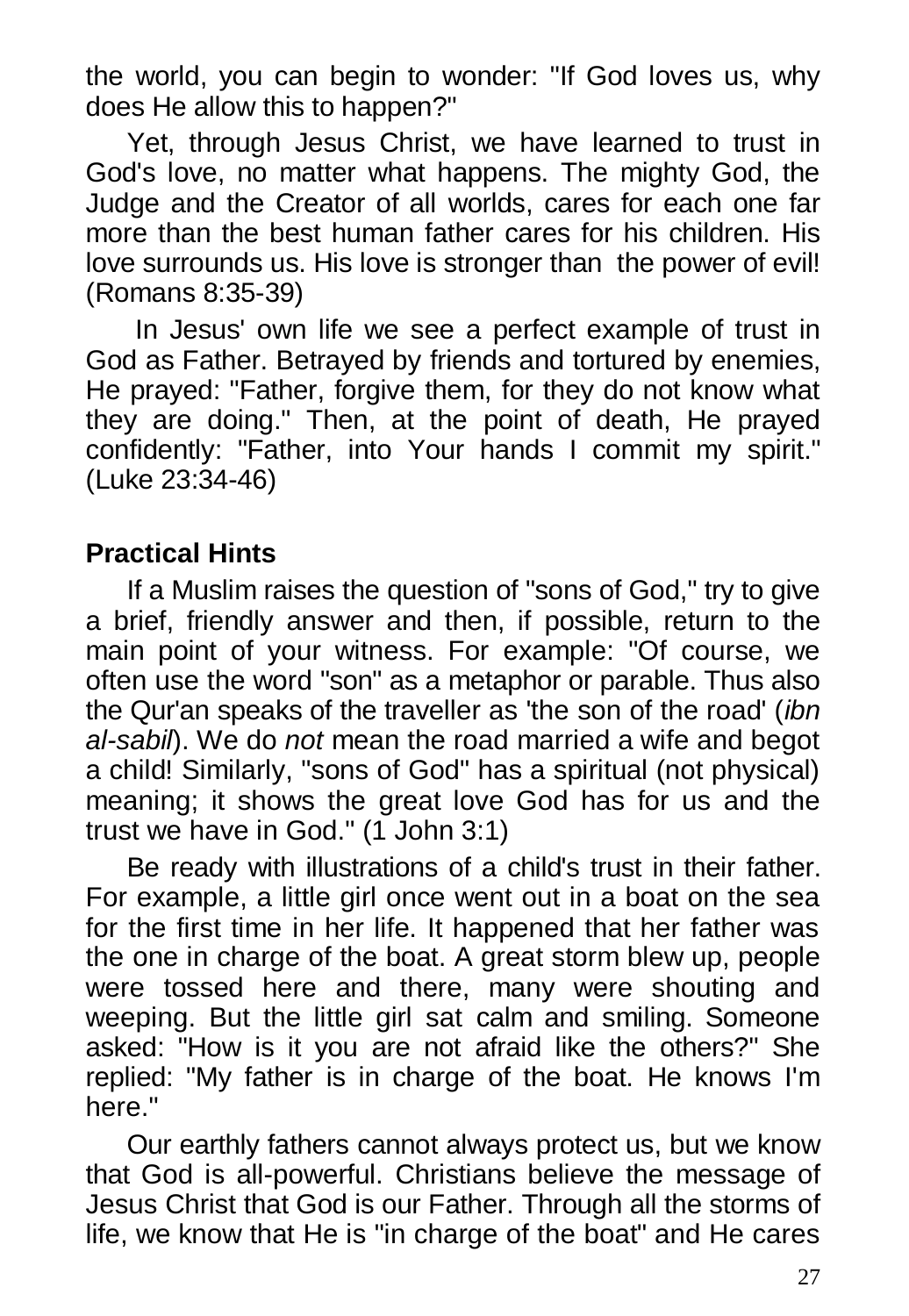the world, you can begin to wonder: "If God loves us, why does He allow this to happen?"

Yet, through Jesus Christ, we have learned to trust in God's love, no matter what happens. The mighty God, the Judge and the Creator of all worlds, cares for each one far more than the best human father cares for his children. His love surrounds us. His love is stronger than the power of evil! (Romans 8:35-39)

In Jesus' own life we see a perfect example of trust in God as Father. Betrayed by friends and tortured by enemies, He prayed: "Father, forgive them, for they do not know what they are doing." Then, at the point of death, He prayed confidently: "Father, into Your hands I commit my spirit." (Luke 23:34-46)

## Practical Hints

If a Muslim raises the question of "sons of God," try to give a brief, friendly answer and then, if possible, return to the main point of your witness. For example: "Of course, we often use the word "son" as a metaphor or parable. Thus also the Qur'an speaks of the traveller as 'the son of the road' (*ibn al-sabil*). We do *not* mean the road married a wife and begot a child! Similarly, "sons of God" has a spiritual (not physical) meaning; it shows the great love God has for us and the trust we have in God." (1 John 3:1)

Be ready with illustrations of a child's trust in their father. For example, a little girl once went out in a boat on the sea for the first time in her life. It happened that her father was the one in charge of the boat. A great storm blew up, people were tossed here and there, many were shouting and weeping. But the little girl sat calm and smiling. Someone asked: "How is it you are not afraid like the others?" She replied: "My father is in charge of the boat. He knows I'm here."

Our earthly fathers cannot always protect us, but we know that God is all-powerful. Christians believe the message of Jesus Christ that God is our Father. Through all the storms of life, we know that He is "in charge of the boat" and He cares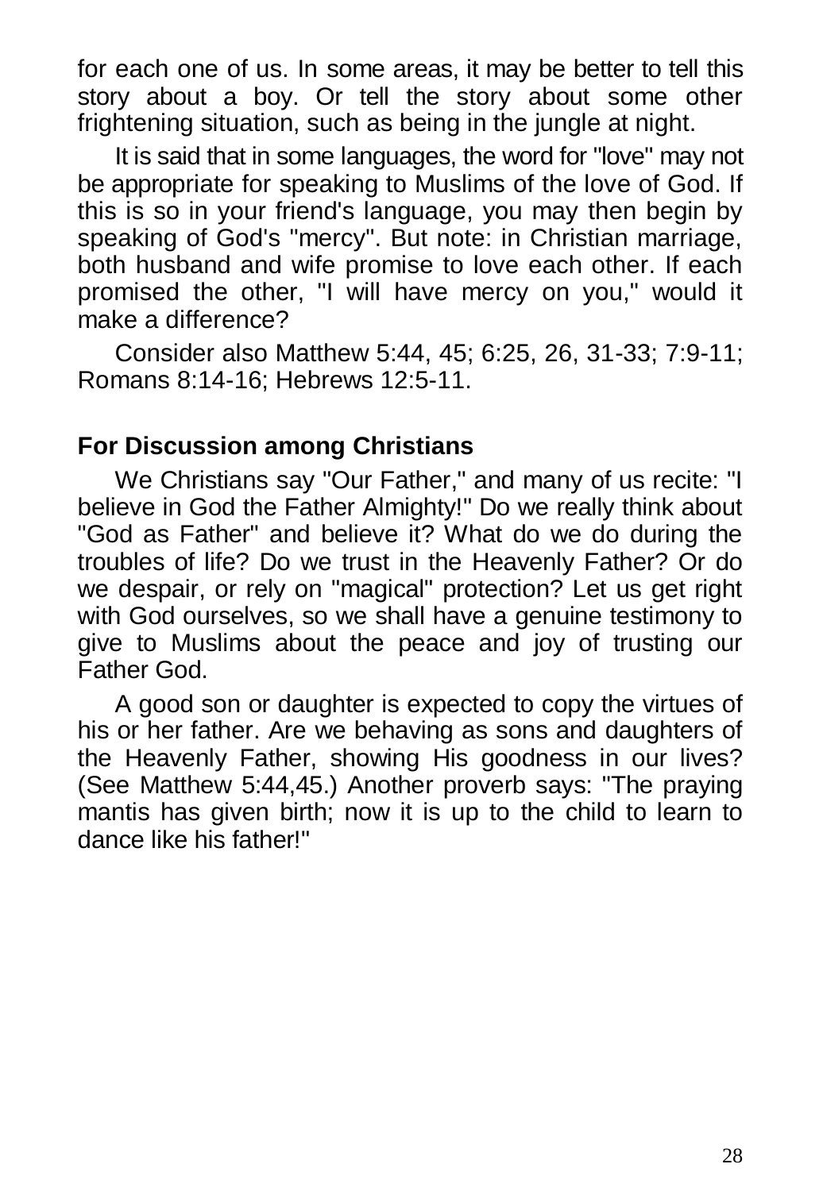for each one of us. In some areas, it may be better to tell this story about a boy. Or tell the story about some other frightening situation, such as being in the jungle at night.

It is said that in some languages, the word for "love" may not be appropriate for speaking to Muslims of the love of God. If this is so in your friend's language, you may then begin by speaking of God's "mercy". But note: in Christian marriage, both husband and wife promise to love each other. If each promised the other, "I will have mercy on you," would it make a difference?

Consider also Matthew 5:44, 45; 6:25, 26, 31-33; 7:9-11; Romans 8:14-16; Hebrews 12:5-11.

### For Discussion among Christians

We Christians say "Our Father," and many of us recite: "I believe in God the Father Almighty!" Do we really think about "God as Father" and believe it? What do we do during the troubles of life? Do we trust in the Heavenly Father? Or do we despair, or rely on "magical" protection? Let us get right with God ourselves, so we shall have a genuine testimony to give to Muslims about the peace and joy of trusting our Father God.

A good son or daughter is expected to copy the virtues of his or her father. Are we behaving as sons and daughters of the Heavenly Father, showing His goodness in our lives? (See Matthew 5:44,45.) Another proverb says: "The praying mantis has given birth; now it is up to the child to learn to dance like his father!"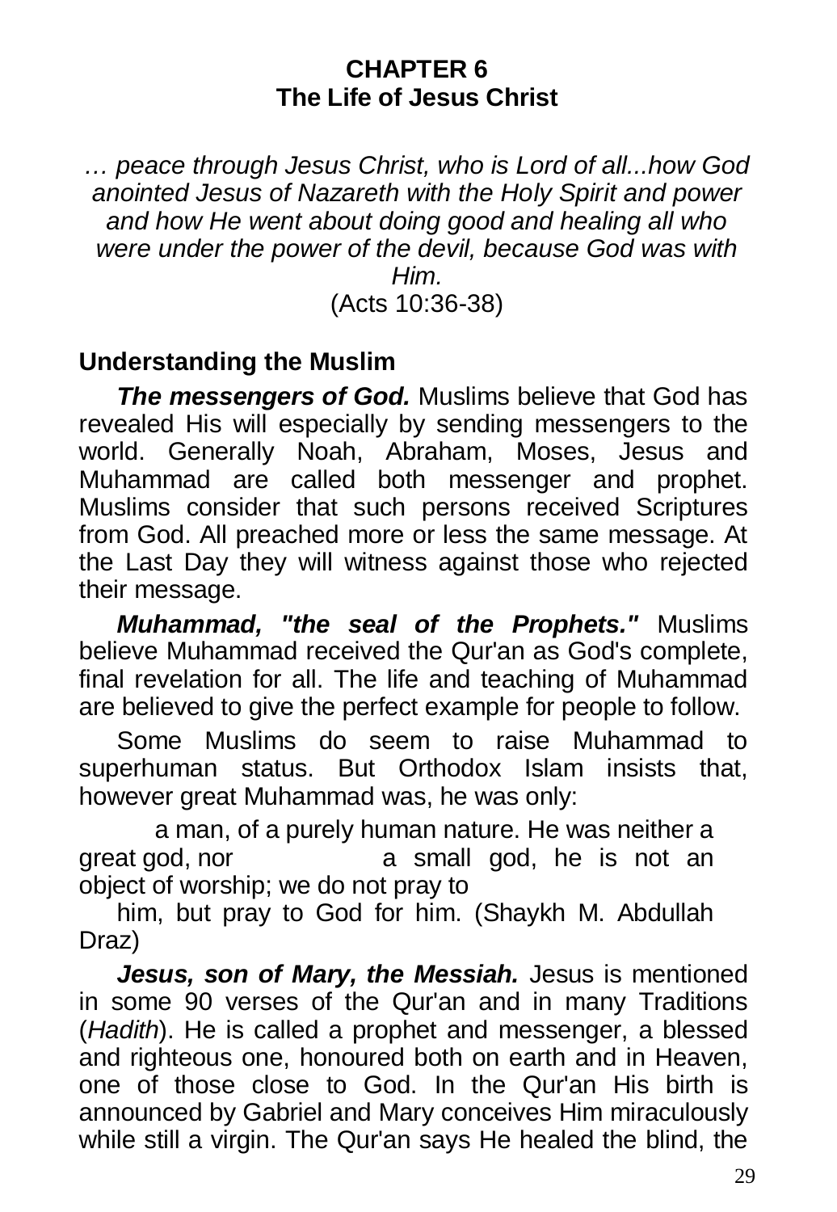# CHAPTER 6
# The Life of Jesus Christ

*… peace through Jesus Christ, who is Lord of all...how God anointed Jesus of Nazareth with the Holy Spirit and power and how He went about doing good and healing all who were under the power of the devil, because God was with Him.*
(Acts 10:36-38)

## Understanding the Muslim

***The messengers of God.*** Muslims believe that God has revealed His will especially by sending messengers to the world. Generally Noah, Abraham, Moses, Jesus and Muhammad are called both messenger and prophet. Muslims consider that such persons received Scriptures from God. All preached more or less the same message. At the Last Day they will witness against those who rejected their message.

***Muhammad, "the seal of the Prophets."*** Muslims believe Muhammad received the Qur'an as God's complete, final revelation for all. The life and teaching of Muhammad are believed to give the perfect example for people to follow.

Some Muslims do seem to raise Muhammad to superhuman status. But Orthodox Islam insists that, however great Muhammad was, he was only:

> a man, of a purely human nature. He was neither a great god, nor a small god, he is not an object of worship; we do not pray to him, but pray to God for him. (Shaykh M. Abdullah Draz)

***Jesus, son of Mary, the Messiah.*** Jesus is mentioned in some 90 verses of the Qur'an and in many Traditions (*Hadith*). He is called a prophet and messenger, a blessed and righteous one, honoured both on earth and in Heaven, one of those close to God. In the Qur'an His birth is announced by Gabriel and Mary conceives Him miraculously while still a virgin. The Qur'an says He healed the blind, the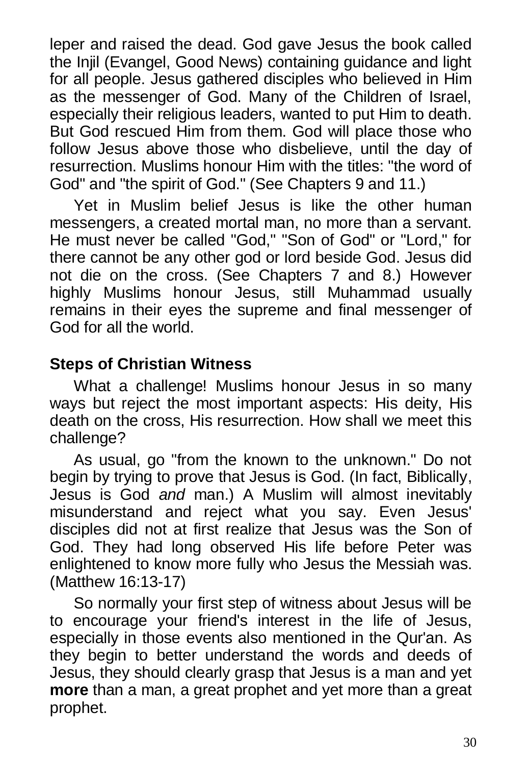leper and raised the dead. God gave Jesus the book called the Injil (Evangel, Good News) containing guidance and light for all people. Jesus gathered disciples who believed in Him as the messenger of God. Many of the Children of Israel, especially their religious leaders, wanted to put Him to death. But God rescued Him from them. God will place those who follow Jesus above those who disbelieve, until the day of resurrection. Muslims honour Him with the titles: "the word of God" and "the spirit of God." (See Chapters 9 and 11.)

Yet in Muslim belief Jesus is like the other human messengers, a created mortal man, no more than a servant. He must never be called "God," "Son of God" or "Lord," for there cannot be any other god or lord beside God. Jesus did not die on the cross. (See Chapters 7 and 8.) However highly Muslims honour Jesus, still Muhammad usually remains in their eyes the supreme and final messenger of God for all the world.

## Steps of Christian Witness

What a challenge! Muslims honour Jesus in so many ways but reject the most important aspects: His deity, His death on the cross, His resurrection. How shall we meet this challenge?

As usual, go "from the known to the unknown." Do not begin by trying to prove that Jesus is God. (In fact, Biblically, Jesus is God *and* man.) A Muslim will almost inevitably misunderstand and reject what you say. Even Jesus' disciples did not at first realize that Jesus was the Son of God. They had long observed His life before Peter was enlightened to know more fully who Jesus the Messiah was. (Matthew 16:13-17)

So normally your first step of witness about Jesus will be to encourage your friend's interest in the life of Jesus, especially in those events also mentioned in the Qur'an. As they begin to better understand the words and deeds of Jesus, they should clearly grasp that Jesus is a man and yet **more** than a man, a great prophet and yet more than a great prophet.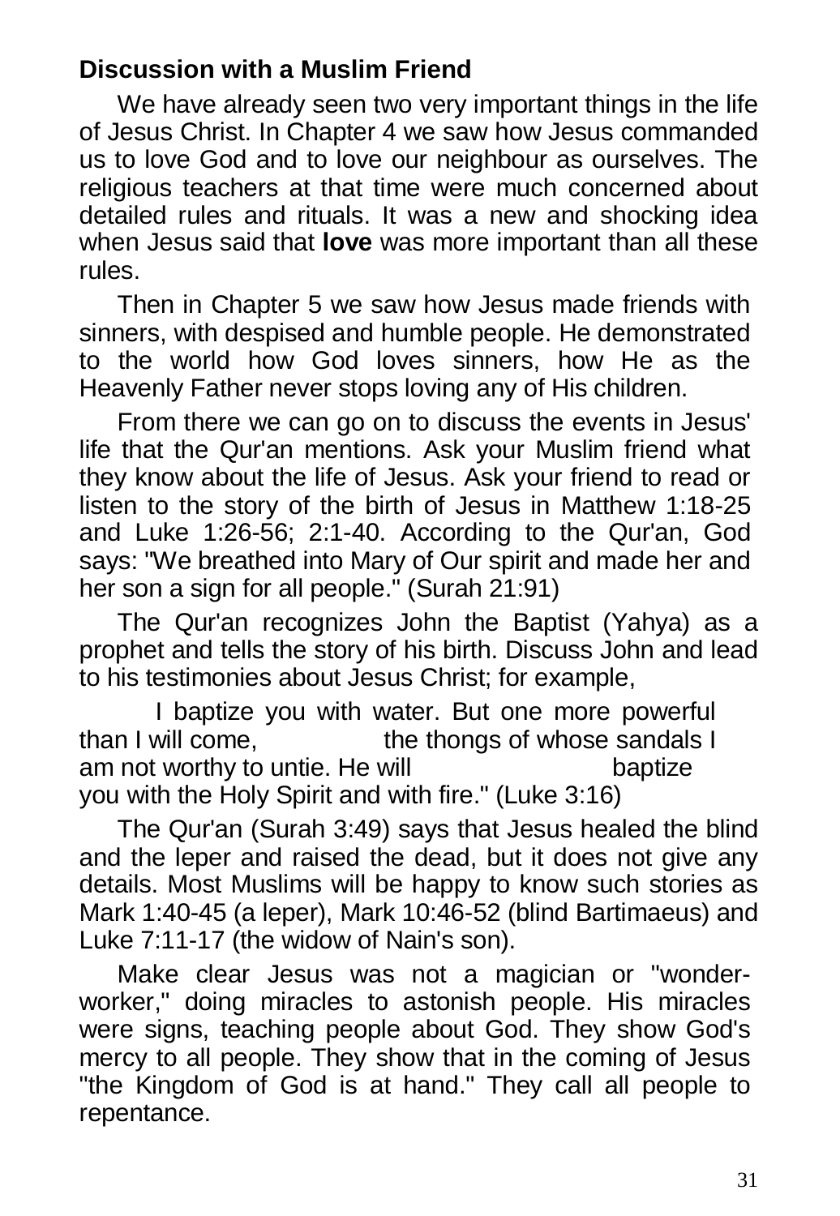**Discussion with a Muslim Friend**

We have already seen two very important things in the life of Jesus Christ. In Chapter 4 we saw how Jesus commanded us to love God and to love our neighbour as ourselves. The religious teachers at that time were much concerned about detailed rules and rituals. It was a new and shocking idea when Jesus said that **love** was more important than all these rules.

Then in Chapter 5 we saw how Jesus made friends with sinners, with despised and humble people. He demonstrated to the world how God loves sinners, how He as the Heavenly Father never stops loving any of His children.

From there we can go on to discuss the events in Jesus' life that the Qur'an mentions. Ask your Muslim friend what they know about the life of Jesus. Ask your friend to read or listen to the story of the birth of Jesus in Matthew 1:18-25 and Luke 1:26-56; 2:1-40. According to the Qur'an, God says: "We breathed into Mary of Our spirit and made her and her son a sign for all people." (Surah 21:91)

The Qur'an recognizes John the Baptist (Yahya) as a prophet and tells the story of his birth. Discuss John and lead to his testimonies about Jesus Christ; for example,

> I baptize you with water. But one more powerful than I will come, the thongs of whose sandals I am not worthy to untie. He will baptize you with the Holy Spirit and with fire." (Luke 3:16)

The Qur'an (Surah 3:49) says that Jesus healed the blind and the leper and raised the dead, but it does not give any details. Most Muslims will be happy to know such stories as Mark 1:40-45 (a leper), Mark 10:46-52 (blind Bartimaeus) and Luke 7:11-17 (the widow of Nain's son).

Make clear Jesus was not a magician or "wonder-worker," doing miracles to astonish people. His miracles were signs, teaching people about God. They show God's mercy to all people. They show that in the coming of Jesus "the Kingdom of God is at hand." They call all people to repentance.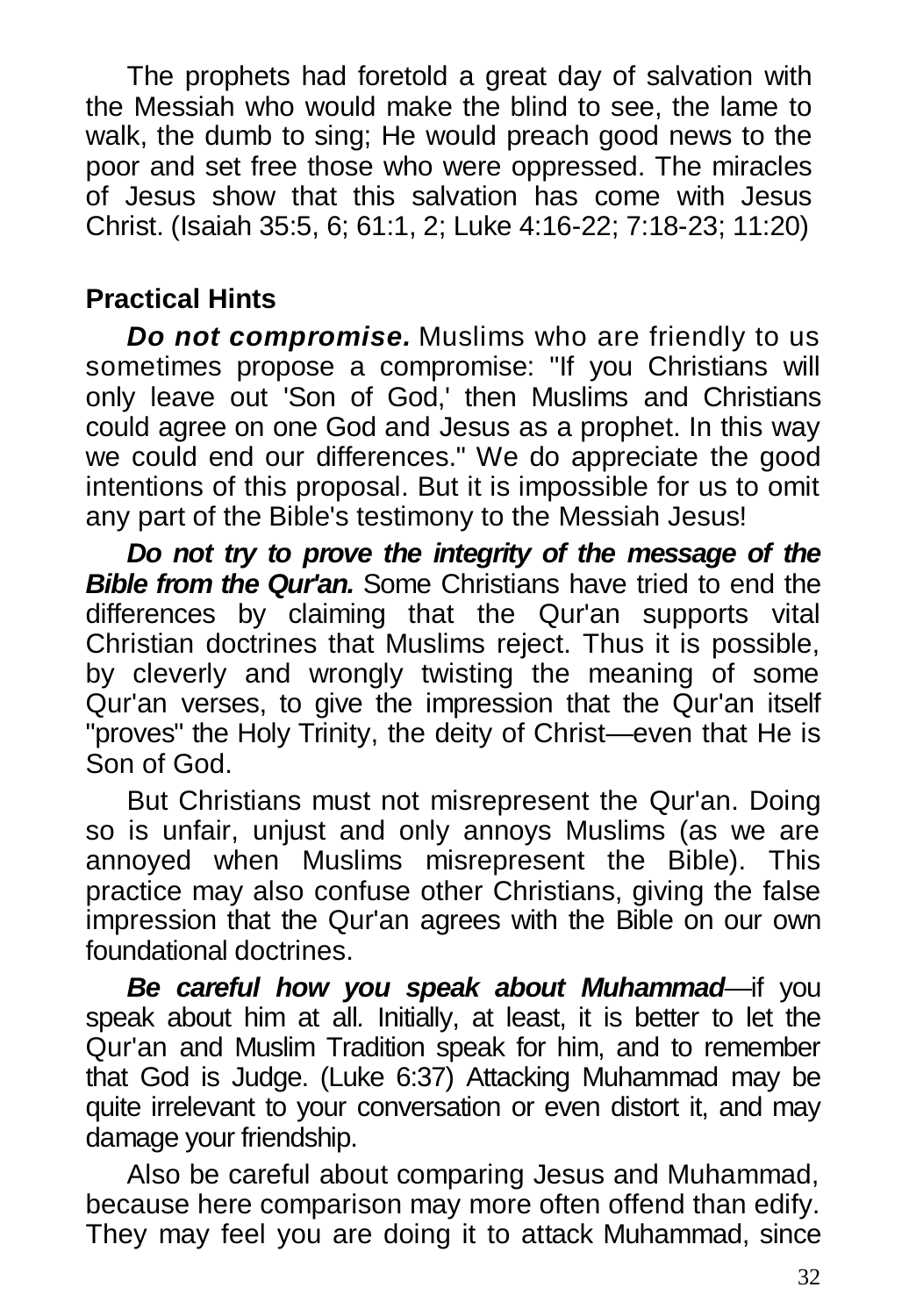The prophets had foretold a great day of salvation with the Messiah who would make the blind to see, the lame to walk, the dumb to sing; He would preach good news to the poor and set free those who were oppressed. The miracles of Jesus show that this salvation has come with Jesus Christ. (Isaiah 35:5, 6; 61:1, 2; Luke 4:16-22; 7:18-23; 11:20)

## Practical Hints

***Do not compromise.*** Muslims who are friendly to us sometimes propose a compromise: "If you Christians will only leave out 'Son of God,' then Muslims and Christians could agree on one God and Jesus as a prophet. In this way we could end our differences." We do appreciate the good intentions of this proposal. But it is impossible for us to omit any part of the Bible's testimony to the Messiah Jesus!

***Do not try to prove the integrity of the message of the Bible from the Qur'an.*** Some Christians have tried to end the differences by claiming that the Qur'an supports vital Christian doctrines that Muslims reject. Thus it is possible, by cleverly and wrongly twisting the meaning of some Qur'an verses, to give the impression that the Qur'an itself "proves" the Holy Trinity, the deity of Christ—even that He is Son of God.

But Christians must not misrepresent the Qur'an. Doing so is unfair, unjust and only annoys Muslims (as we are annoyed when Muslims misrepresent the Bible). This practice may also confuse other Christians, giving the false impression that the Qur'an agrees with the Bible on our own foundational doctrines.

***Be careful how you speak about Muhammad***—if you speak about him at all. Initially, at least, it is better to let the Qur'an and Muslim Tradition speak for him, and to remember that God is Judge. (Luke 6:37) Attacking Muhammad may be quite irrelevant to your conversation or even distort it, and may damage your friendship.

Also be careful about comparing Jesus and Muhammad, because here comparison may more often offend than edify. They may feel you are doing it to attack Muhammad, since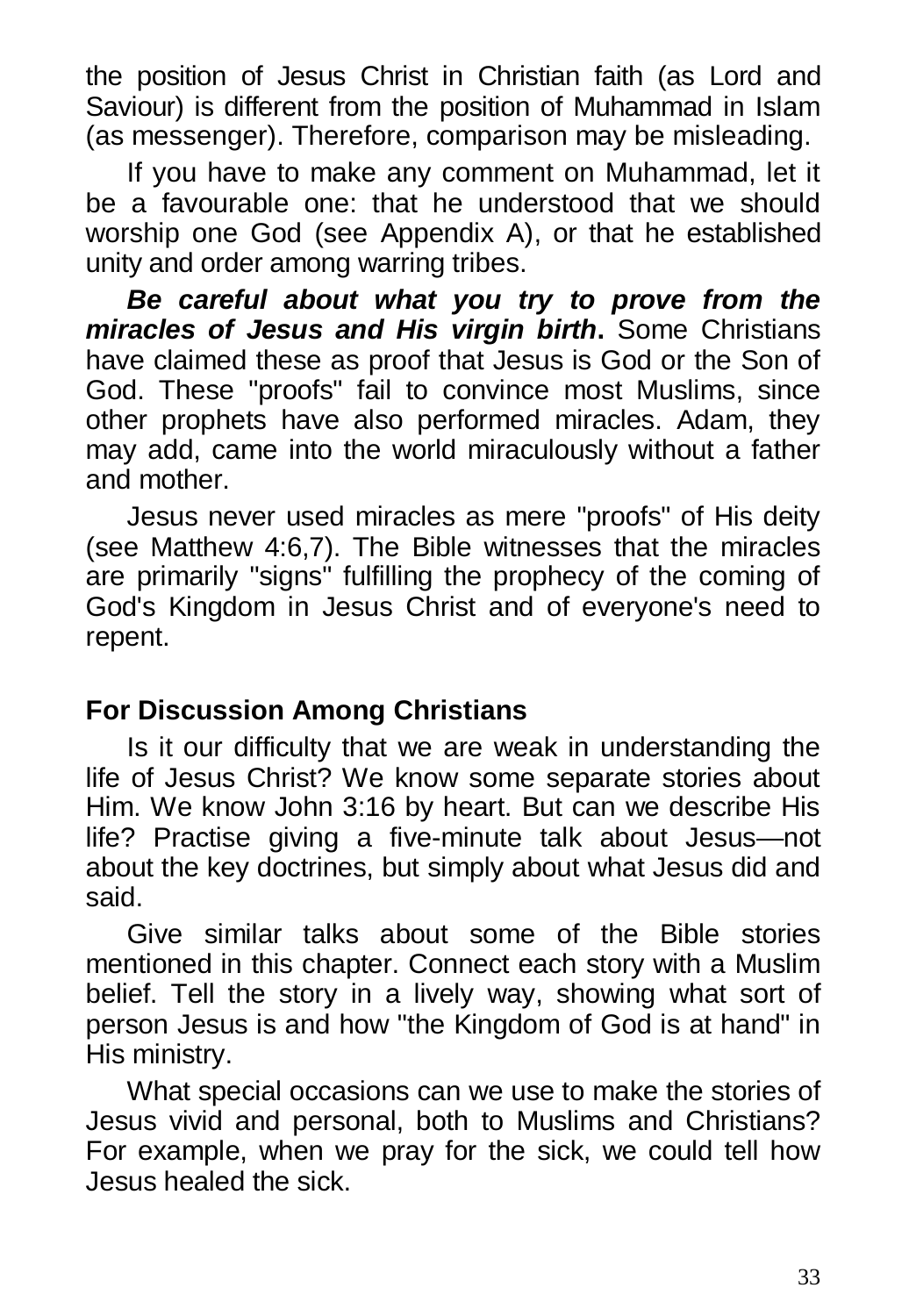the position of Jesus Christ in Christian faith (as Lord and Saviour) is different from the position of Muhammad in Islam (as messenger). Therefore, comparison may be misleading.

If you have to make any comment on Muhammad, let it be a favourable one: that he understood that we should worship one God (see Appendix A), or that he established unity and order among warring tribes.

***Be careful about what you try to prove from the miracles of Jesus and His virgin birth*.** Some Christians have claimed these as proof that Jesus is God or the Son of God. These "proofs" fail to convince most Muslims, since other prophets have also performed miracles. Adam, they may add, came into the world miraculously without a father and mother.

Jesus never used miracles as mere "proofs" of His deity (see Matthew 4:6,7). The Bible witnesses that the miracles are primarily "signs" fulfilling the prophecy of the coming of God's Kingdom in Jesus Christ and of everyone's need to repent.

## For Discussion Among Christians

Is it our difficulty that we are weak in understanding the life of Jesus Christ? We know some separate stories about Him. We know John 3:16 by heart. But can we describe His life? Practise giving a five-minute talk about Jesus—not about the key doctrines, but simply about what Jesus did and said.

Give similar talks about some of the Bible stories mentioned in this chapter. Connect each story with a Muslim belief. Tell the story in a lively way, showing what sort of person Jesus is and how "the Kingdom of God is at hand" in His ministry.

What special occasions can we use to make the stories of Jesus vivid and personal, both to Muslims and Christians? For example, when we pray for the sick, we could tell how Jesus healed the sick.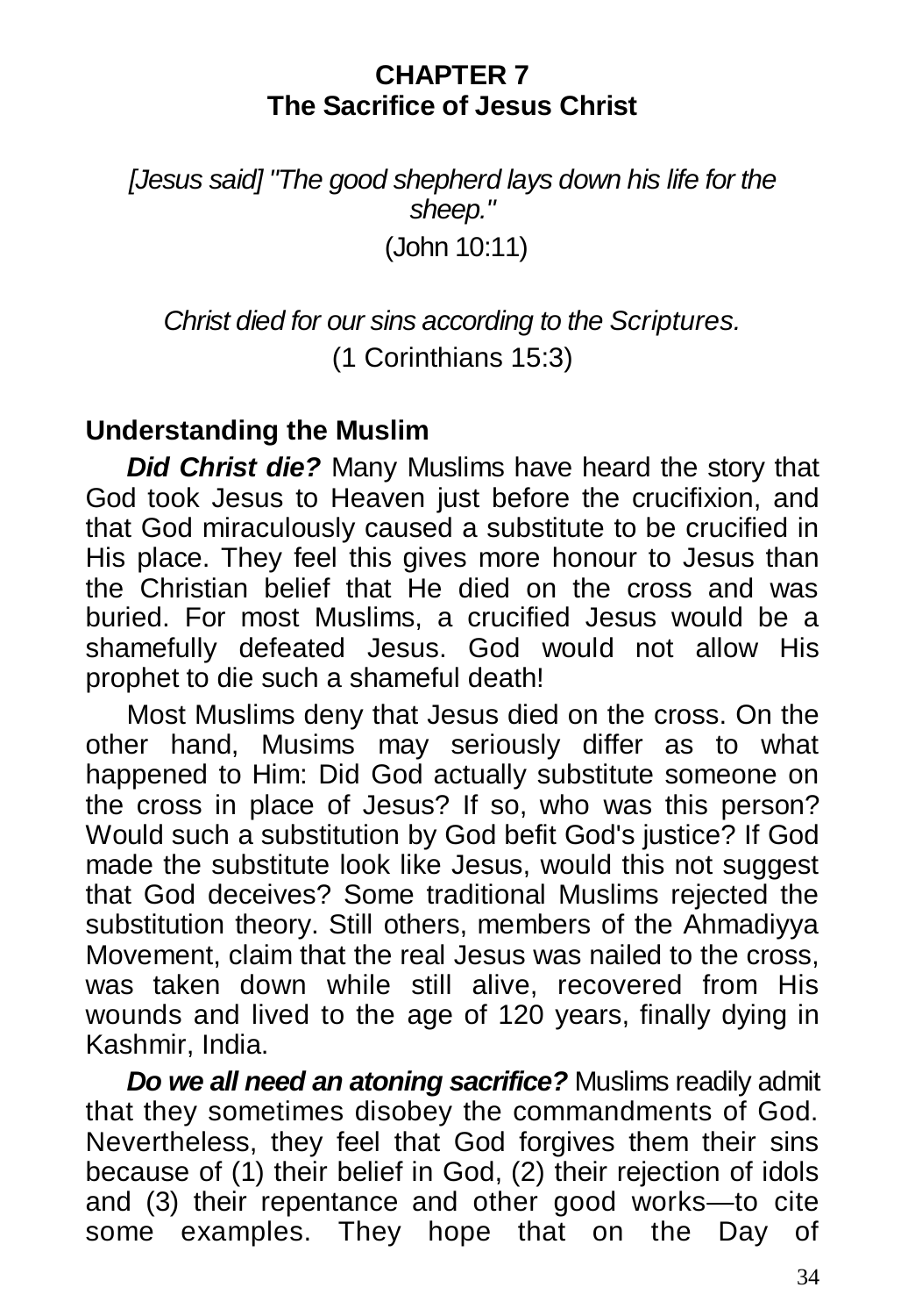## CHAPTER 7
## The Sacrifice of Jesus Christ

*[Jesus said] "The good shepherd lays down his life for the sheep."*
(John 10:11)

*Christ died for our sins according to the Scriptures.*
(1 Corinthians 15:3)

### Understanding the Muslim

***Did Christ die?*** Many Muslims have heard the story that God took Jesus to Heaven just before the crucifixion, and that God miraculously caused a substitute to be crucified in His place. They feel this gives more honour to Jesus than the Christian belief that He died on the cross and was buried. For most Muslims, a crucified Jesus would be a shamefully defeated Jesus. God would not allow His prophet to die such a shameful death!

Most Muslims deny that Jesus died on the cross. On the other hand, Musims may seriously differ as to what happened to Him: Did God actually substitute someone on the cross in place of Jesus? If so, who was this person? Would such a substitution by God befit God's justice? If God made the substitute look like Jesus, would this not suggest that God deceives? Some traditional Muslims rejected the substitution theory. Still others, members of the Ahmadiyya Movement, claim that the real Jesus was nailed to the cross, was taken down while still alive, recovered from His wounds and lived to the age of 120 years, finally dying in Kashmir, India.

***Do we all need an atoning sacrifice?*** Muslims readily admit that they sometimes disobey the commandments of God. Nevertheless, they feel that God forgives them their sins because of (1) their belief in God, (2) their rejection of idols and (3) their repentance and other good works—to cite some examples. They hope that on the Day of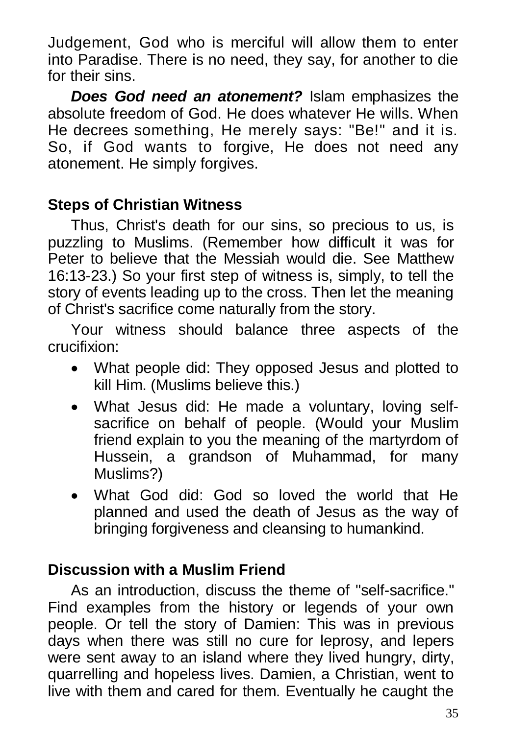Judgement, God who is merciful will allow them to enter into Paradise. There is no need, they say, for another to die for their sins.

***Does God need an atonement?*** Islam emphasizes the absolute freedom of God. He does whatever He wills. When He decrees something, He merely says: "Be!" and it is. So, if God wants to forgive, He does not need any atonement. He simply forgives.

## Steps of Christian Witness

Thus, Christ's death for our sins, so precious to us, is puzzling to Muslims. (Remember how difficult it was for Peter to believe that the Messiah would die. See Matthew 16:13-23.) So your first step of witness is, simply, to tell the story of events leading up to the cross. Then let the meaning of Christ's sacrifice come naturally from the story.

Your witness should balance three aspects of the crucifixion:

- What people did: They opposed Jesus and plotted to kill Him. (Muslims believe this.)
- What Jesus did: He made a voluntary, loving self-sacrifice on behalf of people. (Would your Muslim friend explain to you the meaning of the martyrdom of Hussein, a grandson of Muhammad, for many Muslims?)
- What God did: God so loved the world that He planned and used the death of Jesus as the way of bringing forgiveness and cleansing to humankind.

## Discussion with a Muslim Friend

As an introduction, discuss the theme of "self-sacrifice." Find examples from the history or legends of your own people. Or tell the story of Damien: This was in previous days when there was still no cure for leprosy, and lepers were sent away to an island where they lived hungry, dirty, quarrelling and hopeless lives. Damien, a Christian, went to live with them and cared for them. Eventually he caught the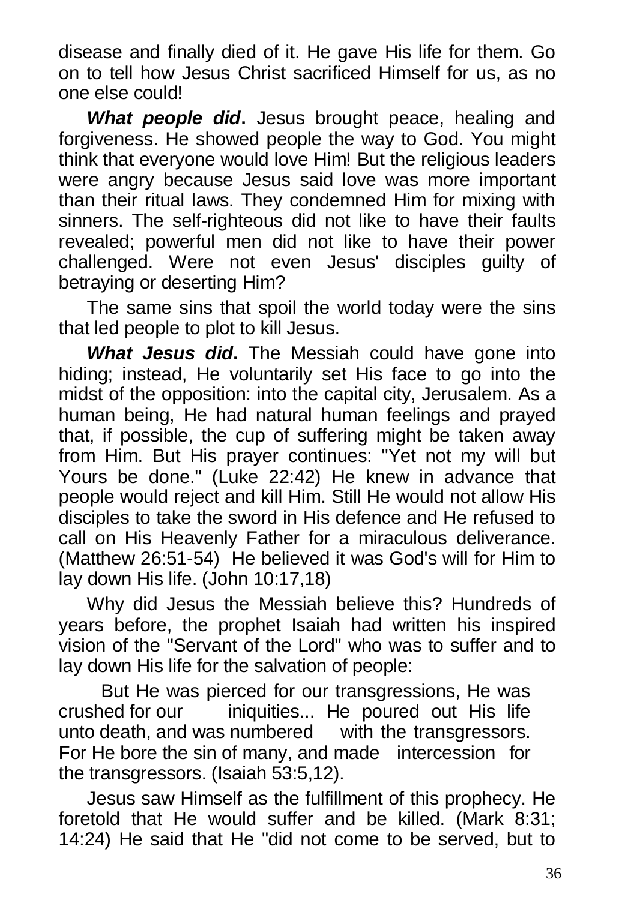disease and finally died of it. He gave His life for them. Go on to tell how Jesus Christ sacrificed Himself for us, as no one else could!

***What people did*.** Jesus brought peace, healing and forgiveness. He showed people the way to God. You might think that everyone would love Him! But the religious leaders were angry because Jesus said love was more important than their ritual laws. They condemned Him for mixing with sinners. The self-righteous did not like to have their faults revealed; powerful men did not like to have their power challenged. Were not even Jesus' disciples guilty of betraying or deserting Him?

The same sins that spoil the world today were the sins that led people to plot to kill Jesus.

***What Jesus did*.** The Messiah could have gone into hiding; instead, He voluntarily set His face to go into the midst of the opposition: into the capital city, Jerusalem. As a human being, He had natural human feelings and prayed that, if possible, the cup of suffering might be taken away from Him. But His prayer continues: "Yet not my will but Yours be done." (Luke 22:42) He knew in advance that people would reject and kill Him. Still He would not allow His disciples to take the sword in His defence and He refused to call on His Heavenly Father for a miraculous deliverance. (Matthew 26:51-54) He believed it was God's will for Him to lay down His life. (John 10:17,18)

Why did Jesus the Messiah believe this? Hundreds of years before, the prophet Isaiah had written his inspired vision of the "Servant of the Lord" who was to suffer and to lay down His life for the salvation of people:

> But He was pierced for our transgressions, He was crushed for our iniquities... He poured out His life unto death, and was numbered with the transgressors. For He bore the sin of many, and made intercession for the transgressors. (Isaiah 53:5,12).

Jesus saw Himself as the fulfillment of this prophecy. He foretold that He would suffer and be killed. (Mark 8:31; 14:24) He said that He "did not come to be served, but to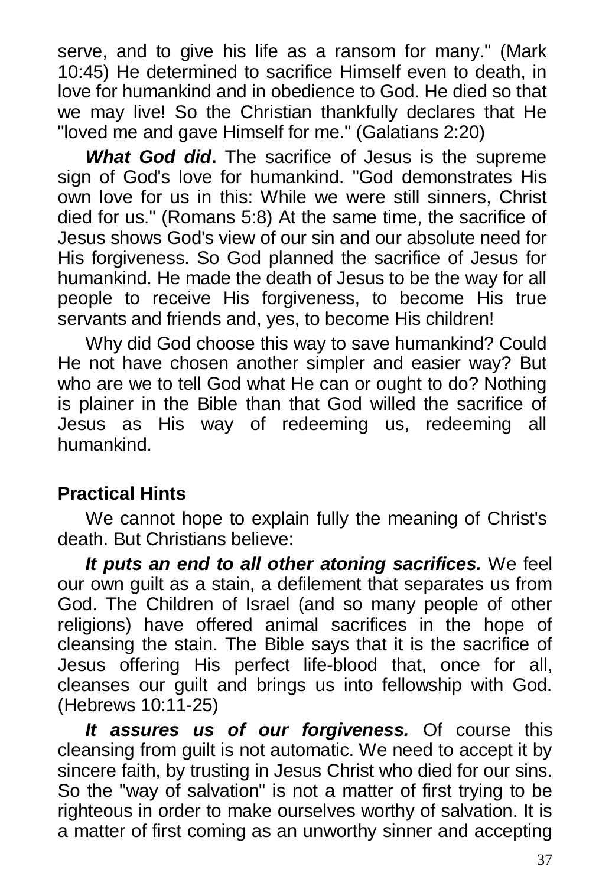serve, and to give his life as a ransom for many." (Mark 10:45) He determined to sacrifice Himself even to death, in love for humankind and in obedience to God. He died so that we may live! So the Christian thankfully declares that He "loved me and gave Himself for me." (Galatians 2:20)

***What God did*.** The sacrifice of Jesus is the supreme sign of God's love for humankind. "God demonstrates His own love for us in this: While we were still sinners, Christ died for us." (Romans 5:8) At the same time, the sacrifice of Jesus shows God's view of our sin and our absolute need for His forgiveness. So God planned the sacrifice of Jesus for humankind. He made the death of Jesus to be the way for all people to receive His forgiveness, to become His true servants and friends and, yes, to become His children!

Why did God choose this way to save humankind? Could He not have chosen another simpler and easier way? But who are we to tell God what He can or ought to do? Nothing is plainer in the Bible than that God willed the sacrifice of Jesus as His way of redeeming us, redeeming all humankind.

## Practical Hints

We cannot hope to explain fully the meaning of Christ's death. But Christians believe:

***It puts an end to all other atoning sacrifices.*** We feel our own guilt as a stain, a defilement that separates us from God. The Children of Israel (and so many people of other religions) have offered animal sacrifices in the hope of cleansing the stain. The Bible says that it is the sacrifice of Jesus offering His perfect life-blood that, once for all, cleanses our guilt and brings us into fellowship with God. (Hebrews 10:11-25)

***It assures us of our forgiveness.*** Of course this cleansing from guilt is not automatic. We need to accept it by sincere faith, by trusting in Jesus Christ who died for our sins. So the "way of salvation" is not a matter of first trying to be righteous in order to make ourselves worthy of salvation. It is a matter of first coming as an unworthy sinner and accepting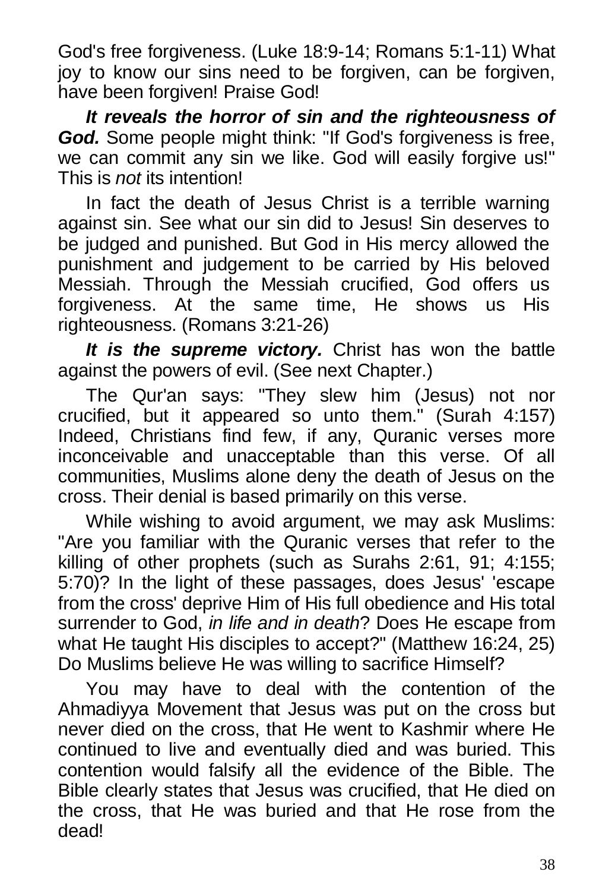God's free forgiveness. (Luke 18:9-14; Romans 5:1-11) What joy to know our sins need to be forgiven, can be forgiven, have been forgiven! Praise God!

***It reveals the horror of sin and the righteousness of God.*** Some people might think: "If God's forgiveness is free, we can commit any sin we like. God will easily forgive us!" This is *not* its intention!

In fact the death of Jesus Christ is a terrible warning against sin. See what our sin did to Jesus! Sin deserves to be judged and punished. But God in His mercy allowed the punishment and judgement to be carried by His beloved Messiah. Through the Messiah crucified, God offers us forgiveness. At the same time, He shows us His righteousness. (Romans 3:21-26)

***It is the supreme victory.*** Christ has won the battle against the powers of evil. (See next Chapter.)

The Qur'an says: "They slew him (Jesus) not nor crucified, but it appeared so unto them." (Surah 4:157) Indeed, Christians find few, if any, Quranic verses more inconceivable and unacceptable than this verse. Of all communities, Muslims alone deny the death of Jesus on the cross. Their denial is based primarily on this verse.

While wishing to avoid argument, we may ask Muslims: "Are you familiar with the Quranic verses that refer to the killing of other prophets (such as Surahs 2:61, 91; 4:155; 5:70)? In the light of these passages, does Jesus' 'escape from the cross' deprive Him of His full obedience and His total surrender to God, *in life and in death*? Does He escape from what He taught His disciples to accept?" (Matthew 16:24, 25) Do Muslims believe He was willing to sacrifice Himself?

You may have to deal with the contention of the Ahmadiyya Movement that Jesus was put on the cross but never died on the cross, that He went to Kashmir where He continued to live and eventually died and was buried. This contention would falsify all the evidence of the Bible. The Bible clearly states that Jesus was crucified, that He died on the cross, that He was buried and that He rose from the dead!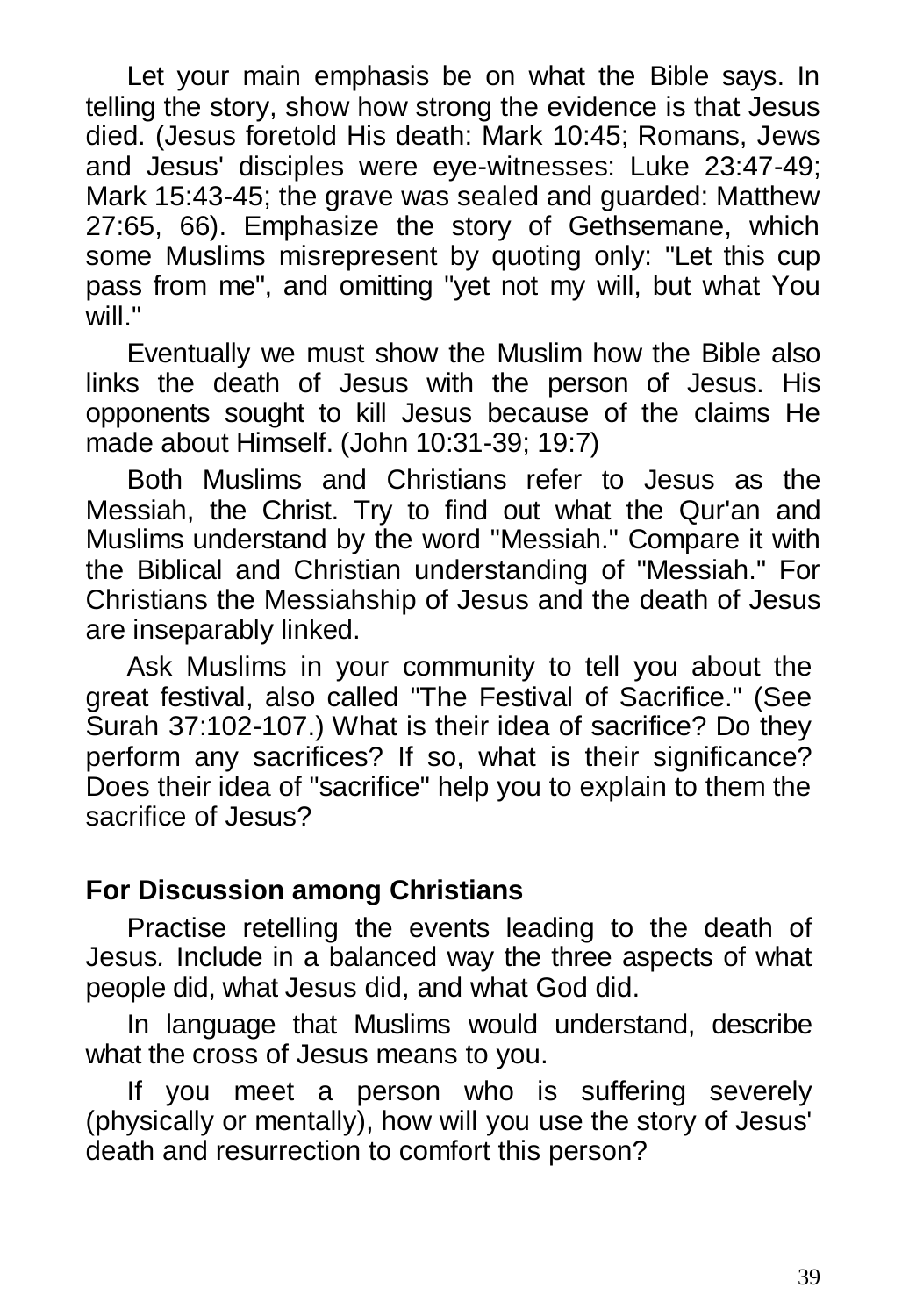Let your main emphasis be on what the Bible says. In telling the story, show how strong the evidence is that Jesus died. (Jesus foretold His death: Mark 10:45; Romans, Jews and Jesus' disciples were eye-witnesses: Luke 23:47-49; Mark 15:43-45; the grave was sealed and guarded: Matthew 27:65, 66). Emphasize the story of Gethsemane, which some Muslims misrepresent by quoting only: "Let this cup pass from me", and omitting "yet not my will, but what You will."

Eventually we must show the Muslim how the Bible also links the death of Jesus with the person of Jesus. His opponents sought to kill Jesus because of the claims He made about Himself. (John 10:31-39; 19:7)

Both Muslims and Christians refer to Jesus as the Messiah, the Christ. Try to find out what the Qur'an and Muslims understand by the word "Messiah." Compare it with the Biblical and Christian understanding of "Messiah." For Christians the Messiahship of Jesus and the death of Jesus are inseparably linked.

Ask Muslims in your community to tell you about the great festival, also called "The Festival of Sacrifice." (See Surah 37:102-107.) What is their idea of sacrifice? Do they perform any sacrifices? If so, what is their significance? Does their idea of "sacrifice" help you to explain to them the sacrifice of Jesus?

### For Discussion among Christians

Practise retelling the events leading to the death of Jesus. Include in a balanced way the three aspects of what people did, what Jesus did, and what God did.

In language that Muslims would understand, describe what the cross of Jesus means to you.

If you meet a person who is suffering severely (physically or mentally), how will you use the story of Jesus' death and resurrection to comfort this person?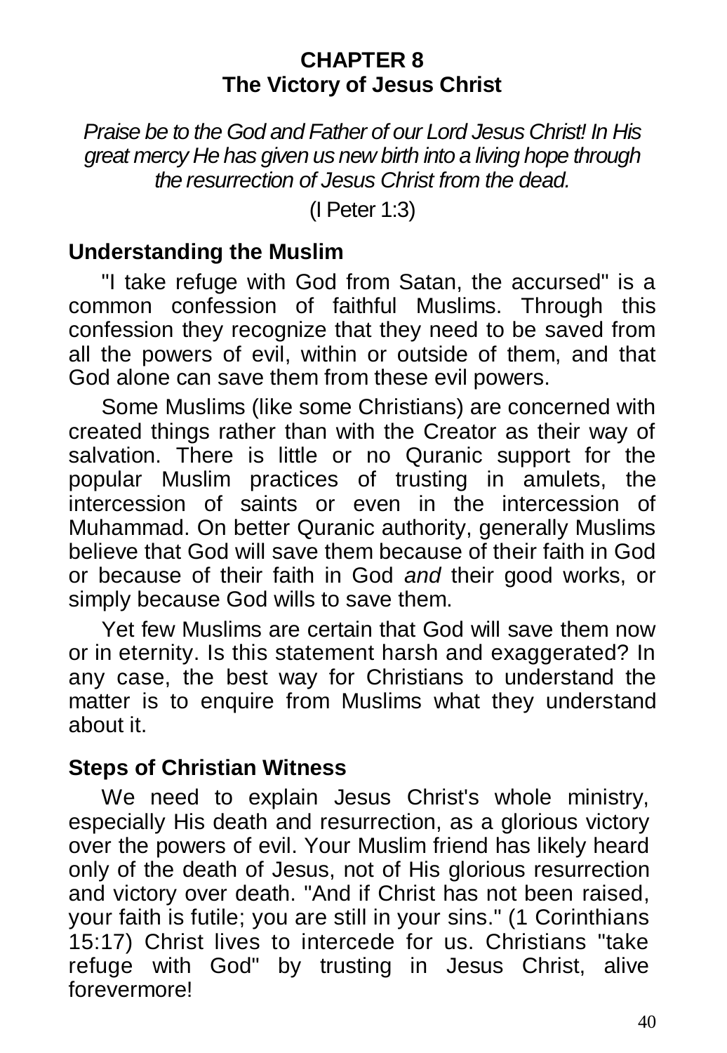# CHAPTER 8
# The Victory of Jesus Christ

*Praise be to the God and Father of our Lord Jesus Christ! In His great mercy He has given us new birth into a living hope through the resurrection of Jesus Christ from the dead.*

(I Peter 1:3)

## Understanding the Muslim

"I take refuge with God from Satan, the accursed" is a common confession of faithful Muslims. Through this confession they recognize that they need to be saved from all the powers of evil, within or outside of them, and that God alone can save them from these evil powers.

Some Muslims (like some Christians) are concerned with created things rather than with the Creator as their way of salvation. There is little or no Quranic support for the popular Muslim practices of trusting in amulets, the intercession of saints or even in the intercession of Muhammad. On better Quranic authority, generally Muslims believe that God will save them because of their faith in God or because of their faith in God *and* their good works, or simply because God wills to save them.

Yet few Muslims are certain that God will save them now or in eternity. Is this statement harsh and exaggerated? In any case, the best way for Christians to understand the matter is to enquire from Muslims what they understand about it.

## Steps of Christian Witness

We need to explain Jesus Christ's whole ministry, especially His death and resurrection, as a glorious victory over the powers of evil. Your Muslim friend has likely heard only of the death of Jesus, not of His glorious resurrection and victory over death. "And if Christ has not been raised, your faith is futile; you are still in your sins." (1 Corinthians 15:17) Christ lives to intercede for us. Christians "take refuge with God" by trusting in Jesus Christ, alive forevermore!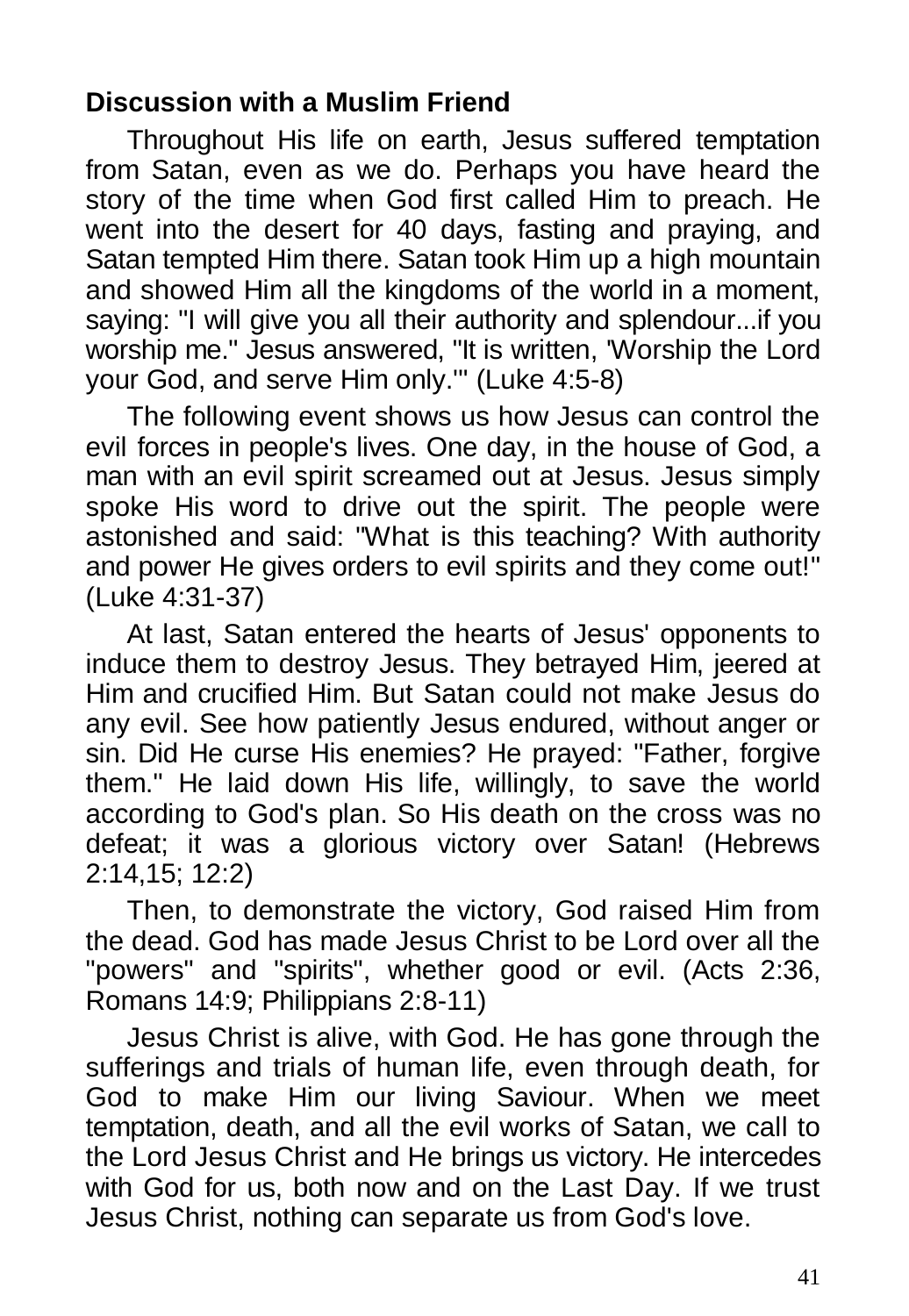**Discussion with a Muslim Friend**

Throughout His life on earth, Jesus suffered temptation from Satan, even as we do. Perhaps you have heard the story of the time when God first called Him to preach. He went into the desert for 40 days, fasting and praying, and Satan tempted Him there. Satan took Him up a high mountain and showed Him all the kingdoms of the world in a moment, saying: "I will give you all their authority and splendour...if you worship me." Jesus answered, "It is written, 'Worship the Lord your God, and serve Him only.'" (Luke 4:5-8)

The following event shows us how Jesus can control the evil forces in people's lives. One day, in the house of God, a man with an evil spirit screamed out at Jesus. Jesus simply spoke His word to drive out the spirit. The people were astonished and said: "What is this teaching? With authority and power He gives orders to evil spirits and they come out!" (Luke 4:31-37)

At last, Satan entered the hearts of Jesus' opponents to induce them to destroy Jesus. They betrayed Him, jeered at Him and crucified Him. But Satan could not make Jesus do any evil. See how patiently Jesus endured, without anger or sin. Did He curse His enemies? He prayed: "Father, forgive them." He laid down His life, willingly, to save the world according to God's plan. So His death on the cross was no defeat; it was a glorious victory over Satan! (Hebrews 2:14,15; 12:2)

Then, to demonstrate the victory, God raised Him from the dead. God has made Jesus Christ to be Lord over all the "powers" and "spirits", whether good or evil. (Acts 2:36, Romans 14:9; Philippians 2:8-11)

Jesus Christ is alive, with God. He has gone through the sufferings and trials of human life, even through death, for God to make Him our living Saviour. When we meet temptation, death, and all the evil works of Satan, we call to the Lord Jesus Christ and He brings us victory. He intercedes with God for us, both now and on the Last Day. If we trust Jesus Christ, nothing can separate us from God's love.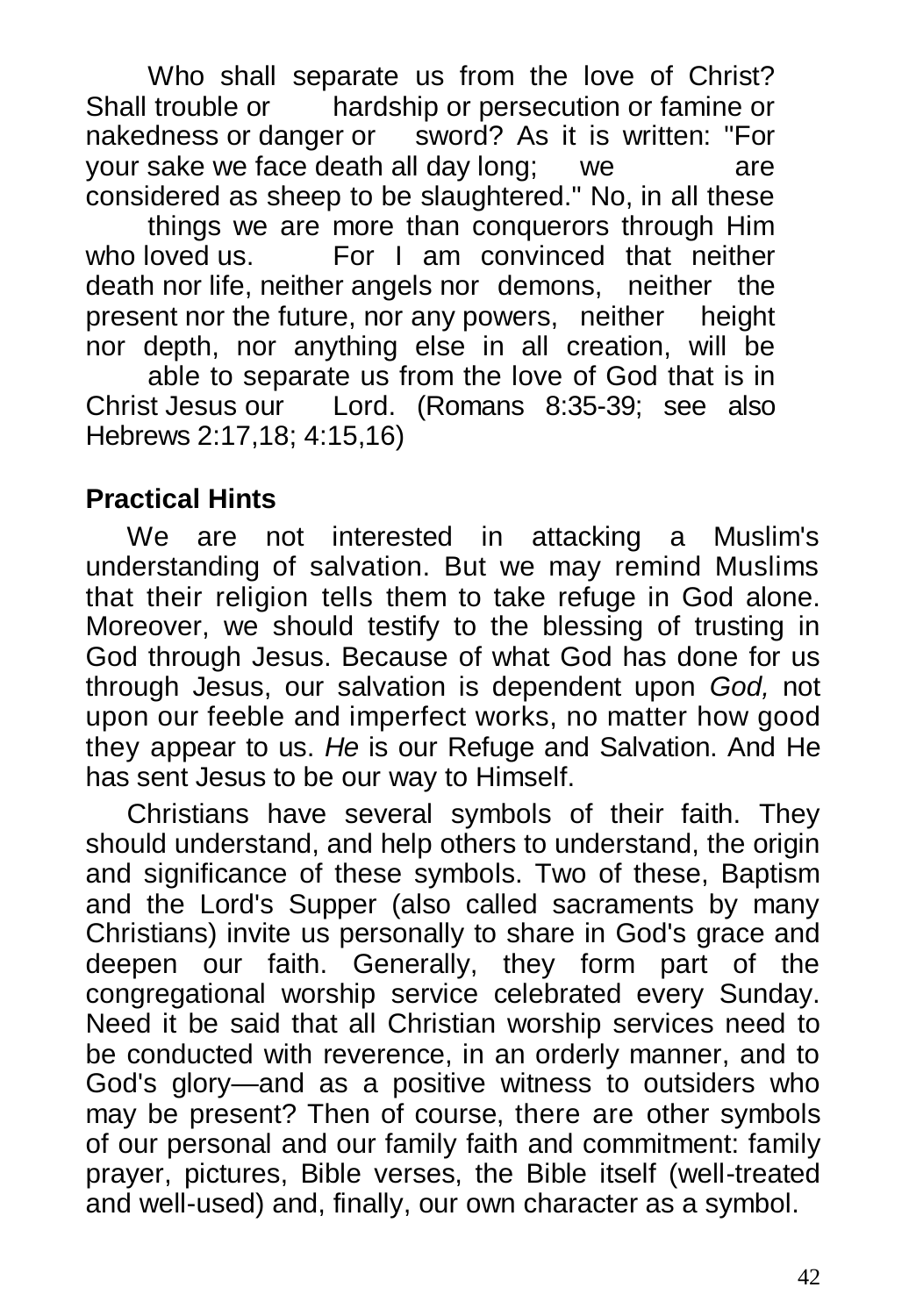Who shall separate us from the love of Christ? Shall trouble or hardship or persecution or famine or nakedness or danger or sword? As it is written: "For your sake we face death all day long; we are considered as sheep to be slaughtered." No, in all these things we are more than conquerors through Him who loved us. For I am convinced that neither death nor life, neither angels nor demons, neither the present nor the future, nor any powers, neither height nor depth, nor anything else in all creation, will be able to separate us from the love of God that is in Christ Jesus our Lord. (Romans 8:35-39; see also Hebrews 2:17,18; 4:15,16)

## Practical Hints

We are not interested in attacking a Muslim's understanding of salvation. But we may remind Muslims that their religion tells them to take refuge in God alone. Moreover, we should testify to the blessing of trusting in God through Jesus. Because of what God has done for us through Jesus, our salvation is dependent upon *God,* not upon our feeble and imperfect works, no matter how good they appear to us. *He* is our Refuge and Salvation. And He has sent Jesus to be our way to Himself.

Christians have several symbols of their faith. They should understand, and help others to understand, the origin and significance of these symbols. Two of these, Baptism and the Lord's Supper (also called sacraments by many Christians) invite us personally to share in God's grace and deepen our faith. Generally, they form part of the congregational worship service celebrated every Sunday. Need it be said that all Christian worship services need to be conducted with reverence, in an orderly manner, and to God's glory—and as a positive witness to outsiders who may be present? Then of course, there are other symbols of our personal and our family faith and commitment: family prayer, pictures, Bible verses, the Bible itself (well-treated and well-used) and, finally, our own character as a symbol.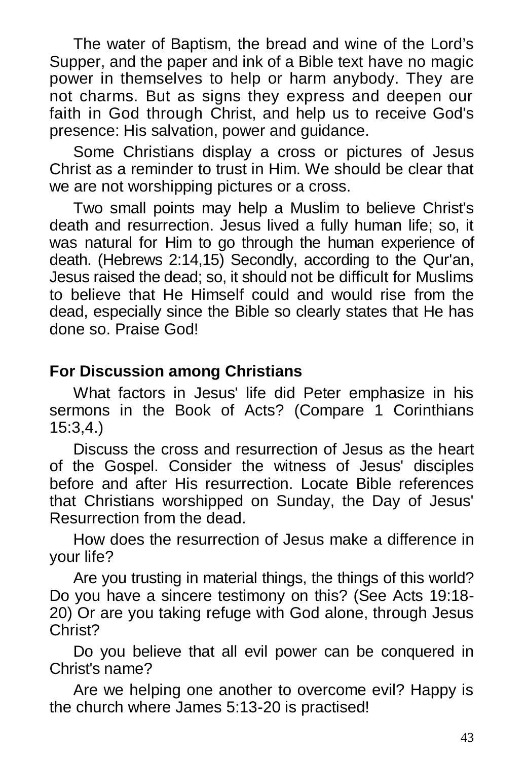The water of Baptism, the bread and wine of the Lord's Supper, and the paper and ink of a Bible text have no magic power in themselves to help or harm anybody. They are not charms. But as signs they express and deepen our faith in God through Christ, and help us to receive God's presence: His salvation, power and guidance.

Some Christians display a cross or pictures of Jesus Christ as a reminder to trust in Him. We should be clear that we are not worshipping pictures or a cross.

Two small points may help a Muslim to believe Christ's death and resurrection. Jesus lived a fully human life; so, it was natural for Him to go through the human experience of death. (Hebrews 2:14,15) Secondly, according to the Qur'an, Jesus raised the dead; so, it should not be difficult for Muslims to believe that He Himself could and would rise from the dead, especially since the Bible so clearly states that He has done so. Praise God!

**For Discussion among Christians**

What factors in Jesus' life did Peter emphasize in his sermons in the Book of Acts? (Compare 1 Corinthians 15:3,4.)

Discuss the cross and resurrection of Jesus as the heart of the Gospel. Consider the witness of Jesus' disciples before and after His resurrection. Locate Bible references that Christians worshipped on Sunday, the Day of Jesus' Resurrection from the dead.

How does the resurrection of Jesus make a difference in your life?

Are you trusting in material things, the things of this world? Do you have a sincere testimony on this? (See Acts 19:18-20) Or are you taking refuge with God alone, through Jesus Christ?

Do you believe that all evil power can be conquered in Christ's name?

Are we helping one another to overcome evil? Happy is the church where James 5:13-20 is practised!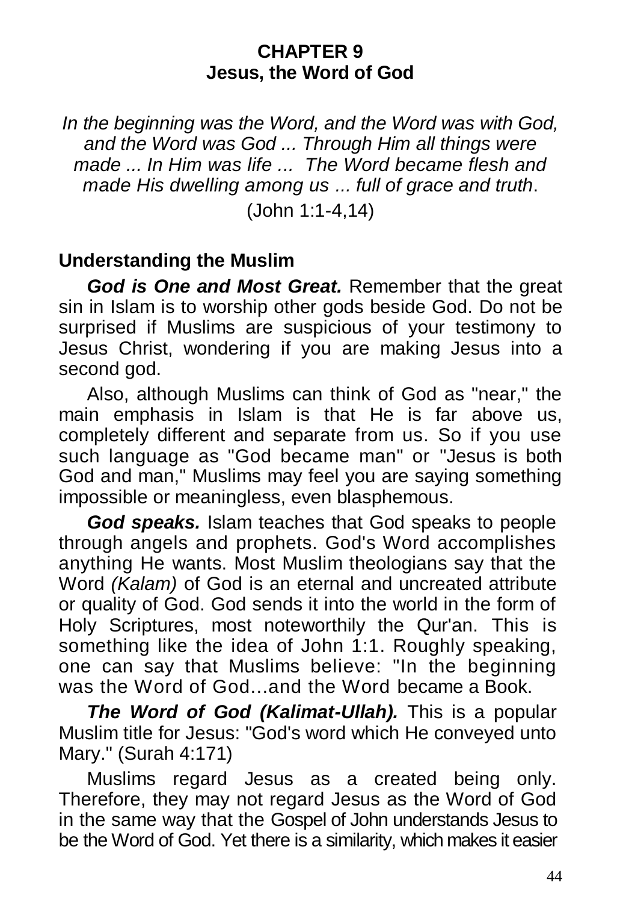# CHAPTER 9
# Jesus, the Word of God

*In the beginning was the Word, and the Word was with God, and the Word was God ... Through Him all things were made ... In Him was life ... The Word became flesh and made His dwelling among us ... full of grace and truth*.

(John 1:1-4,14)

## Understanding the Muslim

***God is One and Most Great.*** Remember that the great sin in Islam is to worship other gods beside God. Do not be surprised if Muslims are suspicious of your testimony to Jesus Christ, wondering if you are making Jesus into a second god.

Also, although Muslims can think of God as "near," the main emphasis in Islam is that He is far above us, completely different and separate from us. So if you use such language as "God became man" or "Jesus is both God and man," Muslims may feel you are saying something impossible or meaningless, even blasphemous.

***God speaks.*** Islam teaches that God speaks to people through angels and prophets. God's Word accomplishes anything He wants. Most Muslim theologians say that the Word *(Kalam)* of God is an eternal and uncreated attribute or quality of God. God sends it into the world in the form of Holy Scriptures, most noteworthily the Qur'an. This is something like the idea of John 1:1. Roughly speaking, one can say that Muslims believe: "In the beginning was the Word of God...and the Word became a Book.

***The Word of God (Kalimat-Ullah).*** This is a popular Muslim title for Jesus: "God's word which He conveyed unto Mary." (Surah 4:171)

Muslims regard Jesus as a created being only. Therefore, they may not regard Jesus as the Word of God in the same way that the Gospel of John understands Jesus to be the Word of God. Yet there is a similarity, which makes it easier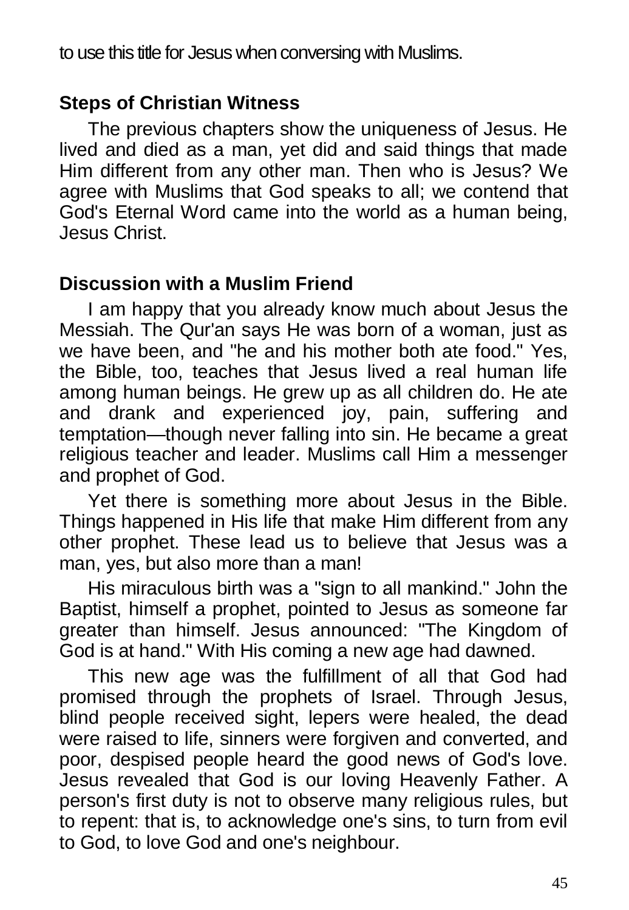to use this title for Jesus when conversing with Muslims.

## Steps of Christian Witness

The previous chapters show the uniqueness of Jesus. He lived and died as a man, yet did and said things that made Him different from any other man. Then who is Jesus? We agree with Muslims that God speaks to all; we contend that God's Eternal Word came into the world as a human being, Jesus Christ.

## Discussion with a Muslim Friend

I am happy that you already know much about Jesus the Messiah. The Qur'an says He was born of a woman, just as we have been, and "he and his mother both ate food." Yes, the Bible, too, teaches that Jesus lived a real human life among human beings. He grew up as all children do. He ate and drank and experienced joy, pain, suffering and temptation—though never falling into sin. He became a great religious teacher and leader. Muslims call Him a messenger and prophet of God.

Yet there is something more about Jesus in the Bible. Things happened in His life that make Him different from any other prophet. These lead us to believe that Jesus was a man, yes, but also more than a man!

His miraculous birth was a "sign to all mankind." John the Baptist, himself a prophet, pointed to Jesus as someone far greater than himself. Jesus announced: "The Kingdom of God is at hand." With His coming a new age had dawned.

This new age was the fulfillment of all that God had promised through the prophets of Israel. Through Jesus, blind people received sight, lepers were healed, the dead were raised to life, sinners were forgiven and converted, and poor, despised people heard the good news of God's love. Jesus revealed that God is our loving Heavenly Father. A person's first duty is not to observe many religious rules, but to repent: that is, to acknowledge one's sins, to turn from evil to God, to love God and one's neighbour.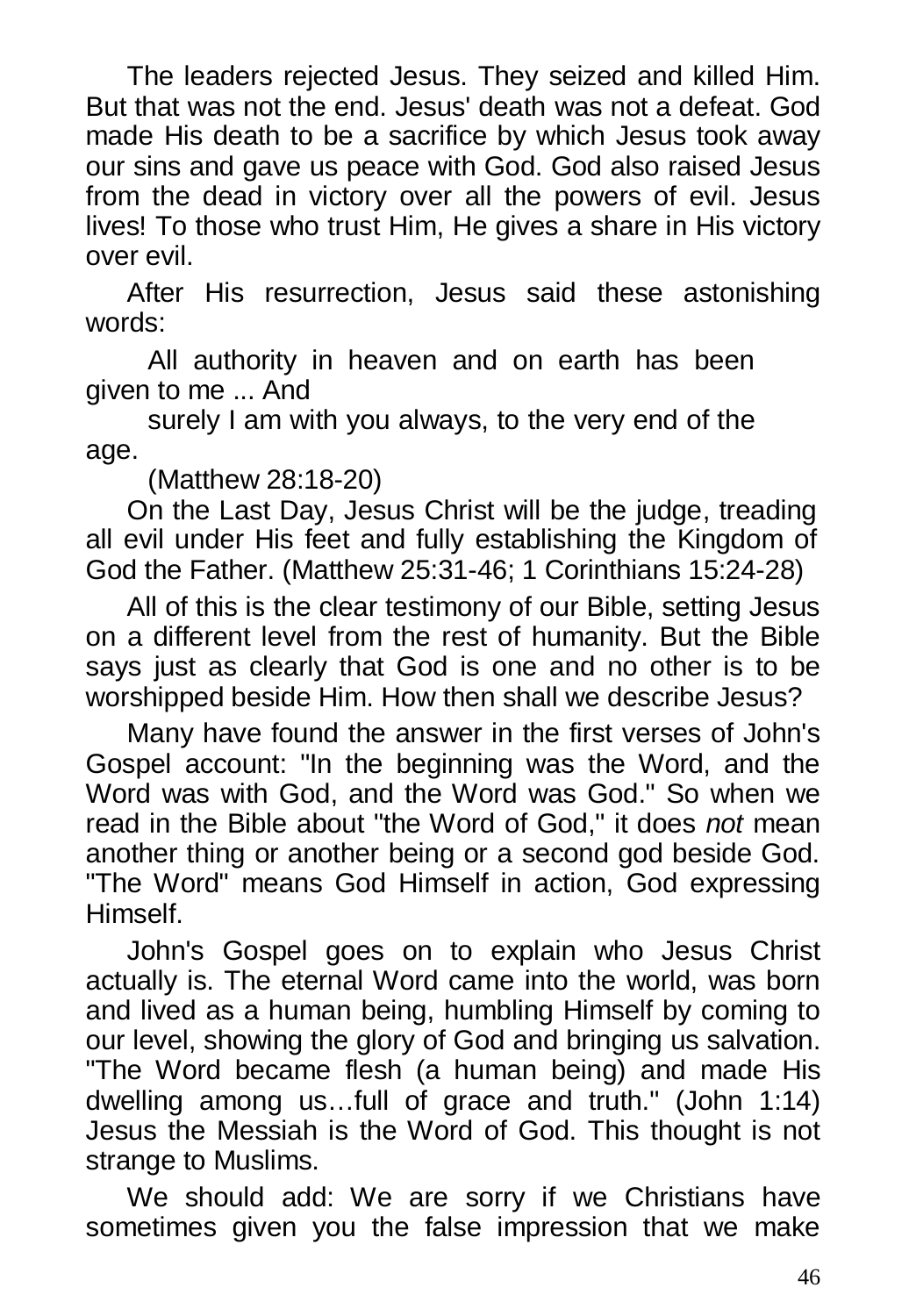The leaders rejected Jesus. They seized and killed Him. But that was not the end. Jesus' death was not a defeat. God made His death to be a sacrifice by which Jesus took away our sins and gave us peace with God. God also raised Jesus from the dead in victory over all the powers of evil. Jesus lives! To those who trust Him, He gives a share in His victory over evil.

After His resurrection, Jesus said these astonishing words:

> All authority in heaven and on earth has been given to me ... And surely I am with you always, to the very end of the age.
>
> (Matthew 28:18-20)

On the Last Day, Jesus Christ will be the judge, treading all evil under His feet and fully establishing the Kingdom of God the Father. (Matthew 25:31-46; 1 Corinthians 15:24-28)

All of this is the clear testimony of our Bible, setting Jesus on a different level from the rest of humanity. But the Bible says just as clearly that God is one and no other is to be worshipped beside Him. How then shall we describe Jesus?

Many have found the answer in the first verses of John's Gospel account: "In the beginning was the Word, and the Word was with God, and the Word was God." So when we read in the Bible about "the Word of God," it does *not* mean another thing or another being or a second god beside God. "The Word" means God Himself in action, God expressing Himself.

John's Gospel goes on to explain who Jesus Christ actually is. The eternal Word came into the world, was born and lived as a human being, humbling Himself by coming to our level, showing the glory of God and bringing us salvation. "The Word became flesh (a human being) and made His dwelling among us…full of grace and truth." (John 1:14) Jesus the Messiah is the Word of God. This thought is not strange to Muslims.

We should add: We are sorry if we Christians have sometimes given you the false impression that we make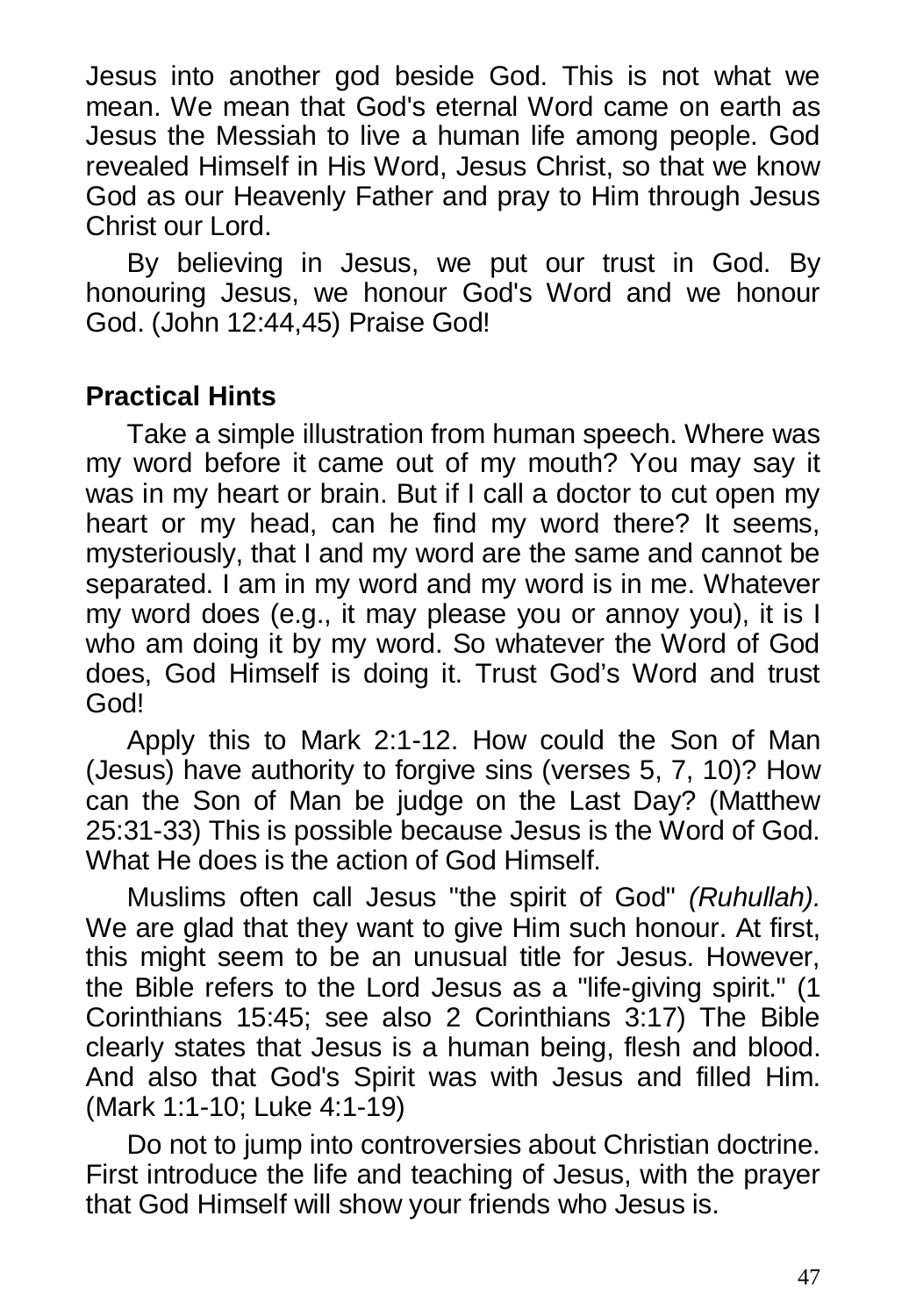Jesus into another god beside God. This is not what we mean. We mean that God's eternal Word came on earth as Jesus the Messiah to live a human life among people. God revealed Himself in His Word, Jesus Christ, so that we know God as our Heavenly Father and pray to Him through Jesus Christ our Lord.

By believing in Jesus, we put our trust in God. By honouring Jesus, we honour God's Word and we honour God. (John 12:44,45) Praise God!

## Practical Hints

Take a simple illustration from human speech. Where was my word before it came out of my mouth? You may say it was in my heart or brain. But if I call a doctor to cut open my heart or my head, can he find my word there? It seems, mysteriously, that I and my word are the same and cannot be separated. I am in my word and my word is in me. Whatever my word does (e.g., it may please you or annoy you), it is I who am doing it by my word. So whatever the Word of God does, God Himself is doing it. Trust God's Word and trust God!

Apply this to Mark 2:1-12. How could the Son of Man (Jesus) have authority to forgive sins (verses 5, 7, 10)? How can the Son of Man be judge on the Last Day? (Matthew 25:31-33) This is possible because Jesus is the Word of God. What He does is the action of God Himself.

Muslims often call Jesus "the spirit of God" *(Ruhullah).* We are glad that they want to give Him such honour. At first, this might seem to be an unusual title for Jesus. However, the Bible refers to the Lord Jesus as a "life-giving spirit." (1 Corinthians 15:45; see also 2 Corinthians 3:17) The Bible clearly states that Jesus is a human being, flesh and blood. And also that God's Spirit was with Jesus and filled Him. (Mark 1:1-10; Luke 4:1-19)

Do not to jump into controversies about Christian doctrine. First introduce the life and teaching of Jesus, with the prayer that God Himself will show your friends who Jesus is.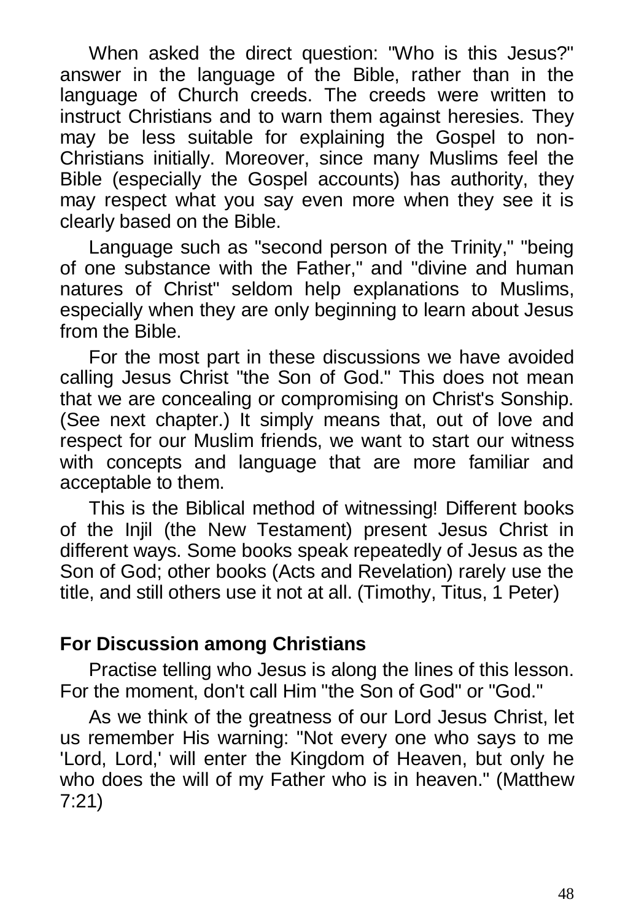When asked the direct question: "Who is this Jesus?" answer in the language of the Bible, rather than in the language of Church creeds. The creeds were written to instruct Christians and to warn them against heresies. They may be less suitable for explaining the Gospel to non-Christians initially. Moreover, since many Muslims feel the Bible (especially the Gospel accounts) has authority, they may respect what you say even more when they see it is clearly based on the Bible.

Language such as "second person of the Trinity," "being of one substance with the Father," and "divine and human natures of Christ" seldom help explanations to Muslims, especially when they are only beginning to learn about Jesus from the Bible.

For the most part in these discussions we have avoided calling Jesus Christ "the Son of God." This does not mean that we are concealing or compromising on Christ's Sonship. (See next chapter.) It simply means that, out of love and respect for our Muslim friends, we want to start our witness with concepts and language that are more familiar and acceptable to them.

This is the Biblical method of witnessing! Different books of the Injil (the New Testament) present Jesus Christ in different ways. Some books speak repeatedly of Jesus as the Son of God; other books (Acts and Revelation) rarely use the title, and still others use it not at all. (Timothy, Titus, 1 Peter)

**For Discussion among Christians**

Practise telling who Jesus is along the lines of this lesson. For the moment, don't call Him "the Son of God" or "God."

As we think of the greatness of our Lord Jesus Christ, let us remember His warning: "Not every one who says to me 'Lord, Lord,' will enter the Kingdom of Heaven, but only he who does the will of my Father who is in heaven." (Matthew 7:21)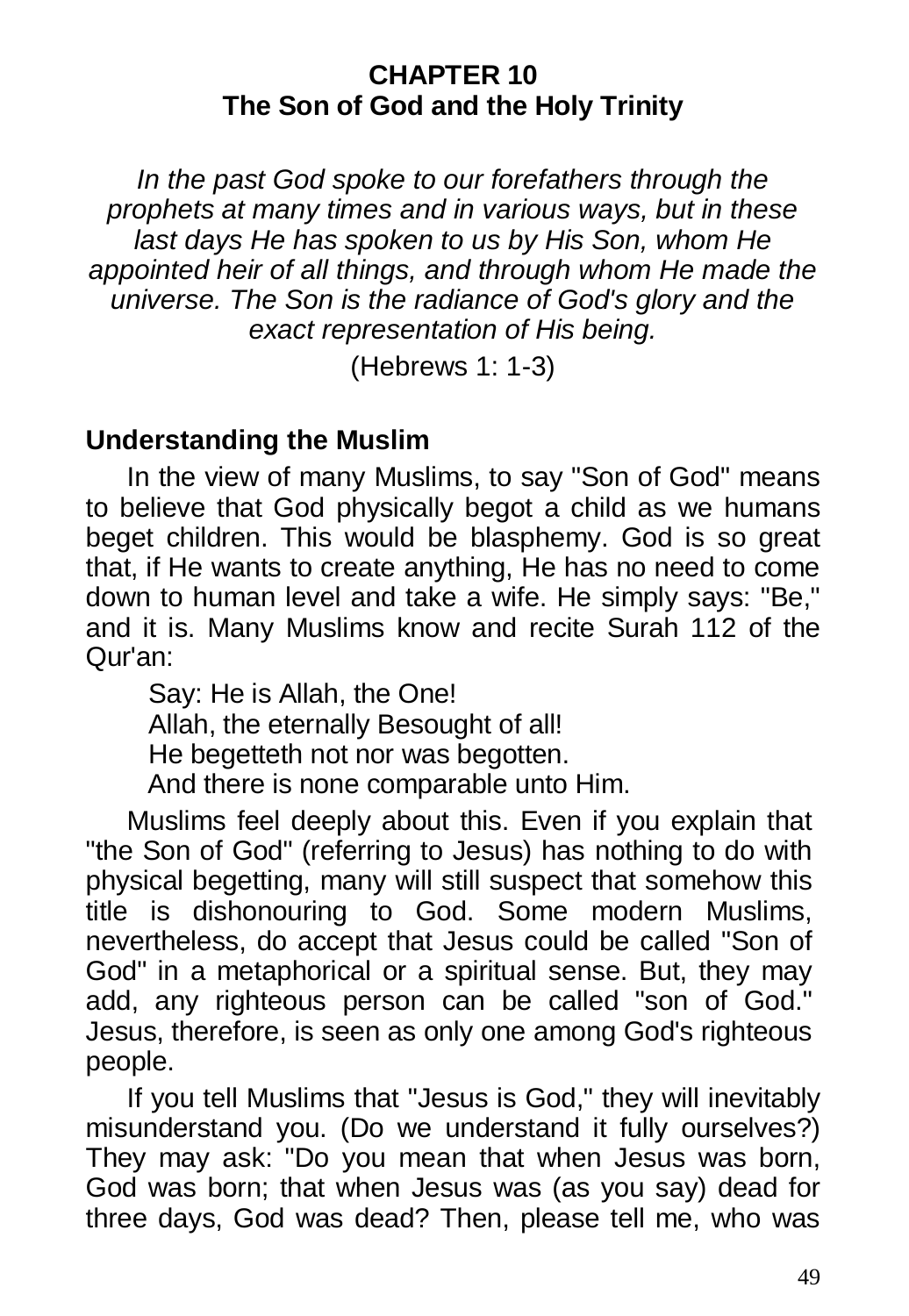# CHAPTER 10
# The Son of God and the Holy Trinity

*In the past God spoke to our forefathers through the prophets at many times and in various ways, but in these last days He has spoken to us by His Son, whom He appointed heir of all things, and through whom He made the universe. The Son is the radiance of God's glory and the exact representation of His being.*

(Hebrews 1: 1-3)

## Understanding the Muslim

In the view of many Muslims, to say "Son of God" means to believe that God physically begot a child as we humans beget children. This would be blasphemy. God is so great that, if He wants to create anything, He has no need to come down to human level and take a wife. He simply says: "Be," and it is. Many Muslims know and recite Surah 112 of the Qur'an:

> Say: He is Allah, the One!
> Allah, the eternally Besought of all!
> He begetteth not nor was begotten.
> And there is none comparable unto Him.

Muslims feel deeply about this. Even if you explain that "the Son of God" (referring to Jesus) has nothing to do with physical begetting, many will still suspect that somehow this title is dishonouring to God. Some modern Muslims, nevertheless, do accept that Jesus could be called "Son of God" in a metaphorical or a spiritual sense. But, they may add, any righteous person can be called "son of God." Jesus, therefore, is seen as only one among God's righteous people.

If you tell Muslims that "Jesus is God," they will inevitably misunderstand you. (Do we understand it fully ourselves?) They may ask: "Do you mean that when Jesus was born, God was born; that when Jesus was (as you say) dead for three days, God was dead? Then, please tell me, who was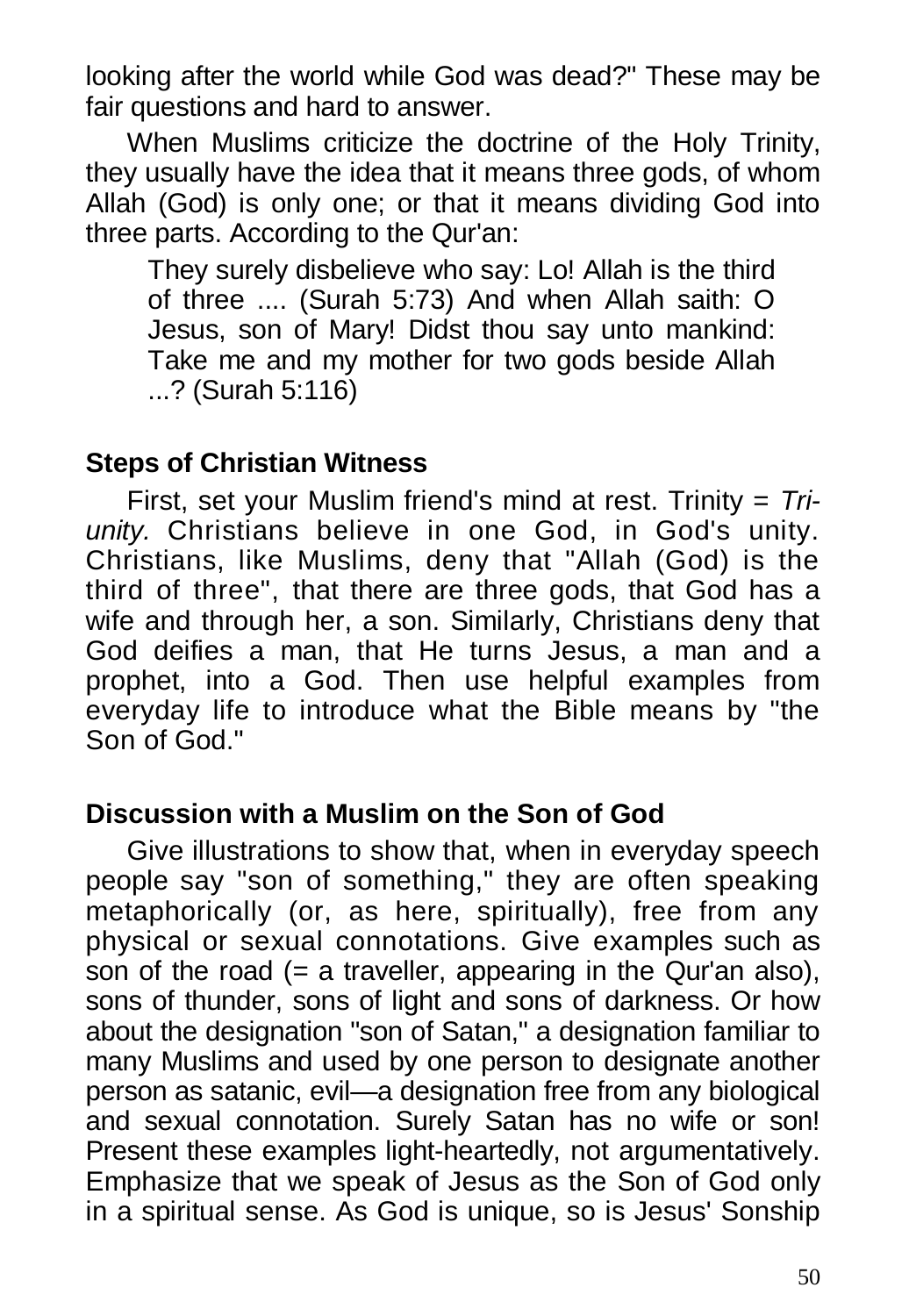looking after the world while God was dead?" These may be fair questions and hard to answer.

When Muslims criticize the doctrine of the Holy Trinity, they usually have the idea that it means three gods, of whom Allah (God) is only one; or that it means dividing God into three parts. According to the Qur'an:

> They surely disbelieve who say: Lo! Allah is the third of three .... (Surah 5:73) And when Allah saith: O Jesus, son of Mary! Didst thou say unto mankind: Take me and my mother for two gods beside Allah ...? (Surah 5:116)

## Steps of Christian Witness

First, set your Muslim friend's mind at rest. Trinity = *Tri-unity.* Christians believe in one God, in God's unity. Christians, like Muslims, deny that "Allah (God) is the third of three", that there are three gods, that God has a wife and through her, a son. Similarly, Christians deny that God deifies a man, that He turns Jesus, a man and a prophet, into a God. Then use helpful examples from everyday life to introduce what the Bible means by "the Son of God."

## Discussion with a Muslim on the Son of God

Give illustrations to show that, when in everyday speech people say "son of something," they are often speaking metaphorically (or, as here, spiritually), free from any physical or sexual connotations. Give examples such as son of the road (= a traveller, appearing in the Qur'an also), sons of thunder, sons of light and sons of darkness. Or how about the designation "son of Satan," a designation familiar to many Muslims and used by one person to designate another person as satanic, evil—a designation free from any biological and sexual connotation. Surely Satan has no wife or son! Present these examples light-heartedly, not argumentatively. Emphasize that we speak of Jesus as the Son of God only in a spiritual sense. As God is unique, so is Jesus' Sonship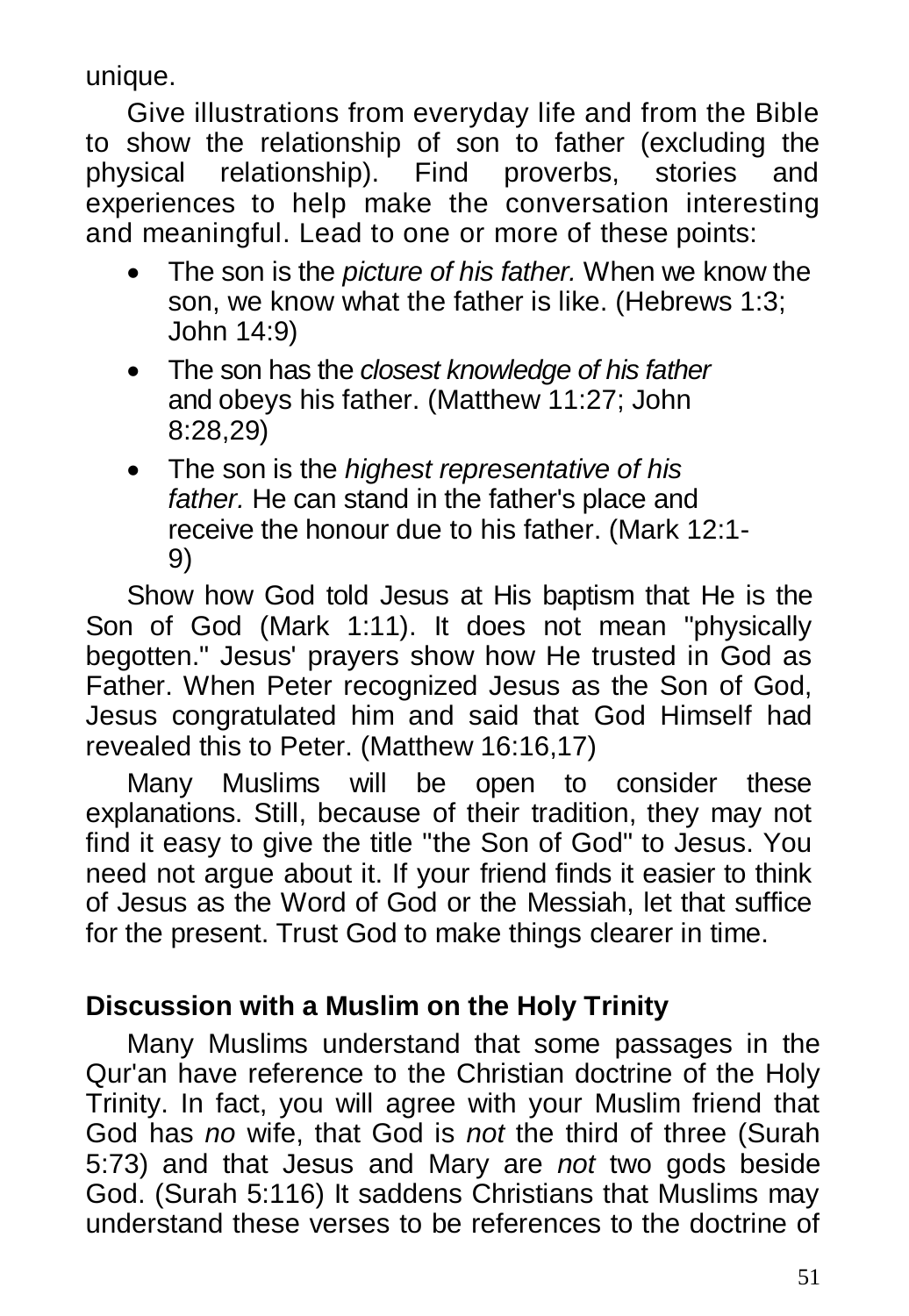unique.

Give illustrations from everyday life and from the Bible to show the relationship of son to father (excluding the physical relationship). Find proverbs, stories and experiences to help make the conversation interesting and meaningful. Lead to one or more of these points:

- The son is the *picture of his father.* When we know the son, we know what the father is like. (Hebrews 1:3; John 14:9)
- The son has the *closest knowledge of his father* and obeys his father. (Matthew 11:27; John 8:28,29)
- The son is the *highest representative of his father.* He can stand in the father's place and receive the honour due to his father. (Mark 12:1-9)

Show how God told Jesus at His baptism that He is the Son of God (Mark 1:11). It does not mean "physically begotten." Jesus' prayers show how He trusted in God as Father. When Peter recognized Jesus as the Son of God, Jesus congratulated him and said that God Himself had revealed this to Peter. (Matthew 16:16,17)

Many Muslims will be open to consider these explanations. Still, because of their tradition, they may not find it easy to give the title "the Son of God" to Jesus. You need not argue about it. If your friend finds it easier to think of Jesus as the Word of God or the Messiah, let that suffice for the present. Trust God to make things clearer in time.

## Discussion with a Muslim on the Holy Trinity

Many Muslims understand that some passages in the Qur'an have reference to the Christian doctrine of the Holy Trinity. In fact, you will agree with your Muslim friend that God has *no* wife, that God is *not* the third of three (Surah 5:73) and that Jesus and Mary are *not* two gods beside God. (Surah 5:116) It saddens Christians that Muslims may understand these verses to be references to the doctrine of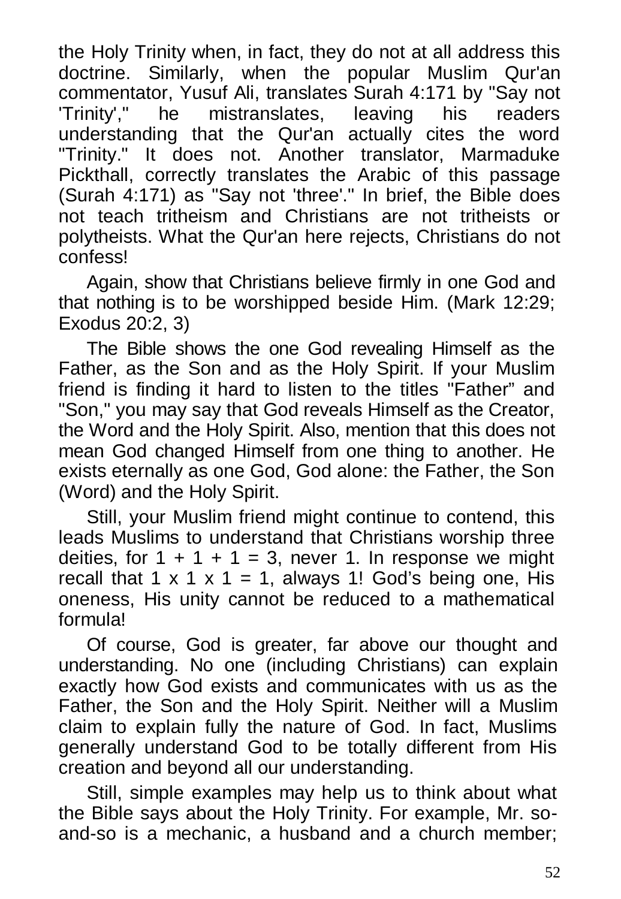the Holy Trinity when, in fact, they do not at all address this doctrine. Similarly, when the popular Muslim Qur'an commentator, Yusuf Ali, translates Surah 4:171 by "Say not 'Trinity'," he mistranslates, leaving his readers understanding that the Qur'an actually cites the word "Trinity." It does not. Another translator, Marmaduke Pickthall, correctly translates the Arabic of this passage (Surah 4:171) as "Say not 'three'." In brief, the Bible does not teach tritheism and Christians are not tritheists or polytheists. What the Qur'an here rejects, Christians do not confess!

Again, show that Christians believe firmly in one God and that nothing is to be worshipped beside Him. (Mark 12:29; Exodus 20:2, 3)

The Bible shows the one God revealing Himself as the Father, as the Son and as the Holy Spirit. If your Muslim friend is finding it hard to listen to the titles "Father" and "Son," you may say that God reveals Himself as the Creator, the Word and the Holy Spirit. Also, mention that this does not mean God changed Himself from one thing to another. He exists eternally as one God, God alone: the Father, the Son (Word) and the Holy Spirit.

Still, your Muslim friend might continue to contend, this leads Muslims to understand that Christians worship three deities, for $1 + 1 + 1 = 3$, never 1. In response we might recall that $1 \times 1 \times 1 = 1$, always 1! God's being one, His oneness, His unity cannot be reduced to a mathematical formula!

Of course, God is greater, far above our thought and understanding. No one (including Christians) can explain exactly how God exists and communicates with us as the Father, the Son and the Holy Spirit. Neither will a Muslim claim to explain fully the nature of God. In fact, Muslims generally understand God to be totally different from His creation and beyond all our understanding.

Still, simple examples may help us to think about what the Bible says about the Holy Trinity. For example, Mr. so-and-so is a mechanic, a husband and a church member;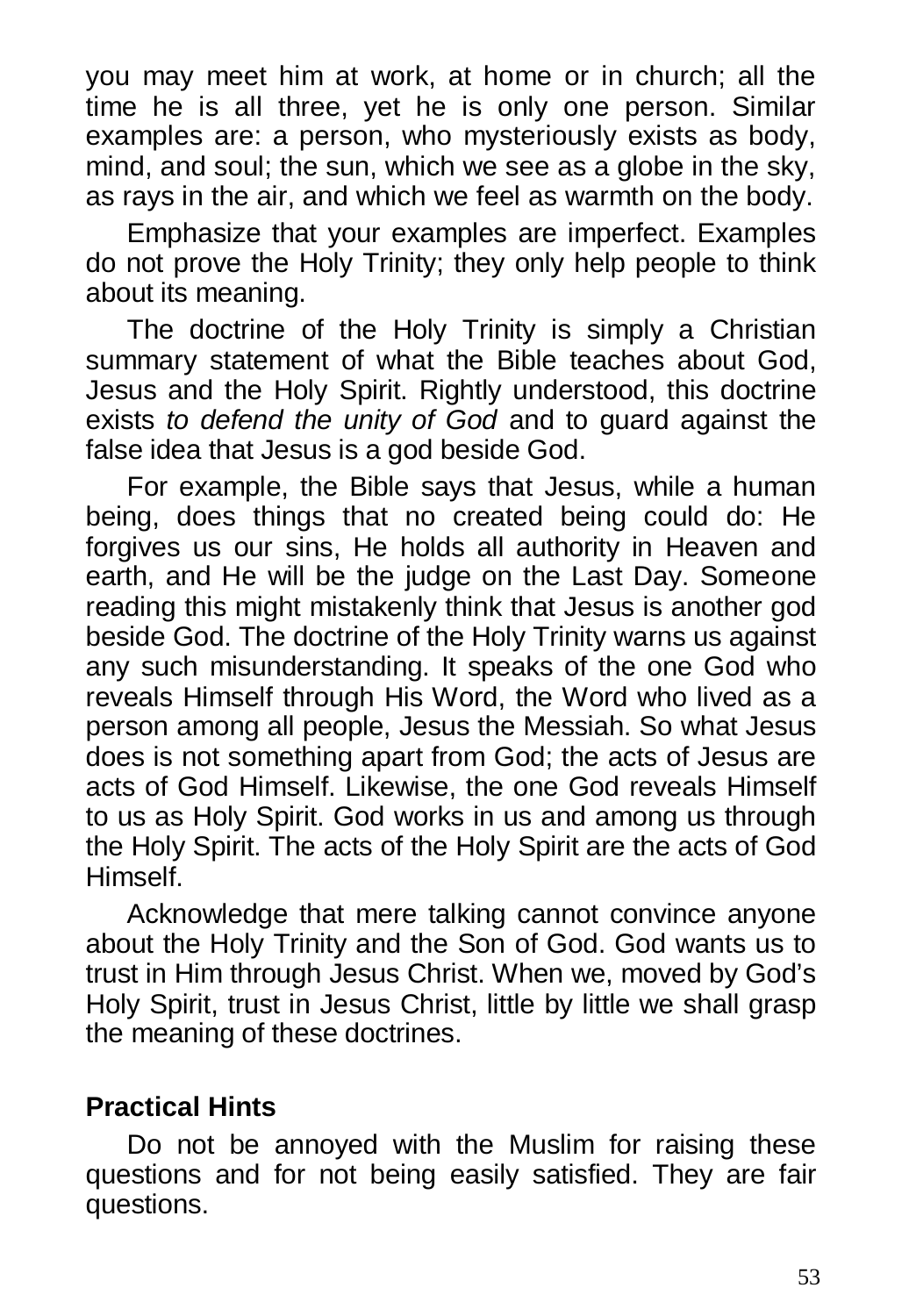you may meet him at work, at home or in church; all the time he is all three, yet he is only one person. Similar examples are: a person, who mysteriously exists as body, mind, and soul; the sun, which we see as a globe in the sky, as rays in the air, and which we feel as warmth on the body.

Emphasize that your examples are imperfect. Examples do not prove the Holy Trinity; they only help people to think about its meaning.

The doctrine of the Holy Trinity is simply a Christian summary statement of what the Bible teaches about God, Jesus and the Holy Spirit. Rightly understood, this doctrine exists *to defend the unity of God* and to guard against the false idea that Jesus is a god beside God.

For example, the Bible says that Jesus, while a human being, does things that no created being could do: He forgives us our sins, He holds all authority in Heaven and earth, and He will be the judge on the Last Day. Someone reading this might mistakenly think that Jesus is another god beside God. The doctrine of the Holy Trinity warns us against any such misunderstanding. It speaks of the one God who reveals Himself through His Word, the Word who lived as a person among all people, Jesus the Messiah. So what Jesus does is not something apart from God; the acts of Jesus are acts of God Himself. Likewise, the one God reveals Himself to us as Holy Spirit. God works in us and among us through the Holy Spirit. The acts of the Holy Spirit are the acts of God Himself.

Acknowledge that mere talking cannot convince anyone about the Holy Trinity and the Son of God. God wants us to trust in Him through Jesus Christ. When we, moved by God's Holy Spirit, trust in Jesus Christ, little by little we shall grasp the meaning of these doctrines.

**Practical Hints**

Do not be annoyed with the Muslim for raising these questions and for not being easily satisfied. They are fair questions.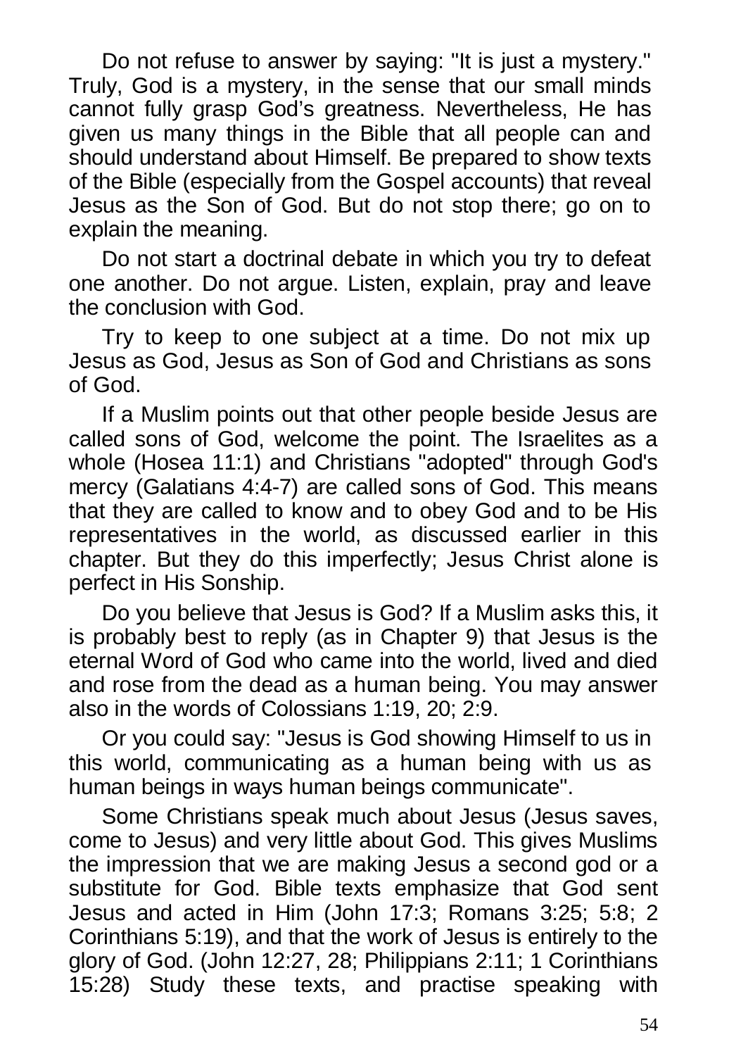Do not refuse to answer by saying: "It is just a mystery." Truly, God is a mystery, in the sense that our small minds cannot fully grasp God's greatness. Nevertheless, He has given us many things in the Bible that all people can and should understand about Himself. Be prepared to show texts of the Bible (especially from the Gospel accounts) that reveal Jesus as the Son of God. But do not stop there; go on to explain the meaning.

Do not start a doctrinal debate in which you try to defeat one another. Do not argue. Listen, explain, pray and leave the conclusion with God.

Try to keep to one subject at a time. Do not mix up Jesus as God, Jesus as Son of God and Christians as sons of God.

If a Muslim points out that other people beside Jesus are called sons of God, welcome the point. The Israelites as a whole (Hosea 11:1) and Christians "adopted" through God's mercy (Galatians 4:4-7) are called sons of God. This means that they are called to know and to obey God and to be His representatives in the world, as discussed earlier in this chapter. But they do this imperfectly; Jesus Christ alone is perfect in His Sonship.

Do you believe that Jesus is God? If a Muslim asks this, it is probably best to reply (as in Chapter 9) that Jesus is the eternal Word of God who came into the world, lived and died and rose from the dead as a human being. You may answer also in the words of Colossians 1:19, 20; 2:9.

Or you could say: "Jesus is God showing Himself to us in this world, communicating as a human being with us as human beings in ways human beings communicate".

Some Christians speak much about Jesus (Jesus saves, come to Jesus) and very little about God. This gives Muslims the impression that we are making Jesus a second god or a substitute for God. Bible texts emphasize that God sent Jesus and acted in Him (John 17:3; Romans 3:25; 5:8; 2 Corinthians 5:19), and that the work of Jesus is entirely to the glory of God. (John 12:27, 28; Philippians 2:11; 1 Corinthians 15:28) Study these texts, and practise speaking with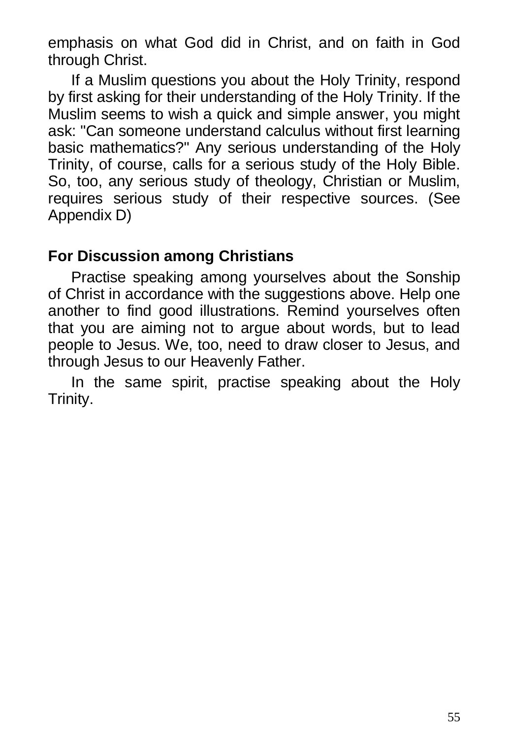emphasis on what God did in Christ, and on faith in God through Christ.

If a Muslim questions you about the Holy Trinity, respond by first asking for their understanding of the Holy Trinity. If the Muslim seems to wish a quick and simple answer, you might ask: "Can someone understand calculus without first learning basic mathematics?" Any serious understanding of the Holy Trinity, of course, calls for a serious study of the Holy Bible. So, too, any serious study of theology, Christian or Muslim, requires serious study of their respective sources. (See Appendix D)

### For Discussion among Christians

Practise speaking among yourselves about the Sonship of Christ in accordance with the suggestions above. Help one another to find good illustrations. Remind yourselves often that you are aiming not to argue about words, but to lead people to Jesus. We, too, need to draw closer to Jesus, and through Jesus to our Heavenly Father.

In the same spirit, practise speaking about the Holy Trinity.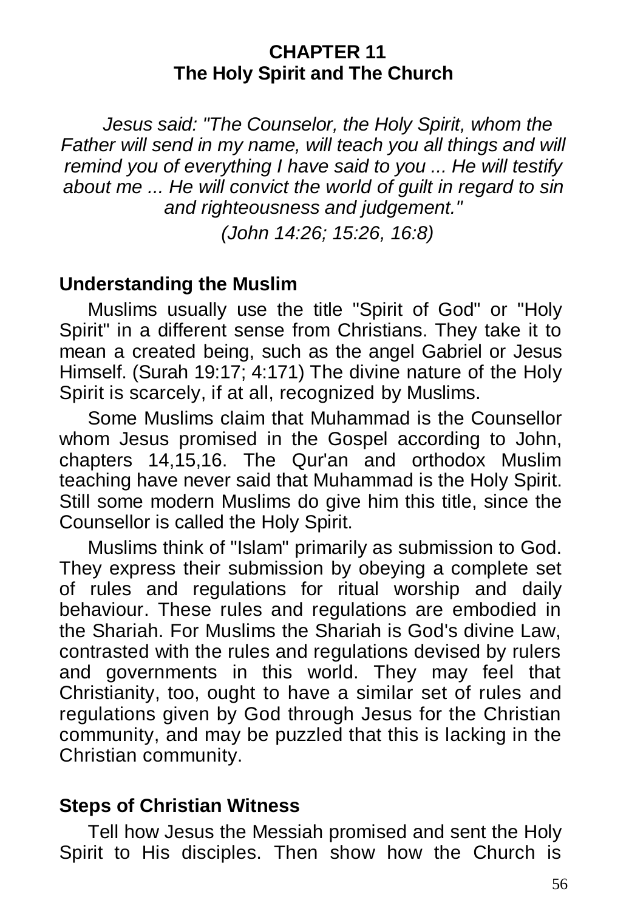# CHAPTER 11
# The Holy Spirit and The Church

*Jesus said: "The Counselor, the Holy Spirit, whom the Father will send in my name, will teach you all things and will remind you of everything I have said to you ... He will testify about me ... He will convict the world of guilt in regard to sin and righteousness and judgement."*

*(John 14:26; 15:26, 16:8)*

## Understanding the Muslim

Muslims usually use the title "Spirit of God" or "Holy Spirit" in a different sense from Christians. They take it to mean a created being, such as the angel Gabriel or Jesus Himself. (Surah 19:17; 4:171) The divine nature of the Holy Spirit is scarcely, if at all, recognized by Muslims.

Some Muslims claim that Muhammad is the Counsellor whom Jesus promised in the Gospel according to John, chapters 14,15,16. The Qur'an and orthodox Muslim teaching have never said that Muhammad is the Holy Spirit. Still some modern Muslims do give him this title, since the Counsellor is called the Holy Spirit.

Muslims think of "Islam" primarily as submission to God. They express their submission by obeying a complete set of rules and regulations for ritual worship and daily behaviour. These rules and regulations are embodied in the Shariah. For Muslims the Shariah is God's divine Law, contrasted with the rules and regulations devised by rulers and governments in this world. They may feel that Christianity, too, ought to have a similar set of rules and regulations given by God through Jesus for the Christian community, and may be puzzled that this is lacking in the Christian community.

## Steps of Christian Witness

Tell how Jesus the Messiah promised and sent the Holy Spirit to His disciples. Then show how the Church is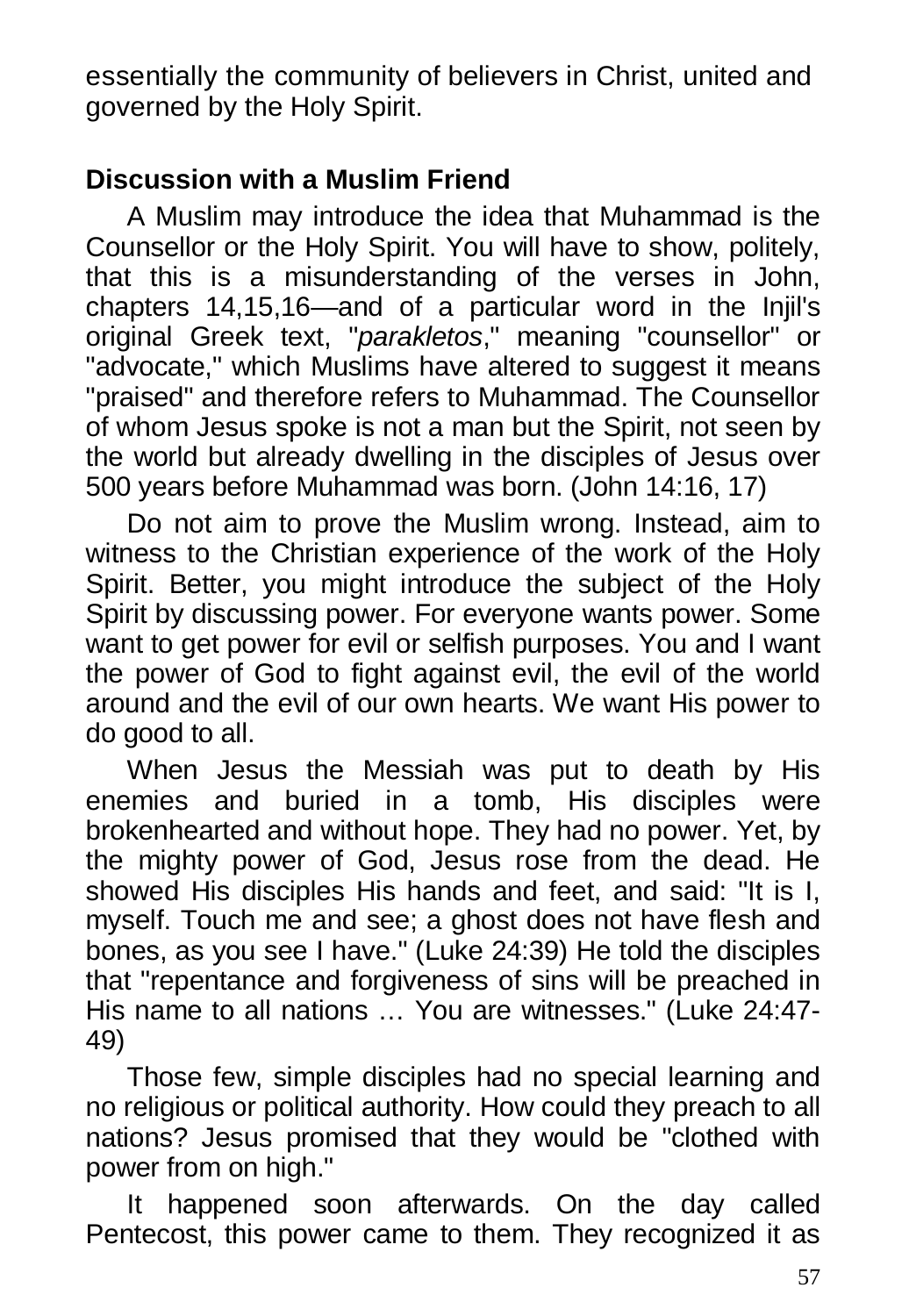essentially the community of believers in Christ, united and governed by the Holy Spirit.

**Discussion with a Muslim Friend**

A Muslim may introduce the idea that Muhammad is the Counsellor or the Holy Spirit. You will have to show, politely, that this is a misunderstanding of the verses in John, chapters 14,15,16—and of a particular word in the Injil's original Greek text, "*parakletos*," meaning "counsellor" or "advocate," which Muslims have altered to suggest it means "praised" and therefore refers to Muhammad. The Counsellor of whom Jesus spoke is not a man but the Spirit, not seen by the world but already dwelling in the disciples of Jesus over 500 years before Muhammad was born. (John 14:16, 17)

Do not aim to prove the Muslim wrong. Instead, aim to witness to the Christian experience of the work of the Holy Spirit. Better, you might introduce the subject of the Holy Spirit by discussing power. For everyone wants power. Some want to get power for evil or selfish purposes. You and I want the power of God to fight against evil, the evil of the world around and the evil of our own hearts. We want His power to do good to all.

When Jesus the Messiah was put to death by His enemies and buried in a tomb, His disciples were brokenhearted and without hope. They had no power. Yet, by the mighty power of God, Jesus rose from the dead. He showed His disciples His hands and feet, and said: "It is I, myself. Touch me and see; a ghost does not have flesh and bones, as you see I have." (Luke 24:39) He told the disciples that "repentance and forgiveness of sins will be preached in His name to all nations … You are witnesses." (Luke 24:47-49)

Those few, simple disciples had no special learning and no religious or political authority. How could they preach to all nations? Jesus promised that they would be "clothed with power from on high."

It happened soon afterwards. On the day called Pentecost, this power came to them. They recognized it as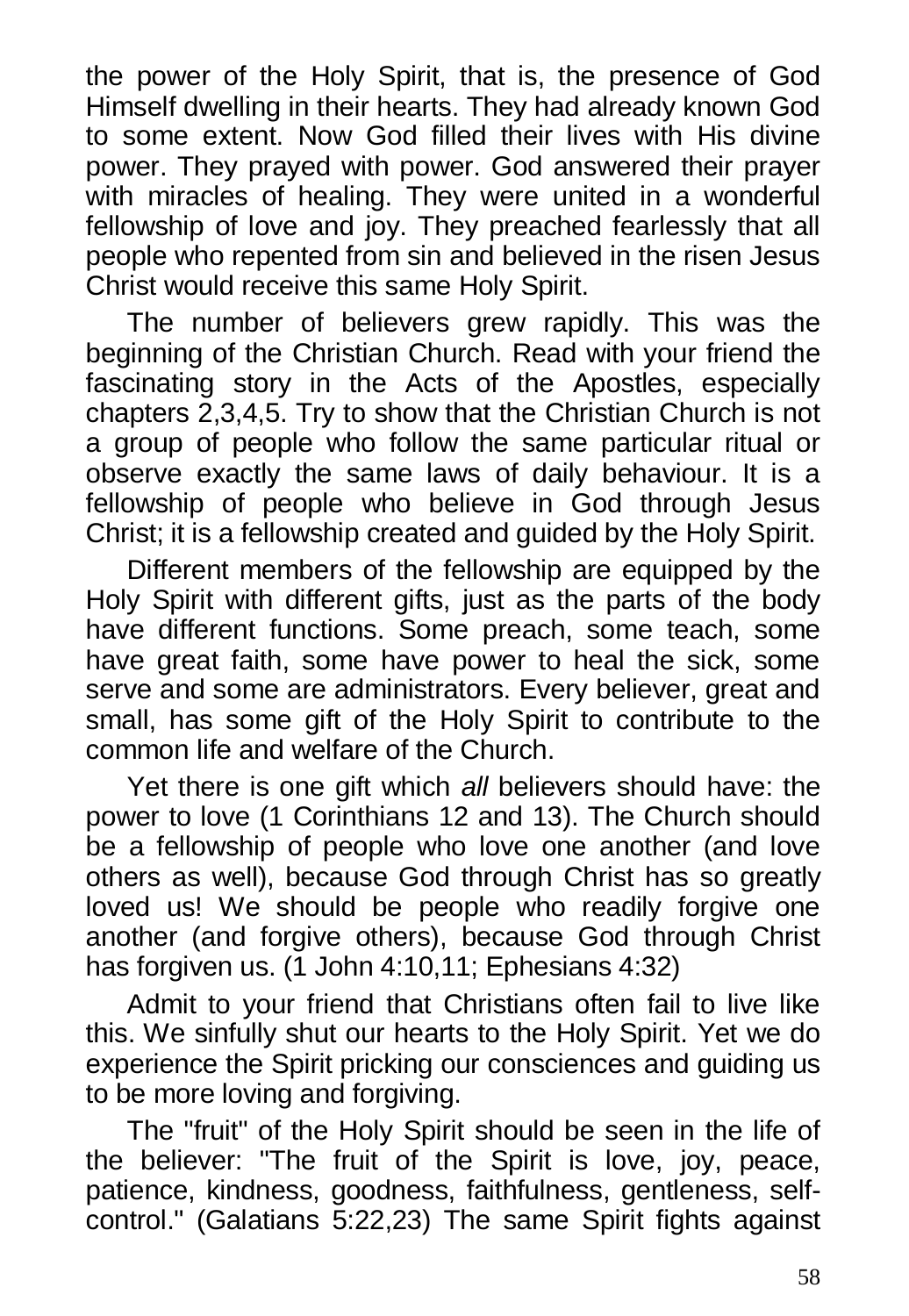the power of the Holy Spirit, that is, the presence of God Himself dwelling in their hearts. They had already known God to some extent. Now God filled their lives with His divine power. They prayed with power. God answered their prayer with miracles of healing. They were united in a wonderful fellowship of love and joy. They preached fearlessly that all people who repented from sin and believed in the risen Jesus Christ would receive this same Holy Spirit.

The number of believers grew rapidly. This was the beginning of the Christian Church. Read with your friend the fascinating story in the Acts of the Apostles, especially chapters 2,3,4,5. Try to show that the Christian Church is not a group of people who follow the same particular ritual or observe exactly the same laws of daily behaviour. It is a fellowship of people who believe in God through Jesus Christ; it is a fellowship created and guided by the Holy Spirit.

Different members of the fellowship are equipped by the Holy Spirit with different gifts, just as the parts of the body have different functions. Some preach, some teach, some have great faith, some have power to heal the sick, some serve and some are administrators. Every believer, great and small, has some gift of the Holy Spirit to contribute to the common life and welfare of the Church.

Yet there is one gift which *all* believers should have: the power to love (1 Corinthians 12 and 13). The Church should be a fellowship of people who love one another (and love others as well), because God through Christ has so greatly loved us! We should be people who readily forgive one another (and forgive others), because God through Christ has forgiven us. (1 John 4:10,11; Ephesians 4:32)

Admit to your friend that Christians often fail to live like this. We sinfully shut our hearts to the Holy Spirit. Yet we do experience the Spirit pricking our consciences and guiding us to be more loving and forgiving.

The "fruit" of the Holy Spirit should be seen in the life of the believer: "The fruit of the Spirit is love, joy, peace, patience, kindness, goodness, faithfulness, gentleness, self-control." (Galatians 5:22,23) The same Spirit fights against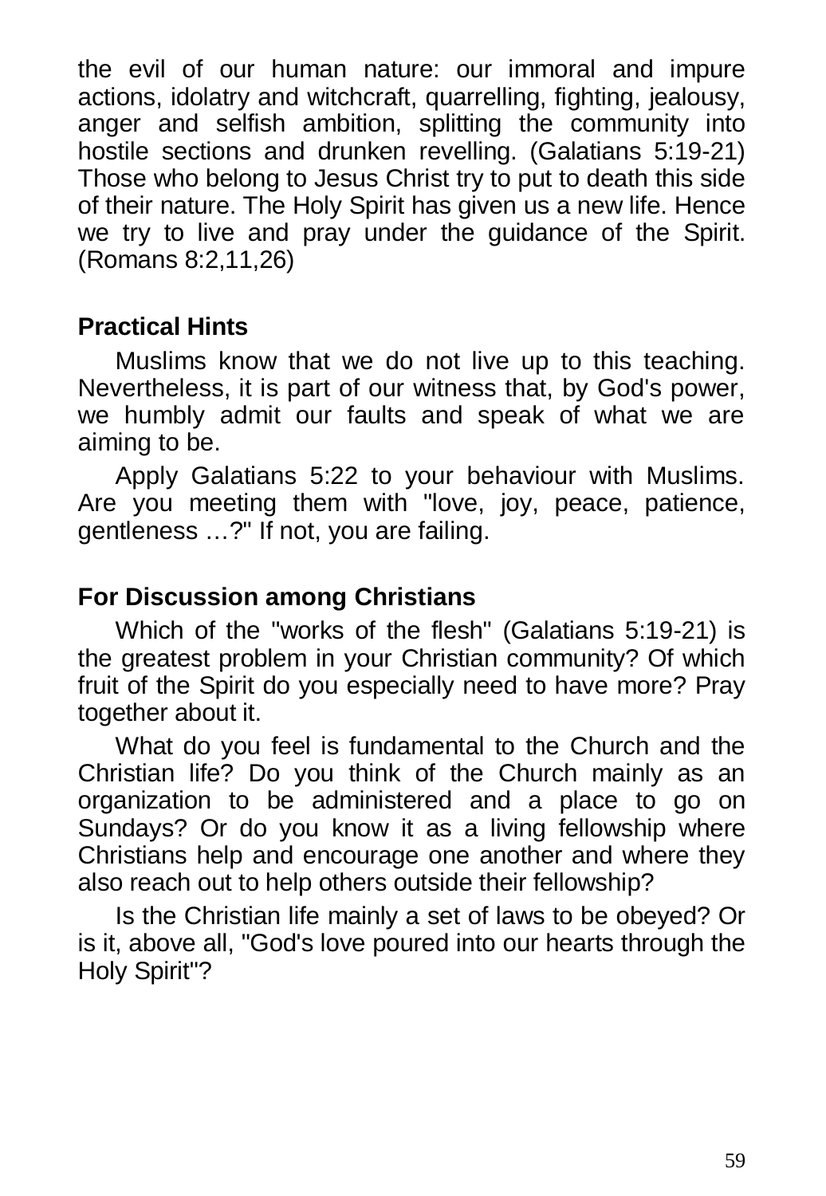the evil of our human nature: our immoral and impure actions, idolatry and witchcraft, quarrelling, fighting, jealousy, anger and selfish ambition, splitting the community into hostile sections and drunken revelling. (Galatians 5:19-21) Those who belong to Jesus Christ try to put to death this side of their nature. The Holy Spirit has given us a new life. Hence we try to live and pray under the guidance of the Spirit. (Romans 8:2,11,26)

### Practical Hints

Muslims know that we do not live up to this teaching. Nevertheless, it is part of our witness that, by God's power, we humbly admit our faults and speak of what we are aiming to be.

Apply Galatians 5:22 to your behaviour with Muslims. Are you meeting them with "love, joy, peace, patience, gentleness …?" If not, you are failing.

### For Discussion among Christians

Which of the "works of the flesh" (Galatians 5:19-21) is the greatest problem in your Christian community? Of which fruit of the Spirit do you especially need to have more? Pray together about it.

What do you feel is fundamental to the Church and the Christian life? Do you think of the Church mainly as an organization to be administered and a place to go on Sundays? Or do you know it as a living fellowship where Christians help and encourage one another and where they also reach out to help others outside their fellowship?

Is the Christian life mainly a set of laws to be obeyed? Or is it, above all, "God's love poured into our hearts through the Holy Spirit"?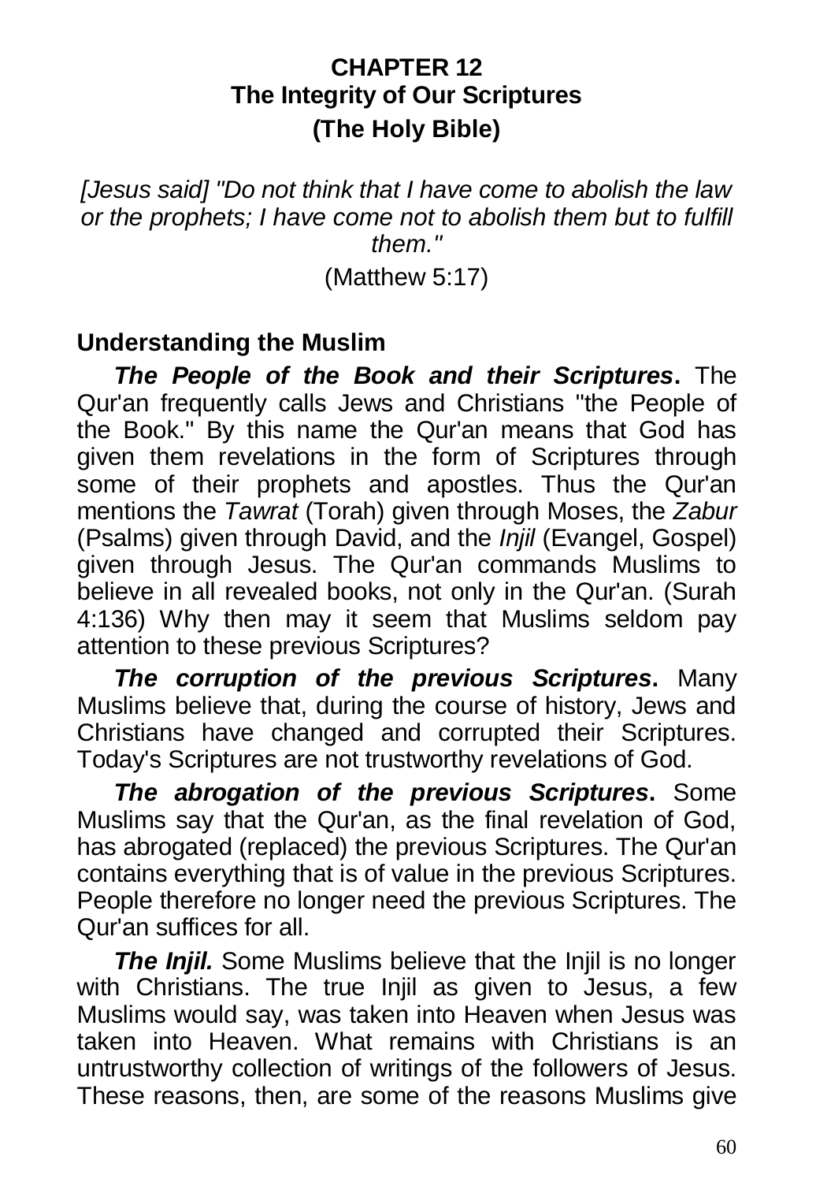# CHAPTER 12
## The Integrity of Our Scriptures
## (The Holy Bible)

*[Jesus said] "Do not think that I have come to abolish the law or the prophets; I have come not to abolish them but to fulfill them."*

(Matthew 5:17)

### Understanding the Muslim

***The People of the Book and their Scriptures*.** The Qur'an frequently calls Jews and Christians "the People of the Book." By this name the Qur'an means that God has given them revelations in the form of Scriptures through some of their prophets and apostles. Thus the Qur'an mentions the *Tawrat* (Torah) given through Moses, the *Zabur* (Psalms) given through David, and the *Injil* (Evangel, Gospel) given through Jesus. The Qur'an commands Muslims to believe in all revealed books, not only in the Qur'an. (Surah 4:136) Why then may it seem that Muslims seldom pay attention to these previous Scriptures?

***The corruption of the previous Scriptures*.** Many Muslims believe that, during the course of history, Jews and Christians have changed and corrupted their Scriptures. Today's Scriptures are not trustworthy revelations of God.

***The abrogation of the previous Scriptures*.** Some Muslims say that the Qur'an, as the final revelation of God, has abrogated (replaced) the previous Scriptures. The Qur'an contains everything that is of value in the previous Scriptures. People therefore no longer need the previous Scriptures. The Qur'an suffices for all.

***The Injil.*** Some Muslims believe that the Injil is no longer with Christians. The true Injil as given to Jesus, a few Muslims would say, was taken into Heaven when Jesus was taken into Heaven. What remains with Christians is an untrustworthy collection of writings of the followers of Jesus. These reasons, then, are some of the reasons Muslims give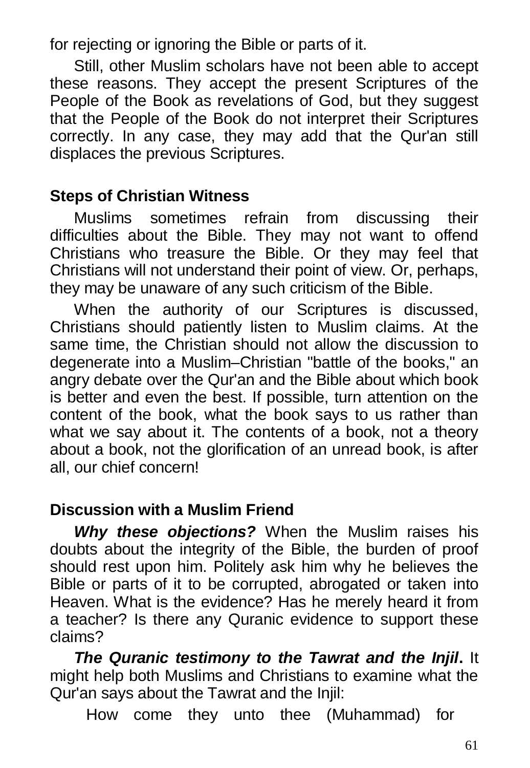for rejecting or ignoring the Bible or parts of it.

Still, other Muslim scholars have not been able to accept these reasons. They accept the present Scriptures of the People of the Book as revelations of God, but they suggest that the People of the Book do not interpret their Scriptures correctly. In any case, they may add that the Qur'an still displaces the previous Scriptures.

## Steps of Christian Witness

Muslims sometimes refrain from discussing their difficulties about the Bible. They may not want to offend Christians who treasure the Bible. Or they may feel that Christians will not understand their point of view. Or, perhaps, they may be unaware of any such criticism of the Bible.

When the authority of our Scriptures is discussed, Christians should patiently listen to Muslim claims. At the same time, the Christian should not allow the discussion to degenerate into a Muslim–Christian "battle of the books," an angry debate over the Qur'an and the Bible about which book is better and even the best. If possible, turn attention on the content of the book, what the book says to us rather than what we say about it. The contents of a book, not a theory about a book, not the glorification of an unread book, is after all, our chief concern!

## Discussion with a Muslim Friend

***Why these objections?*** When the Muslim raises his doubts about the integrity of the Bible, the burden of proof should rest upon him. Politely ask him why he believes the Bible or parts of it to be corrupted, abrogated or taken into Heaven. What is the evidence? Has he merely heard it from a teacher? Is there any Quranic evidence to support these claims?

***The Quranic testimony to the Tawrat and the Injil*.** It might help both Muslims and Christians to examine what the Qur'an says about the Tawrat and the Injil:

> How come they unto thee (Muhammad) for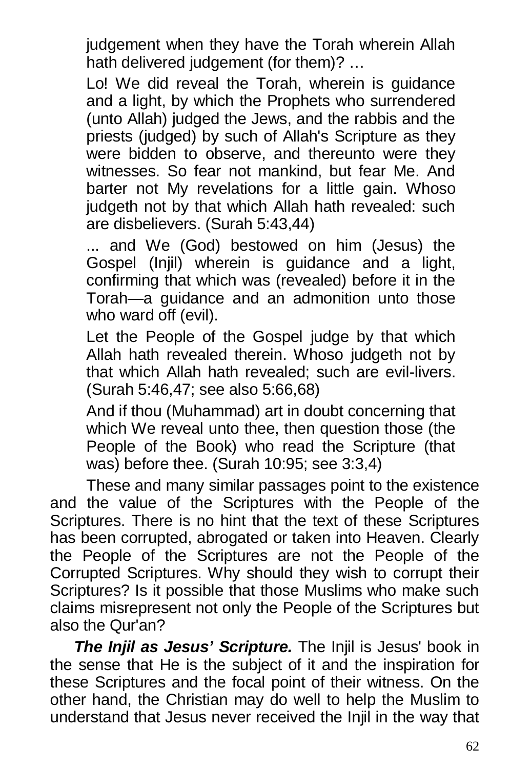judgement when they have the Torah wherein Allah hath delivered judgement (for them)? …

Lo! We did reveal the Torah, wherein is guidance and a light, by which the Prophets who surrendered (unto Allah) judged the Jews, and the rabbis and the priests (judged) by such of Allah's Scripture as they were bidden to observe, and thereunto were they witnesses. So fear not mankind, but fear Me. And barter not My revelations for a little gain. Whoso judgeth not by that which Allah hath revealed: such are disbelievers. (Surah 5:43,44)

... and We (God) bestowed on him (Jesus) the Gospel (Injil) wherein is guidance and a light, confirming that which was (revealed) before it in the Torah—a guidance and an admonition unto those who ward off (evil).

Let the People of the Gospel judge by that which Allah hath revealed therein. Whoso judgeth not by that which Allah hath revealed; such are evil-livers. (Surah 5:46,47; see also 5:66,68)

And if thou (Muhammad) art in doubt concerning that which We reveal unto thee, then question those (the People of the Book) who read the Scripture (that was) before thee. (Surah 10:95; see 3:3,4)

These and many similar passages point to the existence and the value of the Scriptures with the People of the Scriptures. There is no hint that the text of these Scriptures has been corrupted, abrogated or taken into Heaven. Clearly the People of the Scriptures are not the People of the Corrupted Scriptures. Why should they wish to corrupt their Scriptures? Is it possible that those Muslims who make such claims misrepresent not only the People of the Scriptures but also the Qur'an?

***The Injil as Jesus' Scripture.*** The Injil is Jesus' book in the sense that He is the subject of it and the inspiration for these Scriptures and the focal point of their witness. On the other hand, the Christian may do well to help the Muslim to understand that Jesus never received the Injil in the way that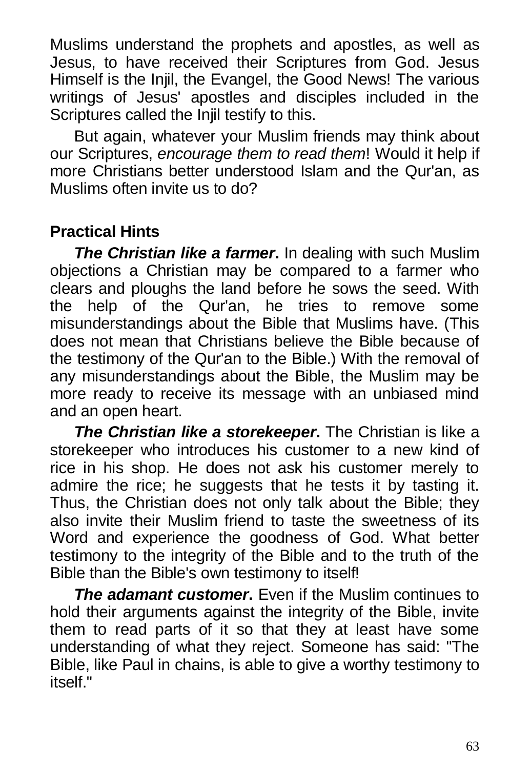Muslims understand the prophets and apostles, as well as Jesus, to have received their Scriptures from God. Jesus Himself is the Injil, the Evangel, the Good News! The various writings of Jesus' apostles and disciples included in the Scriptures called the Injil testify to this.

But again, whatever your Muslim friends may think about our Scriptures, *encourage them to read them*! Would it help if more Christians better understood Islam and the Qur'an, as Muslims often invite us to do?

## Practical Hints

***The Christian like a farmer*.** In dealing with such Muslim objections a Christian may be compared to a farmer who clears and ploughs the land before he sows the seed. With the help of the Qur'an, he tries to remove some misunderstandings about the Bible that Muslims have. (This does not mean that Christians believe the Bible because of the testimony of the Qur'an to the Bible.) With the removal of any misunderstandings about the Bible, the Muslim may be more ready to receive its message with an unbiased mind and an open heart.

***The Christian like a storekeeper*.** The Christian is like a storekeeper who introduces his customer to a new kind of rice in his shop. He does not ask his customer merely to admire the rice; he suggests that he tests it by tasting it. Thus, the Christian does not only talk about the Bible; they also invite their Muslim friend to taste the sweetness of its Word and experience the goodness of God. What better testimony to the integrity of the Bible and to the truth of the Bible than the Bible's own testimony to itself!

***The adamant customer*.** Even if the Muslim continues to hold their arguments against the integrity of the Bible, invite them to read parts of it so that they at least have some understanding of what they reject. Someone has said: "The Bible, like Paul in chains, is able to give a worthy testimony to itself."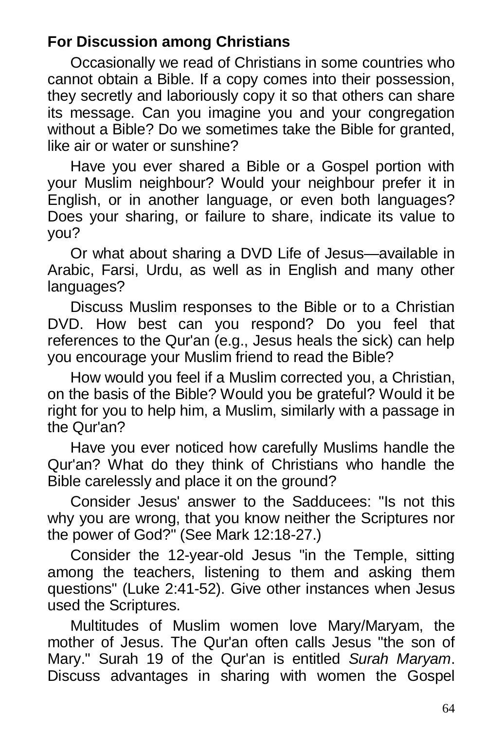**For Discussion among Christians**

Occasionally we read of Christians in some countries who cannot obtain a Bible. If a copy comes into their possession, they secretly and laboriously copy it so that others can share its message. Can you imagine you and your congregation without a Bible? Do we sometimes take the Bible for granted, like air or water or sunshine?

Have you ever shared a Bible or a Gospel portion with your Muslim neighbour? Would your neighbour prefer it in English, or in another language, or even both languages? Does your sharing, or failure to share, indicate its value to you?

Or what about sharing a DVD Life of Jesus—available in Arabic, Farsi, Urdu, as well as in English and many other languages?

Discuss Muslim responses to the Bible or to a Christian DVD. How best can you respond? Do you feel that references to the Qur'an (e.g., Jesus heals the sick) can help you encourage your Muslim friend to read the Bible?

How would you feel if a Muslim corrected you, a Christian, on the basis of the Bible? Would you be grateful? Would it be right for you to help him, a Muslim, similarly with a passage in the Qur'an?

Have you ever noticed how carefully Muslims handle the Qur'an? What do they think of Christians who handle the Bible carelessly and place it on the ground?

Consider Jesus' answer to the Sadducees: "Is not this why you are wrong, that you know neither the Scriptures nor the power of God?" (See Mark 12:18-27.)

Consider the 12-year-old Jesus "in the Temple, sitting among the teachers, listening to them and asking them questions" (Luke 2:41-52). Give other instances when Jesus used the Scriptures.

Multitudes of Muslim women love Mary/Maryam, the mother of Jesus. The Qur'an often calls Jesus "the son of Mary." Surah 19 of the Qur'an is entitled *Surah Maryam*. Discuss advantages in sharing with women the Gospel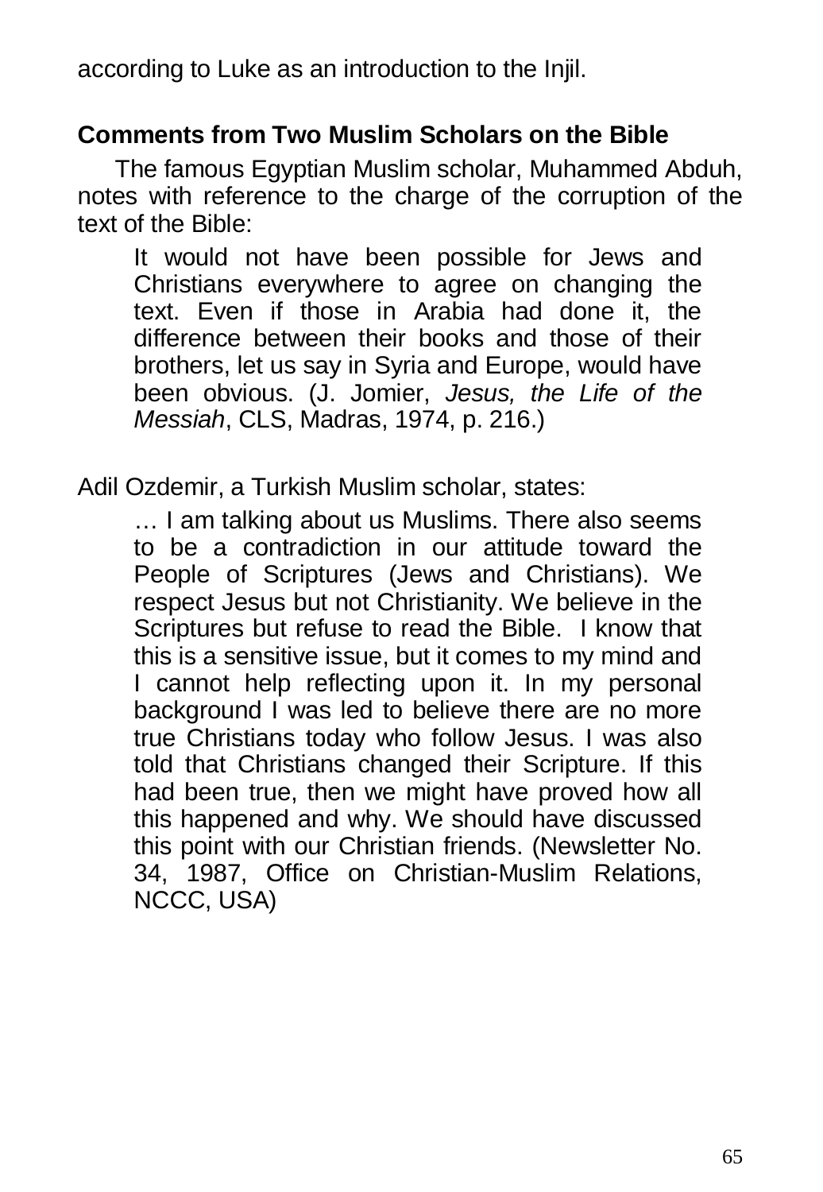according to Luke as an introduction to the Injil.

## Comments from Two Muslim Scholars on the Bible

The famous Egyptian Muslim scholar, Muhammed Abduh, notes with reference to the charge of the corruption of the text of the Bible:

> It would not have been possible for Jews and Christians everywhere to agree on changing the text. Even if those in Arabia had done it, the difference between their books and those of their brothers, let us say in Syria and Europe, would have been obvious. (J. Jomier, *Jesus, the Life of the Messiah*, CLS, Madras, 1974, p. 216.)

Adil Ozdemir, a Turkish Muslim scholar, states:

> … I am talking about us Muslims. There also seems to be a contradiction in our attitude toward the People of Scriptures (Jews and Christians). We respect Jesus but not Christianity. We believe in the Scriptures but refuse to read the Bible. I know that this is a sensitive issue, but it comes to my mind and I cannot help reflecting upon it. In my personal background I was led to believe there are no more true Christians today who follow Jesus. I was also told that Christians changed their Scripture. If this had been true, then we might have proved how all this happened and why. We should have discussed this point with our Christian friends. (Newsletter No. 34, 1987, Office on Christian-Muslim Relations, NCCC, USA)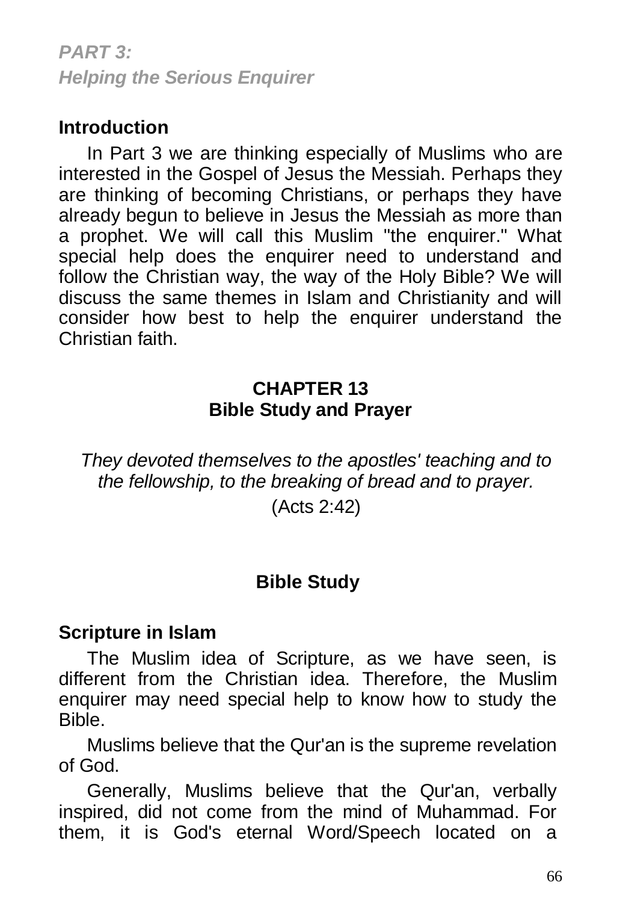***PART 3:***
***Helping the Serious Enquirer***

## Introduction

In Part 3 we are thinking especially of Muslims who are interested in the Gospel of Jesus the Messiah. Perhaps they are thinking of becoming Christians, or perhaps they have already begun to believe in Jesus the Messiah as more than a prophet. We will call this Muslim "the enquirer." What special help does the enquirer need to understand and follow the Christian way, the way of the Holy Bible? We will discuss the same themes in Islam and Christianity and will consider how best to help the enquirer understand the Christian faith.

# CHAPTER 13
# Bible Study and Prayer

*They devoted themselves to the apostles' teaching and to the fellowship, to the breaking of bread and to prayer.*
(Acts 2:42)

## Bible Study

### Scripture in Islam

The Muslim idea of Scripture, as we have seen, is different from the Christian idea. Therefore, the Muslim enquirer may need special help to know how to study the Bible.

Muslims believe that the Qur'an is the supreme revelation of God.

Generally, Muslims believe that the Qur'an, verbally inspired, did not come from the mind of Muhammad. For them, it is God's eternal Word/Speech located on a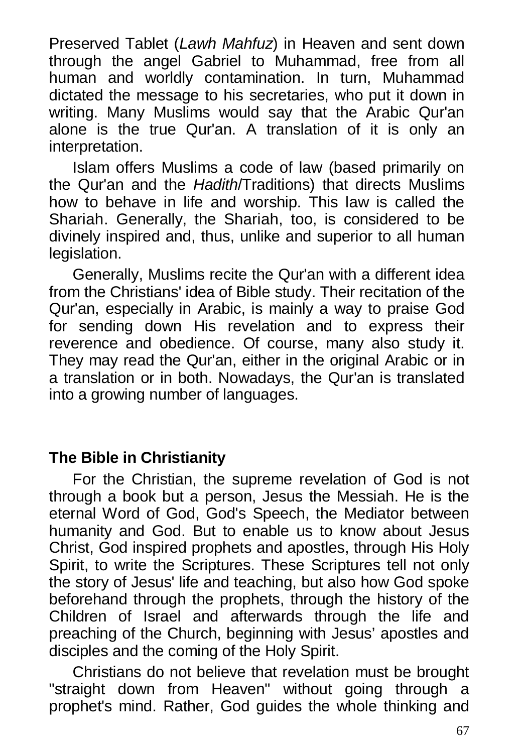Preserved Tablet (*Lawh Mahfuz*) in Heaven and sent down through the angel Gabriel to Muhammad, free from all human and worldly contamination. In turn, Muhammad dictated the message to his secretaries, who put it down in writing. Many Muslims would say that the Arabic Qur'an alone is the true Qur'an. A translation of it is only an interpretation.

Islam offers Muslims a code of law (based primarily on the Qur'an and the *Hadith*/Traditions) that directs Muslims how to behave in life and worship. This law is called the Shariah. Generally, the Shariah, too, is considered to be divinely inspired and, thus, unlike and superior to all human legislation.

Generally, Muslims recite the Qur'an with a different idea from the Christians' idea of Bible study. Their recitation of the Qur'an, especially in Arabic, is mainly a way to praise God for sending down His revelation and to express their reverence and obedience. Of course, many also study it. They may read the Qur'an, either in the original Arabic or in a translation or in both. Nowadays, the Qur'an is translated into a growing number of languages.

**The Bible in Christianity**

For the Christian, the supreme revelation of God is not through a book but a person, Jesus the Messiah. He is the eternal Word of God, God's Speech, the Mediator between humanity and God. But to enable us to know about Jesus Christ, God inspired prophets and apostles, through His Holy Spirit, to write the Scriptures. These Scriptures tell not only the story of Jesus' life and teaching, but also how God spoke beforehand through the prophets, through the history of the Children of Israel and afterwards through the life and preaching of the Church, beginning with Jesus' apostles and disciples and the coming of the Holy Spirit.

Christians do not believe that revelation must be brought "straight down from Heaven" without going through a prophet's mind. Rather, God guides the whole thinking and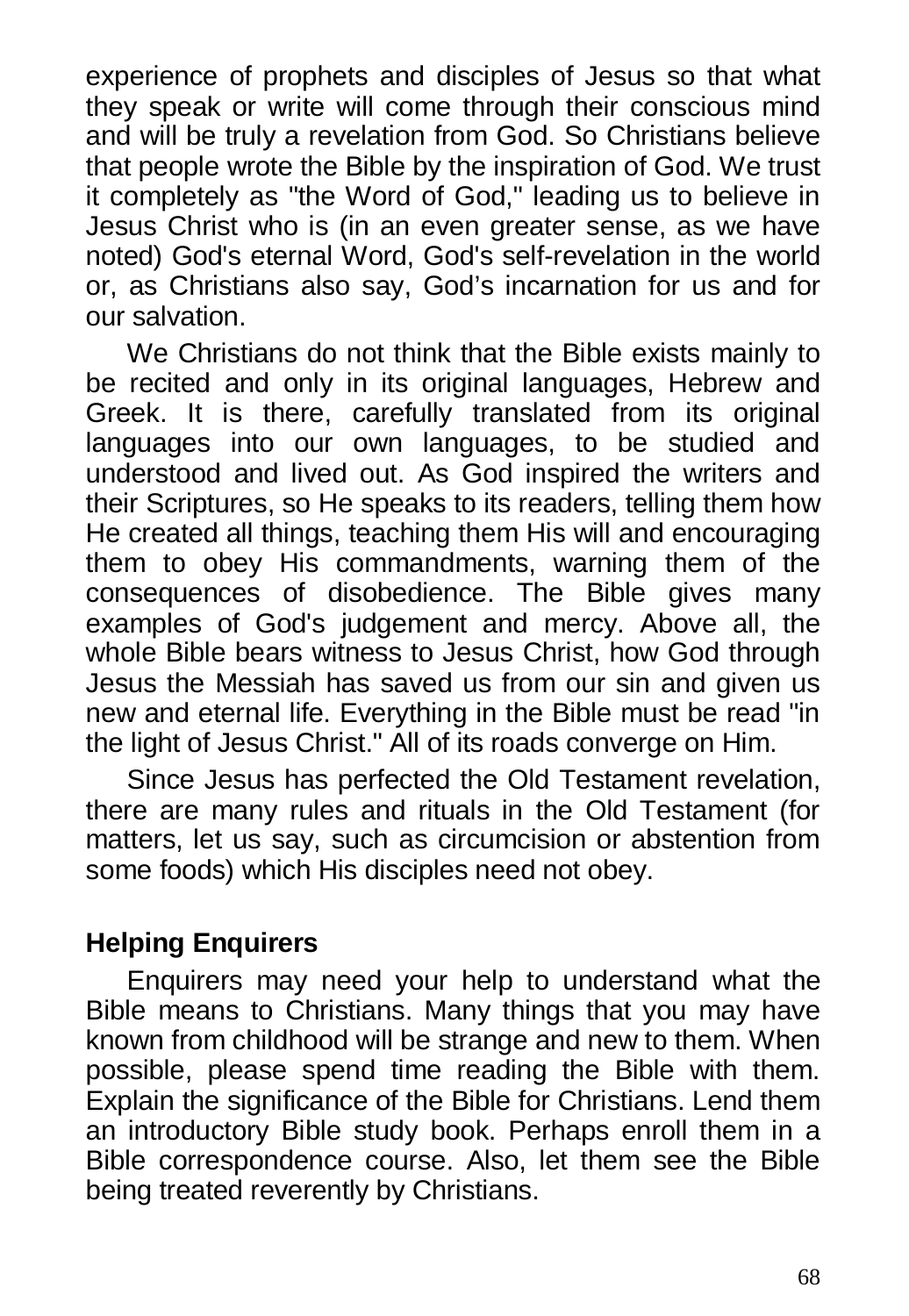experience of prophets and disciples of Jesus so that what they speak or write will come through their conscious mind and will be truly a revelation from God. So Christians believe that people wrote the Bible by the inspiration of God. We trust it completely as "the Word of God," leading us to believe in Jesus Christ who is (in an even greater sense, as we have noted) God's eternal Word, God's self-revelation in the world or, as Christians also say, God's incarnation for us and for our salvation.

We Christians do not think that the Bible exists mainly to be recited and only in its original languages, Hebrew and Greek. It is there, carefully translated from its original languages into our own languages, to be studied and understood and lived out. As God inspired the writers and their Scriptures, so He speaks to its readers, telling them how He created all things, teaching them His will and encouraging them to obey His commandments, warning them of the consequences of disobedience. The Bible gives many examples of God's judgement and mercy. Above all, the whole Bible bears witness to Jesus Christ, how God through Jesus the Messiah has saved us from our sin and given us new and eternal life. Everything in the Bible must be read "in the light of Jesus Christ." All of its roads converge on Him.

Since Jesus has perfected the Old Testament revelation, there are many rules and rituals in the Old Testament (for matters, let us say, such as circumcision or abstention from some foods) which His disciples need not obey.

## Helping Enquirers

Enquirers may need your help to understand what the Bible means to Christians. Many things that you may have known from childhood will be strange and new to them. When possible, please spend time reading the Bible with them. Explain the significance of the Bible for Christians. Lend them an introductory Bible study book. Perhaps enroll them in a Bible correspondence course. Also, let them see the Bible being treated reverently by Christians.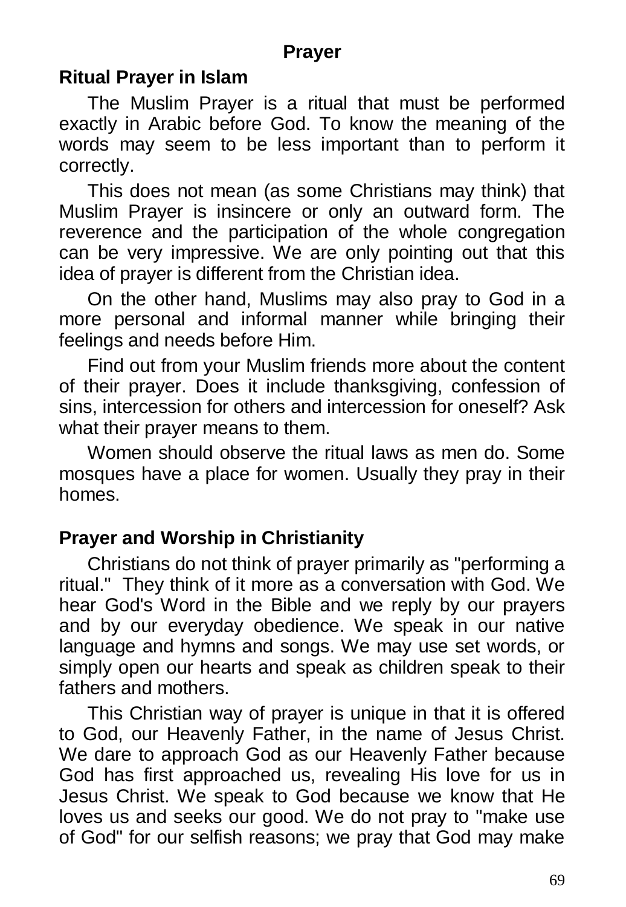## Prayer

### Ritual Prayer in Islam

The Muslim Prayer is a ritual that must be performed exactly in Arabic before God. To know the meaning of the words may seem to be less important than to perform it correctly.

This does not mean (as some Christians may think) that Muslim Prayer is insincere or only an outward form. The reverence and the participation of the whole congregation can be very impressive. We are only pointing out that this idea of prayer is different from the Christian idea.

On the other hand, Muslims may also pray to God in a more personal and informal manner while bringing their feelings and needs before Him.

Find out from your Muslim friends more about the content of their prayer. Does it include thanksgiving, confession of sins, intercession for others and intercession for oneself? Ask what their prayer means to them.

Women should observe the ritual laws as men do. Some mosques have a place for women. Usually they pray in their homes.

### Prayer and Worship in Christianity

Christians do not think of prayer primarily as "performing a ritual." They think of it more as a conversation with God. We hear God's Word in the Bible and we reply by our prayers and by our everyday obedience. We speak in our native language and hymns and songs. We may use set words, or simply open our hearts and speak as children speak to their fathers and mothers.

This Christian way of prayer is unique in that it is offered to God, our Heavenly Father, in the name of Jesus Christ. We dare to approach God as our Heavenly Father because God has first approached us, revealing His love for us in Jesus Christ. We speak to God because we know that He loves us and seeks our good. We do not pray to "make use of God" for our selfish reasons; we pray that God may make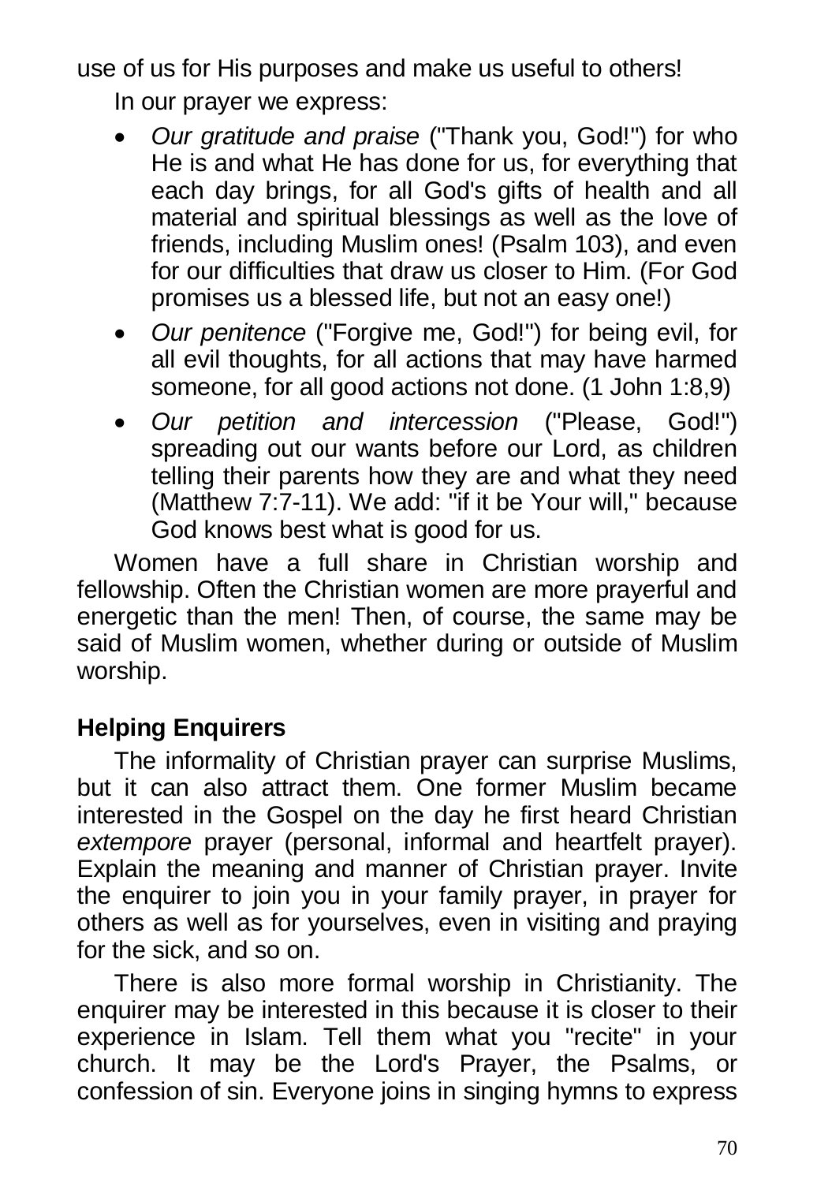use of us for His purposes and make us useful to others!

In our prayer we express:

- *Our gratitude and praise* ("Thank you, God!") for who He is and what He has done for us, for everything that each day brings, for all God's gifts of health and all material and spiritual blessings as well as the love of friends, including Muslim ones! (Psalm 103), and even for our difficulties that draw us closer to Him. (For God promises us a blessed life, but not an easy one!)
- *Our penitence* ("Forgive me, God!") for being evil, for all evil thoughts, for all actions that may have harmed someone, for all good actions not done. (1 John 1:8,9)
- *Our petition and intercession* ("Please, God!") spreading out our wants before our Lord, as children telling their parents how they are and what they need (Matthew 7:7-11). We add: "if it be Your will," because God knows best what is good for us.

Women have a full share in Christian worship and fellowship. Often the Christian women are more prayerful and energetic than the men! Then, of course, the same may be said of Muslim women, whether during or outside of Muslim worship.

## Helping Enquirers

The informality of Christian prayer can surprise Muslims, but it can also attract them. One former Muslim became interested in the Gospel on the day he first heard Christian *extempore* prayer (personal, informal and heartfelt prayer). Explain the meaning and manner of Christian prayer. Invite the enquirer to join you in your family prayer, in prayer for others as well as for yourselves, even in visiting and praying for the sick, and so on.

There is also more formal worship in Christianity. The enquirer may be interested in this because it is closer to their experience in Islam. Tell them what you "recite" in your church. It may be the Lord's Prayer, the Psalms, or confession of sin. Everyone joins in singing hymns to express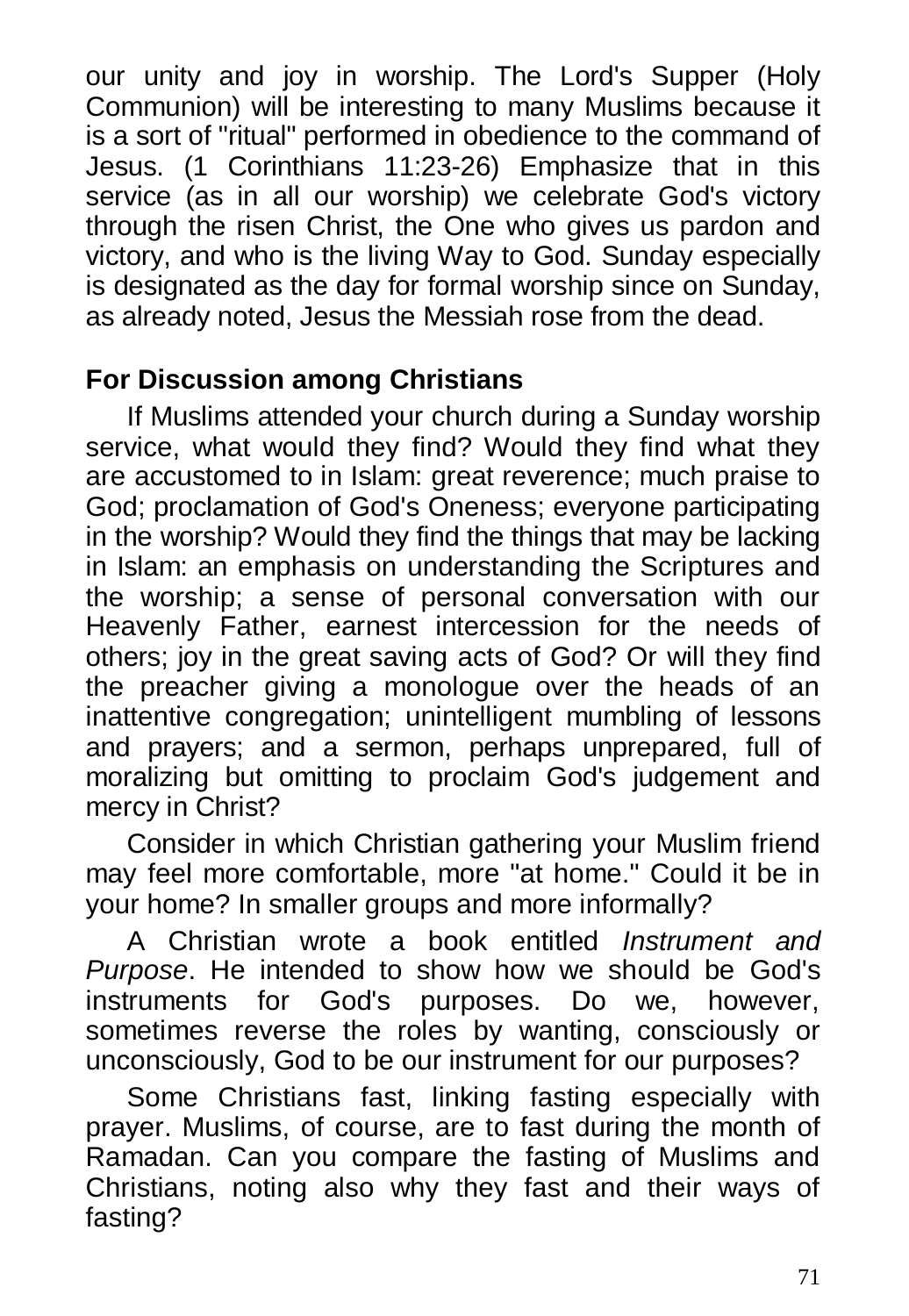our unity and joy in worship. The Lord's Supper (Holy Communion) will be interesting to many Muslims because it is a sort of "ritual" performed in obedience to the command of Jesus. (1 Corinthians 11:23-26) Emphasize that in this service (as in all our worship) we celebrate God's victory through the risen Christ, the One who gives us pardon and victory, and who is the living Way to God. Sunday especially is designated as the day for formal worship since on Sunday, as already noted, Jesus the Messiah rose from the dead.

**For Discussion among Christians**

If Muslims attended your church during a Sunday worship service, what would they find? Would they find what they are accustomed to in Islam: great reverence; much praise to God; proclamation of God's Oneness; everyone participating in the worship? Would they find the things that may be lacking in Islam: an emphasis on understanding the Scriptures and the worship; a sense of personal conversation with our Heavenly Father, earnest intercession for the needs of others; joy in the great saving acts of God? Or will they find the preacher giving a monologue over the heads of an inattentive congregation; unintelligent mumbling of lessons and prayers; and a sermon, perhaps unprepared, full of moralizing but omitting to proclaim God's judgement and mercy in Christ?

Consider in which Christian gathering your Muslim friend may feel more comfortable, more "at home." Could it be in your home? In smaller groups and more informally?

A Christian wrote a book entitled *Instrument and Purpose*. He intended to show how we should be God's instruments for God's purposes. Do we, however, sometimes reverse the roles by wanting, consciously or unconsciously, God to be our instrument for our purposes?

Some Christians fast, linking fasting especially with prayer. Muslims, of course, are to fast during the month of Ramadan. Can you compare the fasting of Muslims and Christians, noting also why they fast and their ways of fasting?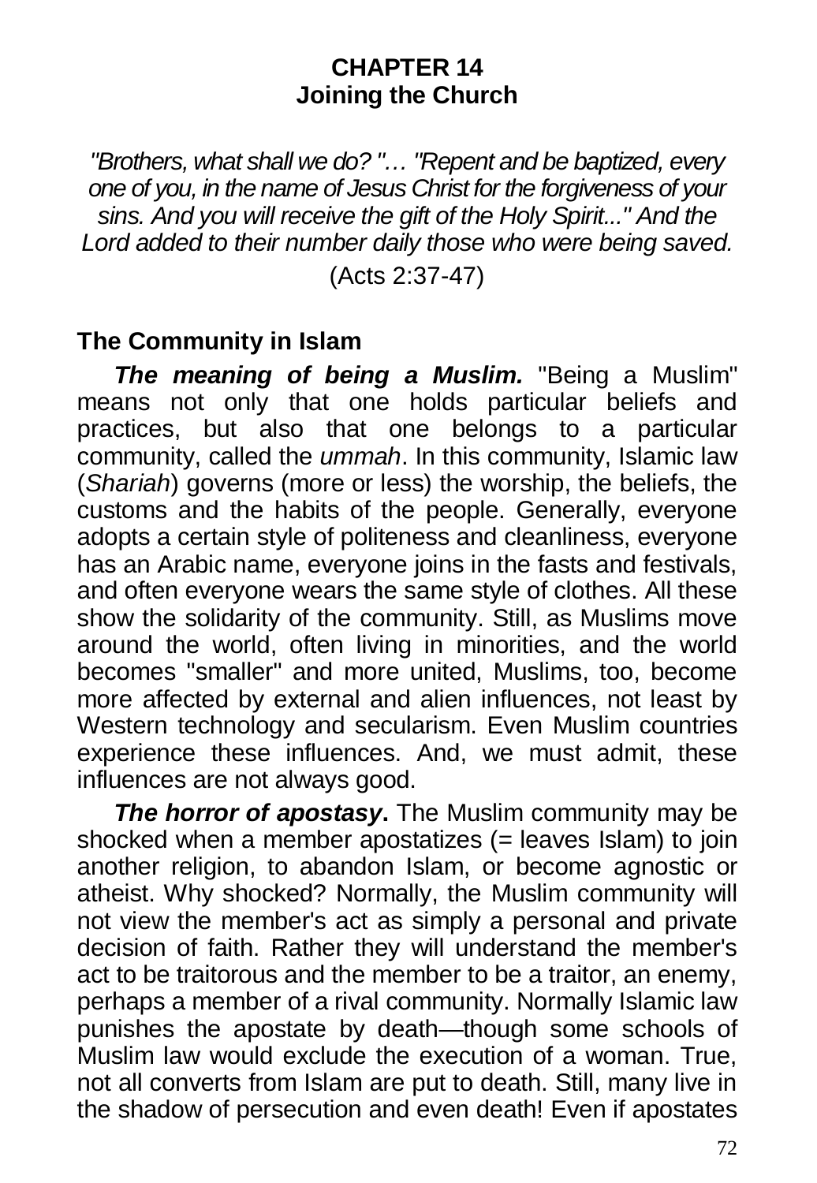## CHAPTER 14
## Joining the Church

*"Brothers, what shall we do? "… "Repent and be baptized, every one of you, in the name of Jesus Christ for the forgiveness of your sins. And you will receive the gift of the Holy Spirit..." And the Lord added to their number daily those who were being saved.*

(Acts 2:37-47)

### The Community in Islam

***The meaning of being a Muslim.*** "Being a Muslim" means not only that one holds particular beliefs and practices, but also that one belongs to a particular community, called the *ummah*. In this community, Islamic law (*Shariah*) governs (more or less) the worship, the beliefs, the customs and the habits of the people. Generally, everyone adopts a certain style of politeness and cleanliness, everyone has an Arabic name, everyone joins in the fasts and festivals, and often everyone wears the same style of clothes. All these show the solidarity of the community. Still, as Muslims move around the world, often living in minorities, and the world becomes "smaller" and more united, Muslims, too, become more affected by external and alien influences, not least by Western technology and secularism. Even Muslim countries experience these influences. And, we must admit, these influences are not always good.

***The horror of apostasy*.** The Muslim community may be shocked when a member apostatizes (= leaves Islam) to join another religion, to abandon Islam, or become agnostic or atheist. Why shocked? Normally, the Muslim community will not view the member's act as simply a personal and private decision of faith. Rather they will understand the member's act to be traitorous and the member to be a traitor, an enemy, perhaps a member of a rival community. Normally Islamic law punishes the apostate by death—though some schools of Muslim law would exclude the execution of a woman. True, not all converts from Islam are put to death. Still, many live in the shadow of persecution and even death! Even if apostates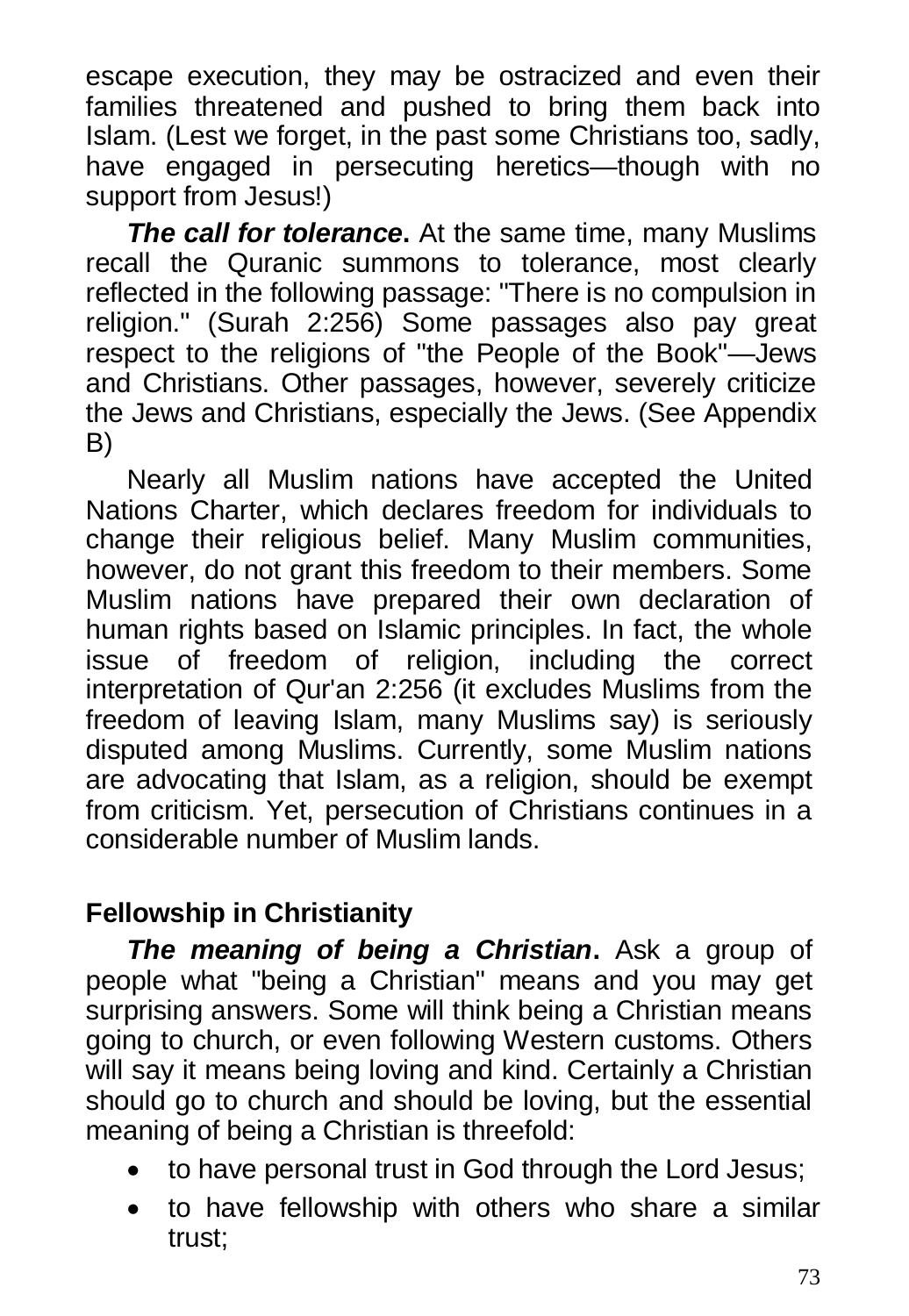escape execution, they may be ostracized and even their families threatened and pushed to bring them back into Islam. (Lest we forget, in the past some Christians too, sadly, have engaged in persecuting heretics—though with no support from Jesus!)

***The call for tolerance*****.** At the same time, many Muslims recall the Quranic summons to tolerance, most clearly reflected in the following passage: "There is no compulsion in religion." (Surah 2:256) Some passages also pay great respect to the religions of "the People of the Book"—Jews and Christians. Other passages, however, severely criticize the Jews and Christians, especially the Jews. (See Appendix B)

Nearly all Muslim nations have accepted the United Nations Charter, which declares freedom for individuals to change their religious belief. Many Muslim communities, however, do not grant this freedom to their members. Some Muslim nations have prepared their own declaration of human rights based on Islamic principles. In fact, the whole issue of freedom of religion, including the correct interpretation of Qur'an 2:256 (it excludes Muslims from the freedom of leaving Islam, many Muslims say) is seriously disputed among Muslims. Currently, some Muslim nations are advocating that Islam, as a religion, should be exempt from criticism. Yet, persecution of Christians continues in a considerable number of Muslim lands.

## Fellowship in Christianity

***The meaning of being a Christian*****.** Ask a group of people what "being a Christian" means and you may get surprising answers. Some will think being a Christian means going to church, or even following Western customs. Others will say it means being loving and kind. Certainly a Christian should go to church and should be loving, but the essential meaning of being a Christian is threefold:

- to have personal trust in God through the Lord Jesus;
- to have fellowship with others who share a similar trust;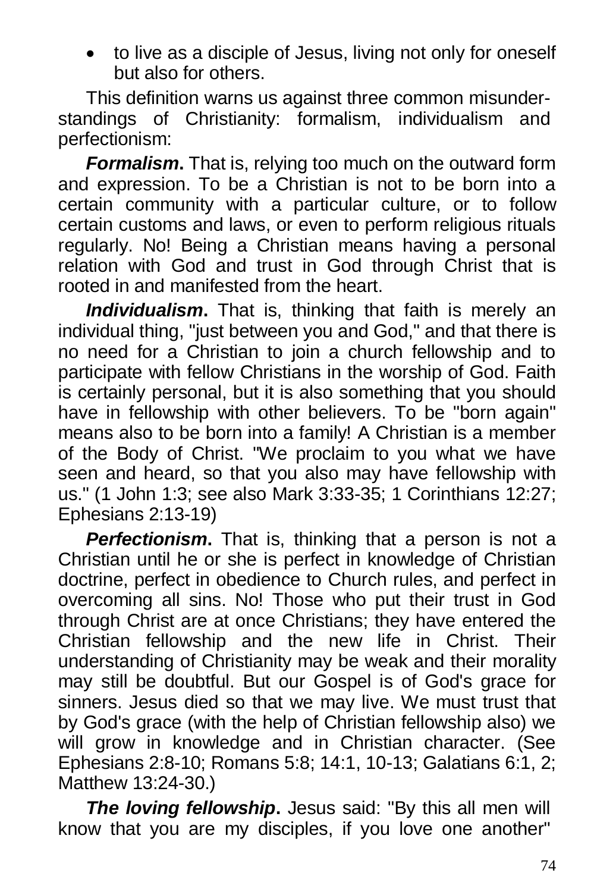- to live as a disciple of Jesus, living not only for oneself but also for others.

This definition warns us against three common misunderstandings of Christianity: formalism, individualism and perfectionism:

***Formalism*****.** That is, relying too much on the outward form and expression. To be a Christian is not to be born into a certain community with a particular culture, or to follow certain customs and laws, or even to perform religious rituals regularly. No! Being a Christian means having a personal relation with God and trust in God through Christ that is rooted in and manifested from the heart.

***Individualism*****.** That is, thinking that faith is merely an individual thing, "just between you and God," and that there is no need for a Christian to join a church fellowship and to participate with fellow Christians in the worship of God. Faith is certainly personal, but it is also something that you should have in fellowship with other believers. To be "born again" means also to be born into a family! A Christian is a member of the Body of Christ. "We proclaim to you what we have seen and heard, so that you also may have fellowship with us." (1 John 1:3; see also Mark 3:33-35; 1 Corinthians 12:27; Ephesians 2:13-19)

***Perfectionism*****.** That is, thinking that a person is not a Christian until he or she is perfect in knowledge of Christian doctrine, perfect in obedience to Church rules, and perfect in overcoming all sins. No! Those who put their trust in God through Christ are at once Christians; they have entered the Christian fellowship and the new life in Christ. Their understanding of Christianity may be weak and their morality may still be doubtful. But our Gospel is of God's grace for sinners. Jesus died so that we may live. We must trust that by God's grace (with the help of Christian fellowship also) we will grow in knowledge and in Christian character. (See Ephesians 2:8-10; Romans 5:8; 14:1, 10-13; Galatians 6:1, 2; Matthew 13:24-30.)

***The loving fellowship*****.** Jesus said: "By this all men will know that you are my disciples, if you love one another"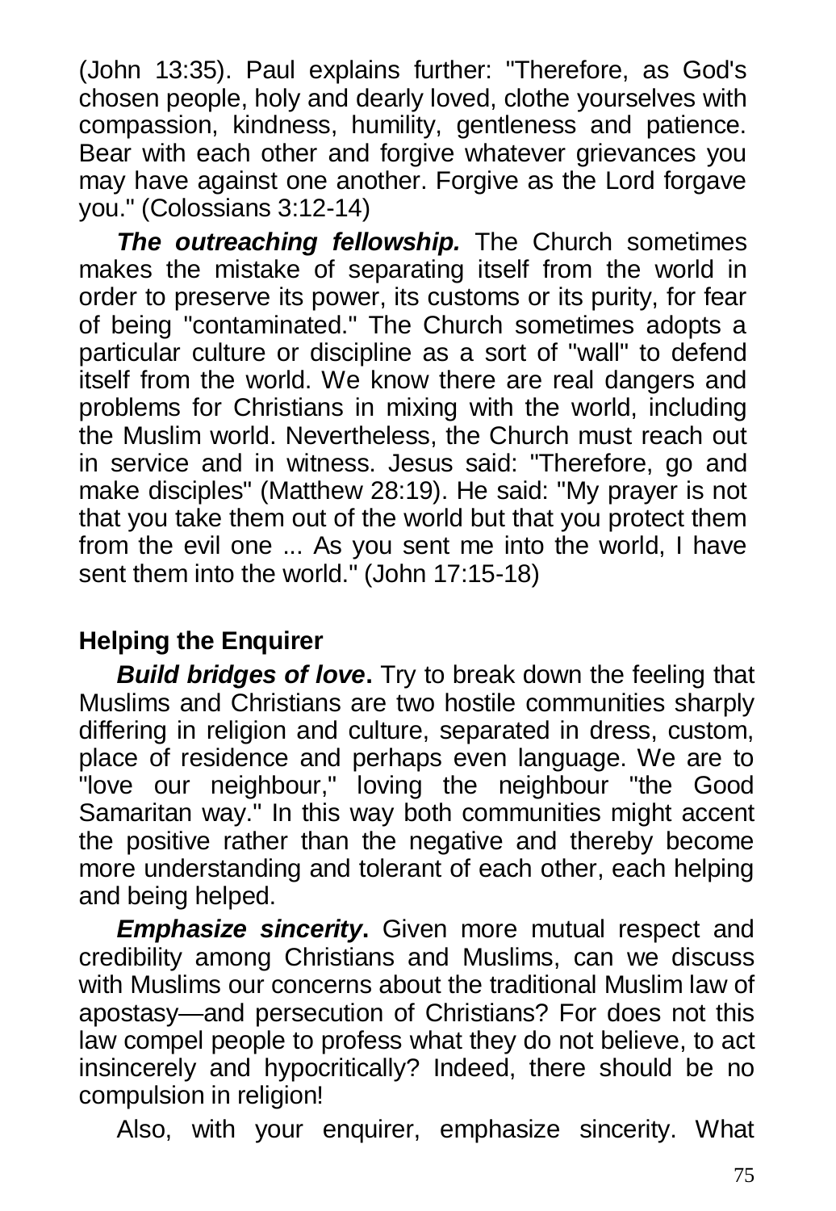(John 13:35). Paul explains further: "Therefore, as God's chosen people, holy and dearly loved, clothe yourselves with compassion, kindness, humility, gentleness and patience. Bear with each other and forgive whatever grievances you may have against one another. Forgive as the Lord forgave you." (Colossians 3:12-14)

***The outreaching fellowship.*** The Church sometimes makes the mistake of separating itself from the world in order to preserve its power, its customs or its purity, for fear of being "contaminated." The Church sometimes adopts a particular culture or discipline as a sort of "wall" to defend itself from the world. We know there are real dangers and problems for Christians in mixing with the world, including the Muslim world. Nevertheless, the Church must reach out in service and in witness. Jesus said: "Therefore, go and make disciples" (Matthew 28:19). He said: "My prayer is not that you take them out of the world but that you protect them from the evil one ... As you sent me into the world, I have sent them into the world." (John 17:15-18)

## Helping the Enquirer

***Build bridges of love*.** Try to break down the feeling that Muslims and Christians are two hostile communities sharply differing in religion and culture, separated in dress, custom, place of residence and perhaps even language. We are to "love our neighbour," loving the neighbour "the Good Samaritan way." In this way both communities might accent the positive rather than the negative and thereby become more understanding and tolerant of each other, each helping and being helped.

***Emphasize sincerity*.** Given more mutual respect and credibility among Christians and Muslims, can we discuss with Muslims our concerns about the traditional Muslim law of apostasy—and persecution of Christians? For does not this law compel people to profess what they do not believe, to act insincerely and hypocritically? Indeed, there should be no compulsion in religion!

Also, with your enquirer, emphasize sincerity. What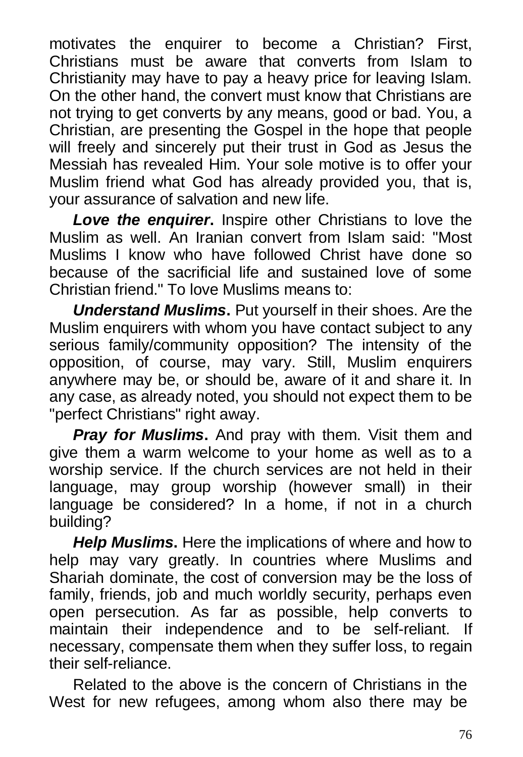motivates the enquirer to become a Christian? First, Christians must be aware that converts from Islam to Christianity may have to pay a heavy price for leaving Islam. On the other hand, the convert must know that Christians are not trying to get converts by any means, good or bad. You, a Christian, are presenting the Gospel in the hope that people will freely and sincerely put their trust in God as Jesus the Messiah has revealed Him. Your sole motive is to offer your Muslim friend what God has already provided you, that is, your assurance of salvation and new life.

***Love the enquirer*.** Inspire other Christians to love the Muslim as well. An Iranian convert from Islam said: "Most Muslims I know who have followed Christ have done so because of the sacrificial life and sustained love of some Christian friend." To love Muslims means to:

***Understand Muslims*.** Put yourself in their shoes. Are the Muslim enquirers with whom you have contact subject to any serious family/community opposition? The intensity of the opposition, of course, may vary. Still, Muslim enquirers anywhere may be, or should be, aware of it and share it. In any case, as already noted, you should not expect them to be "perfect Christians" right away.

***Pray for Muslims*.** And pray with them. Visit them and give them a warm welcome to your home as well as to a worship service. If the church services are not held in their language, may group worship (however small) in their language be considered? In a home, if not in a church building?

***Help Muslims*.** Here the implications of where and how to help may vary greatly. In countries where Muslims and Shariah dominate, the cost of conversion may be the loss of family, friends, job and much worldly security, perhaps even open persecution. As far as possible, help converts to maintain their independence and to be self-reliant. If necessary, compensate them when they suffer loss, to regain their self-reliance.

Related to the above is the concern of Christians in the West for new refugees, among whom also there may be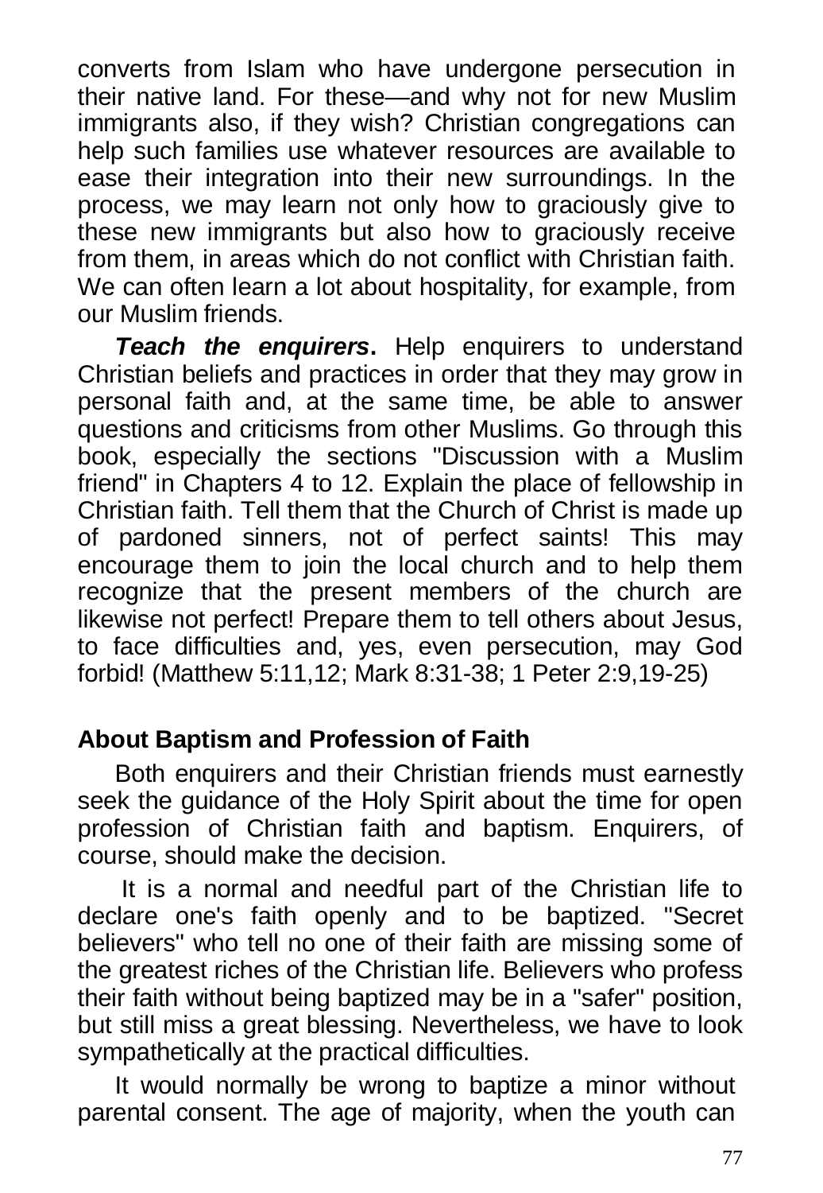converts from Islam who have undergone persecution in their native land. For these—and why not for new Muslim immigrants also, if they wish? Christian congregations can help such families use whatever resources are available to ease their integration into their new surroundings. In the process, we may learn not only how to graciously give to these new immigrants but also how to graciously receive from them, in areas which do not conflict with Christian faith. We can often learn a lot about hospitality, for example, from our Muslim friends.

***Teach the enquirers*.** Help enquirers to understand Christian beliefs and practices in order that they may grow in personal faith and, at the same time, be able to answer questions and criticisms from other Muslims. Go through this book, especially the sections "Discussion with a Muslim friend" in Chapters 4 to 12. Explain the place of fellowship in Christian faith. Tell them that the Church of Christ is made up of pardoned sinners, not of perfect saints! This may encourage them to join the local church and to help them recognize that the present members of the church are likewise not perfect! Prepare them to tell others about Jesus, to face difficulties and, yes, even persecution, may God forbid! (Matthew 5:11,12; Mark 8:31-38; 1 Peter 2:9,19-25)

### About Baptism and Profession of Faith

Both enquirers and their Christian friends must earnestly seek the guidance of the Holy Spirit about the time for open profession of Christian faith and baptism. Enquirers, of course, should make the decision.

It is a normal and needful part of the Christian life to declare one's faith openly and to be baptized. "Secret believers" who tell no one of their faith are missing some of the greatest riches of the Christian life. Believers who profess their faith without being baptized may be in a "safer" position, but still miss a great blessing. Nevertheless, we have to look sympathetically at the practical difficulties.

It would normally be wrong to baptize a minor without parental consent. The age of majority, when the youth can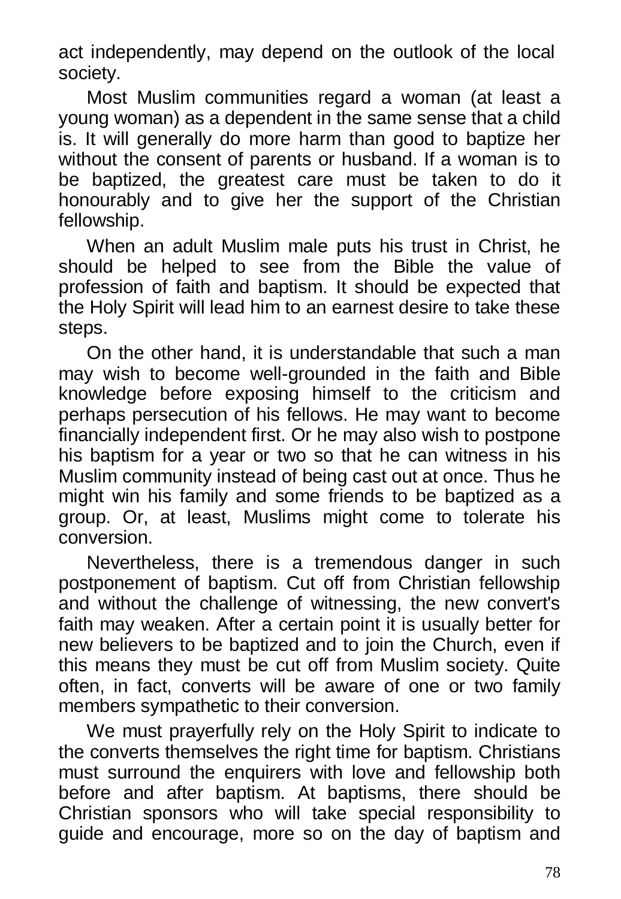act independently, may depend on the outlook of the local society.

Most Muslim communities regard a woman (at least a young woman) as a dependent in the same sense that a child is. It will generally do more harm than good to baptize her without the consent of parents or husband. If a woman is to be baptized, the greatest care must be taken to do it honourably and to give her the support of the Christian fellowship.

When an adult Muslim male puts his trust in Christ, he should be helped to see from the Bible the value of profession of faith and baptism. It should be expected that the Holy Spirit will lead him to an earnest desire to take these steps.

On the other hand, it is understandable that such a man may wish to become well-grounded in the faith and Bible knowledge before exposing himself to the criticism and perhaps persecution of his fellows. He may want to become financially independent first. Or he may also wish to postpone his baptism for a year or two so that he can witness in his Muslim community instead of being cast out at once. Thus he might win his family and some friends to be baptized as a group. Or, at least, Muslims might come to tolerate his conversion.

Nevertheless, there is a tremendous danger in such postponement of baptism. Cut off from Christian fellowship and without the challenge of witnessing, the new convert's faith may weaken. After a certain point it is usually better for new believers to be baptized and to join the Church, even if this means they must be cut off from Muslim society. Quite often, in fact, converts will be aware of one or two family members sympathetic to their conversion.

We must prayerfully rely on the Holy Spirit to indicate to the converts themselves the right time for baptism. Christians must surround the enquirers with love and fellowship both before and after baptism. At baptisms, there should be Christian sponsors who will take special responsibility to guide and encourage, more so on the day of baptism and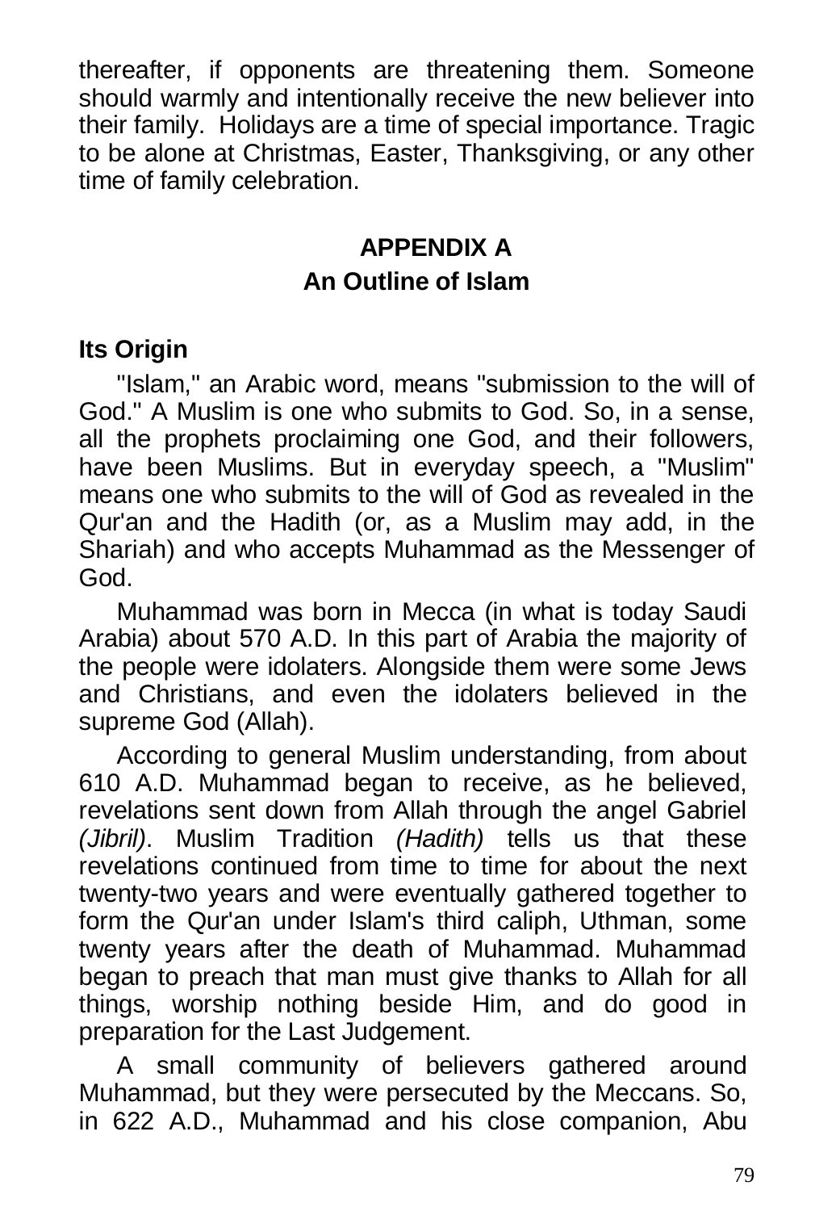thereafter, if opponents are threatening them. Someone should warmly and intentionally receive the new believer into their family. Holidays are a time of special importance. Tragic to be alone at Christmas, Easter, Thanksgiving, or any other time of family celebration.

# APPENDIX A
## An Outline of Islam

### Its Origin

"Islam," an Arabic word, means "submission to the will of God." A Muslim is one who submits to God. So, in a sense, all the prophets proclaiming one God, and their followers, have been Muslims. But in everyday speech, a "Muslim" means one who submits to the will of God as revealed in the Qur'an and the Hadith (or, as a Muslim may add, in the Shariah) and who accepts Muhammad as the Messenger of God.

Muhammad was born in Mecca (in what is today Saudi Arabia) about 570 A.D. In this part of Arabia the majority of the people were idolaters. Alongside them were some Jews and Christians, and even the idolaters believed in the supreme God (Allah).

According to general Muslim understanding, from about 610 A.D. Muhammad began to receive, as he believed, revelations sent down from Allah through the angel Gabriel *(Jibril)*. Muslim Tradition *(Hadith)* tells us that these revelations continued from time to time for about the next twenty-two years and were eventually gathered together to form the Qur'an under Islam's third caliph, Uthman, some twenty years after the death of Muhammad. Muhammad began to preach that man must give thanks to Allah for all things, worship nothing beside Him, and do good in preparation for the Last Judgement.

A small community of believers gathered around Muhammad, but they were persecuted by the Meccans. So, in 622 A.D., Muhammad and his close companion, Abu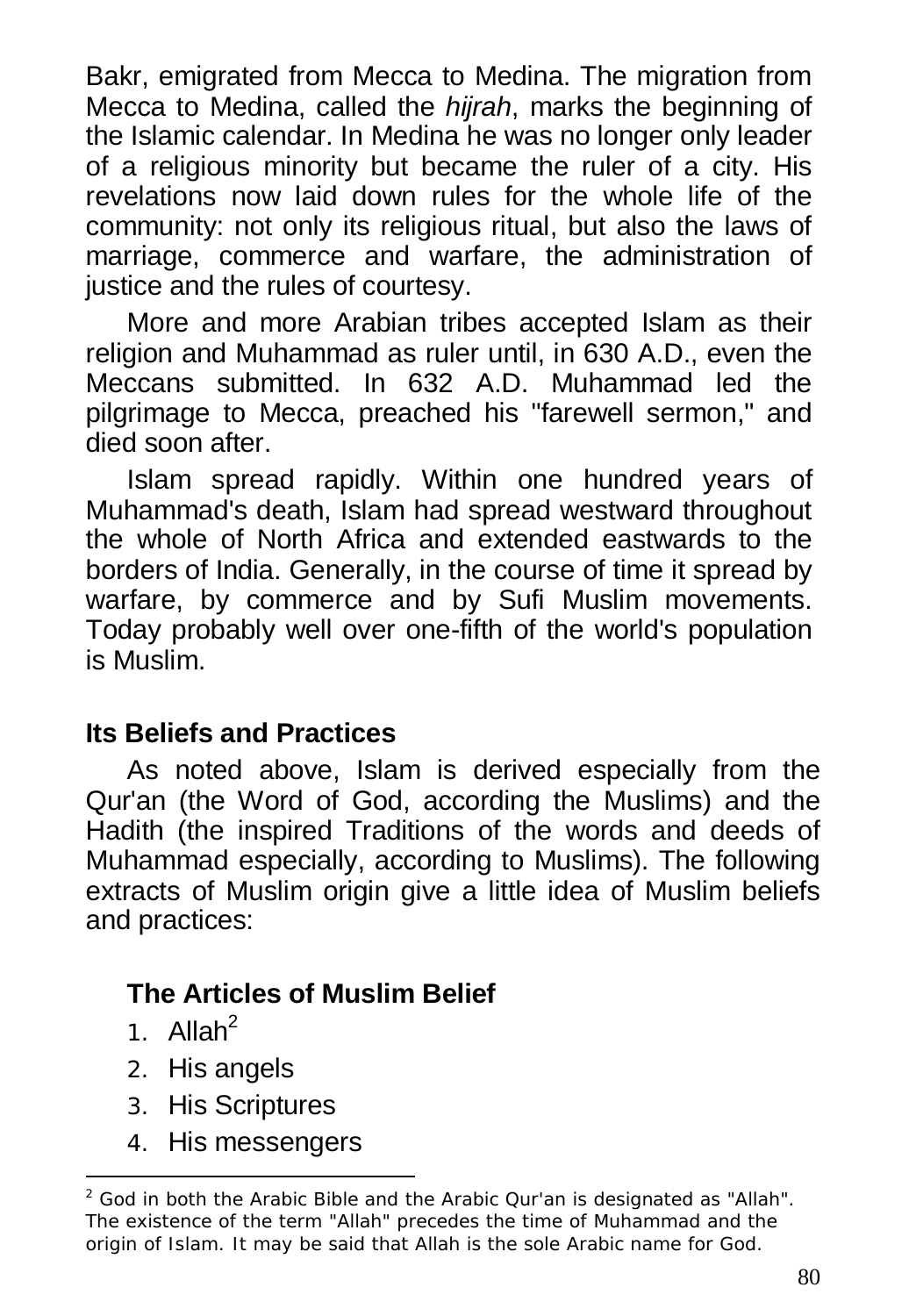Bakr, emigrated from Mecca to Medina. The migration from Mecca to Medina, called the *hijrah*, marks the beginning of the Islamic calendar. In Medina he was no longer only leader of a religious minority but became the ruler of a city. His revelations now laid down rules for the whole life of the community: not only its religious ritual, but also the laws of marriage, commerce and warfare, the administration of justice and the rules of courtesy.

More and more Arabian tribes accepted Islam as their religion and Muhammad as ruler until, in 630 A.D., even the Meccans submitted. In 632 A.D. Muhammad led the pilgrimage to Mecca, preached his "farewell sermon," and died soon after.

Islam spread rapidly. Within one hundred years of Muhammad's death, Islam had spread westward throughout the whole of North Africa and extended eastwards to the borders of India. Generally, in the course of time it spread by warfare, by commerce and by Sufi Muslim movements. Today probably well over one-fifth of the world's population is Muslim.

## Its Beliefs and Practices

As noted above, Islam is derived especially from the Qur'an (the Word of God, according the Muslims) and the Hadith (the inspired Traditions of the words and deeds of Muhammad especially, according to Muslims). The following extracts of Muslim origin give a little idea of Muslim beliefs and practices:

### The Articles of Muslim Belief

1. Allah[2]
2. His angels
3. His Scriptures
4. His messengers

---

[2] God in both the Arabic Bible and the Arabic Qur'an is designated as "Allah". The existence of the term "Allah" precedes the time of Muhammad and the origin of Islam. It may be said that Allah is the sole Arabic name for God.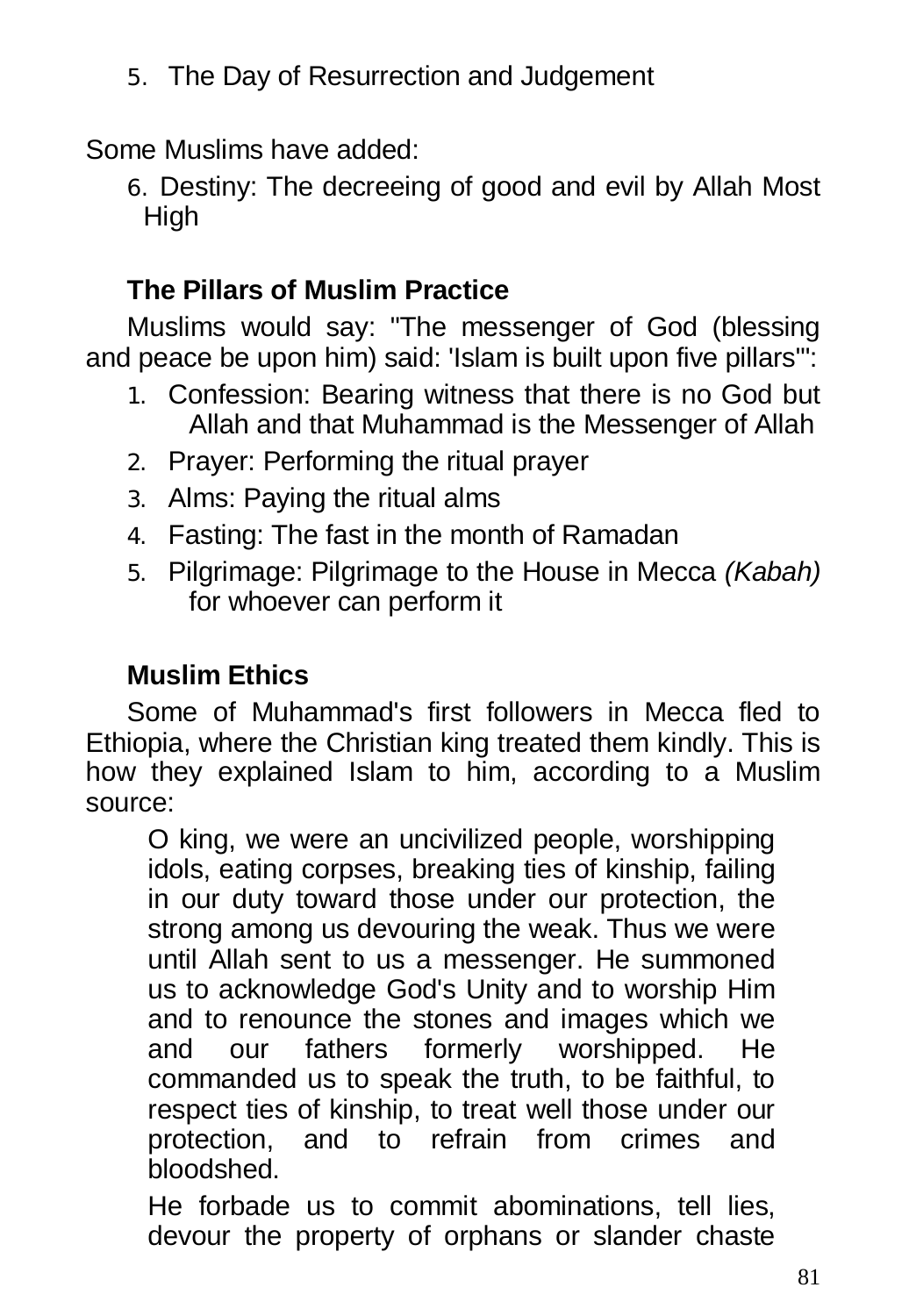5. The Day of Resurrection and Judgement

Some Muslims have added:

6. Destiny: The decreeing of good and evil by Allah Most High

### The Pillars of Muslim Practice

Muslims would say: "The messenger of God (blessing and peace be upon him) said: 'Islam is built upon five pillars'":

1. Confession: Bearing witness that there is no God but Allah and that Muhammad is the Messenger of Allah
2. Prayer: Performing the ritual prayer
3. Alms: Paying the ritual alms
4. Fasting: The fast in the month of Ramadan
5. Pilgrimage: Pilgrimage to the House in Mecca *(Kabah)* for whoever can perform it

### Muslim Ethics

Some of Muhammad's first followers in Mecca fled to Ethiopia, where the Christian king treated them kindly. This is how they explained Islam to him, according to a Muslim source:

> O king, we were an uncivilized people, worshipping idols, eating corpses, breaking ties of kinship, failing in our duty toward those under our protection, the strong among us devouring the weak. Thus we were until Allah sent to us a messenger. He summoned us to acknowledge God's Unity and to worship Him and to renounce the stones and images which we and our fathers formerly worshipped. He commanded us to speak the truth, to be faithful, to respect ties of kinship, to treat well those under our protection, and to refrain from crimes and bloodshed.
>
> He forbade us to commit abominations, tell lies, devour the property of orphans or slander chaste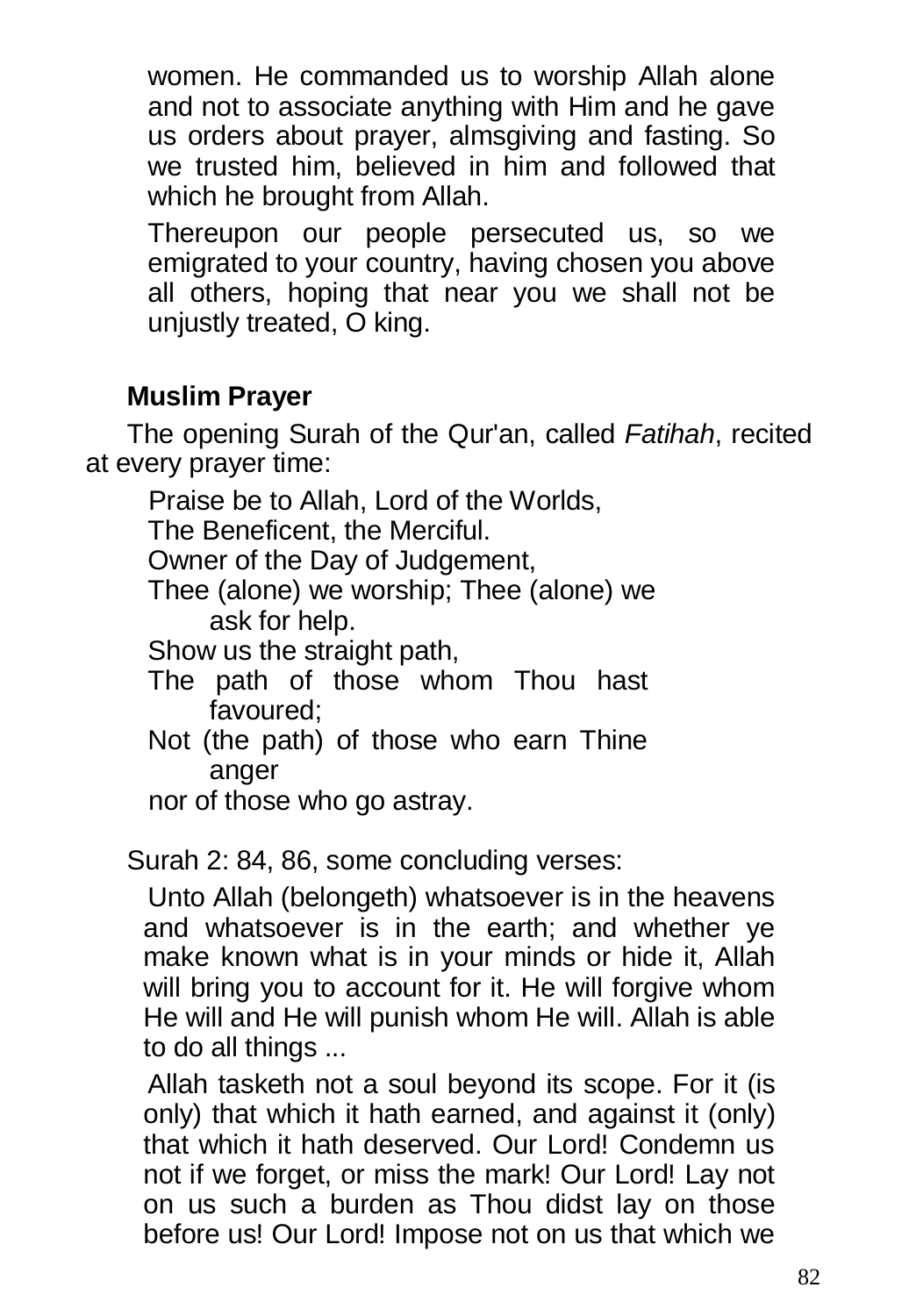women. He commanded us to worship Allah alone and not to associate anything with Him and he gave us orders about prayer, almsgiving and fasting. So we trusted him, believed in him and followed that which he brought from Allah.

Thereupon our people persecuted us, so we emigrated to your country, having chosen you above all others, hoping that near you we shall not be unjustly treated, O king.

## Muslim Prayer

The opening Surah of the Qur'an, called *Fatihah*, recited at every prayer time:

> Praise be to Allah, Lord of the Worlds,
> The Beneficent, the Merciful.
> Owner of the Day of Judgement,
> Thee (alone) we worship; Thee (alone) we ask for help.
> Show us the straight path,
> The path of those whom Thou hast favoured;
> Not (the path) of those who earn Thine anger
> nor of those who go astray.

Surah 2: 84, 86, some concluding verses:

> Unto Allah (belongeth) whatsoever is in the heavens and whatsoever is in the earth; and whether ye make known what is in your minds or hide it, Allah will bring you to account for it. He will forgive whom He will and He will punish whom He will. Allah is able to do all things ...
>
> Allah tasketh not a soul beyond its scope. For it (is only) that which it hath earned, and against it (only) that which it hath deserved. Our Lord! Condemn us not if we forget, or miss the mark! Our Lord! Lay not on us such a burden as Thou didst lay on those before us! Our Lord! Impose not on us that which we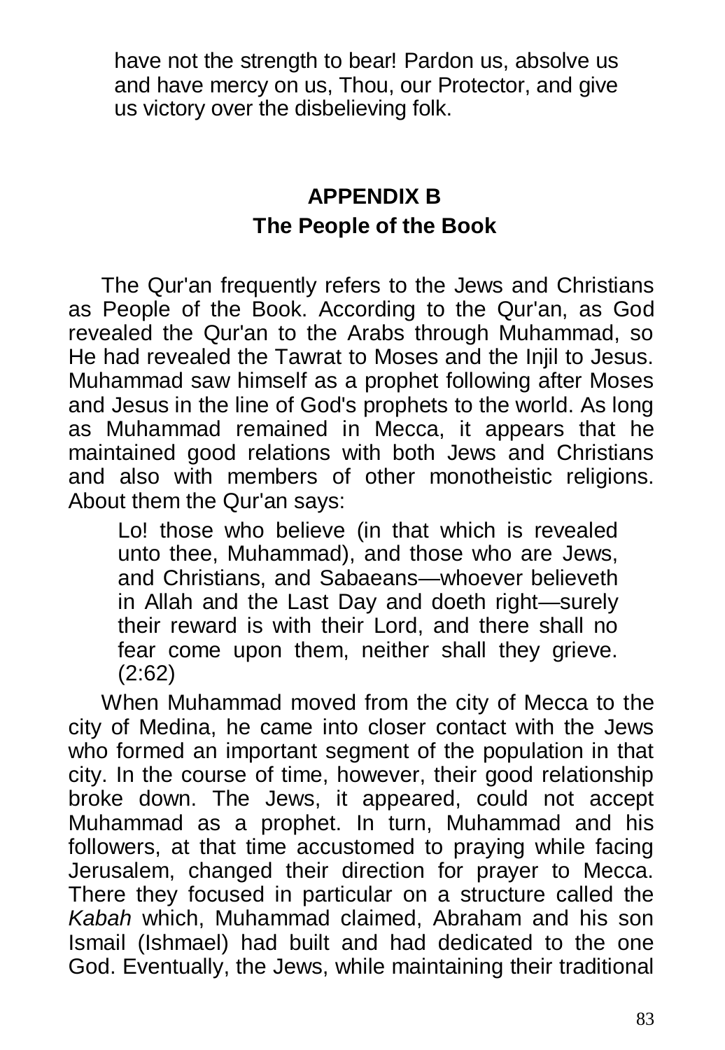> have not the strength to bear! Pardon us, absolve us and have mercy on us, Thou, our Protector, and give us victory over the disbelieving folk.

## APPENDIX B
### The People of the Book

The Qur'an frequently refers to the Jews and Christians as People of the Book. According to the Qur'an, as God revealed the Qur'an to the Arabs through Muhammad, so He had revealed the Tawrat to Moses and the Injil to Jesus. Muhammad saw himself as a prophet following after Moses and Jesus in the line of God's prophets to the world. As long as Muhammad remained in Mecca, it appears that he maintained good relations with both Jews and Christians and also with members of other monotheistic religions. About them the Qur'an says:

> Lo! those who believe (in that which is revealed unto thee, Muhammad), and those who are Jews, and Christians, and Sabaeans—whoever believeth in Allah and the Last Day and doeth right—surely their reward is with their Lord, and there shall no fear come upon them, neither shall they grieve. (2:62)

When Muhammad moved from the city of Mecca to the city of Medina, he came into closer contact with the Jews who formed an important segment of the population in that city. In the course of time, however, their good relationship broke down. The Jews, it appeared, could not accept Muhammad as a prophet. In turn, Muhammad and his followers, at that time accustomed to praying while facing Jerusalem, changed their direction for prayer to Mecca. There they focused in particular on a structure called the *Kabah* which, Muhammad claimed, Abraham and his son Ismail (Ishmael) had built and had dedicated to the one God. Eventually, the Jews, while maintaining their traditional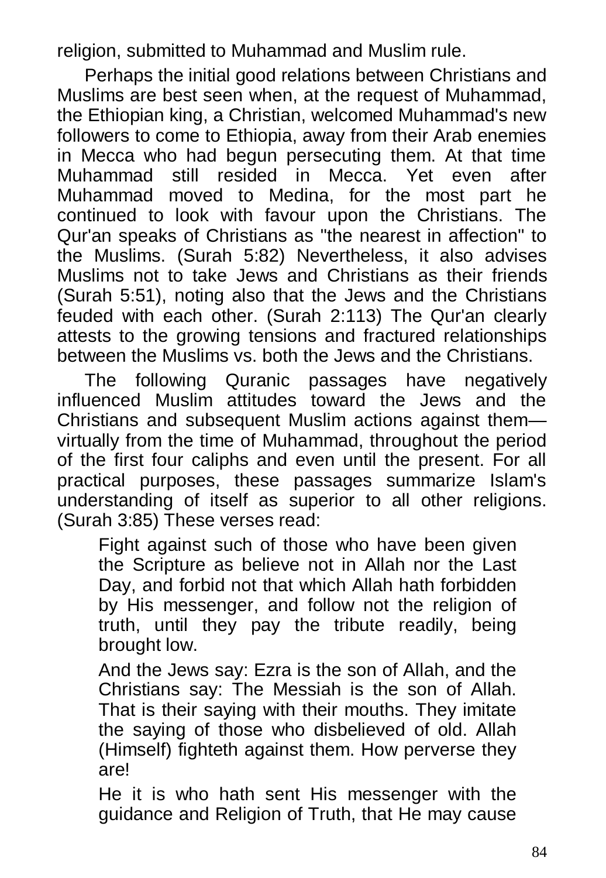religion, submitted to Muhammad and Muslim rule.

Perhaps the initial good relations between Christians and Muslims are best seen when, at the request of Muhammad, the Ethiopian king, a Christian, welcomed Muhammad's new followers to come to Ethiopia, away from their Arab enemies in Mecca who had begun persecuting them. At that time Muhammad still resided in Mecca. Yet even after Muhammad moved to Medina, for the most part he continued to look with favour upon the Christians. The Qur'an speaks of Christians as "the nearest in affection" to the Muslims. (Surah 5:82) Nevertheless, it also advises Muslims not to take Jews and Christians as their friends (Surah 5:51), noting also that the Jews and the Christians feuded with each other. (Surah 2:113) The Qur'an clearly attests to the growing tensions and fractured relationships between the Muslims vs. both the Jews and the Christians.

The following Quranic passages have negatively influenced Muslim attitudes toward the Jews and the Christians and subsequent Muslim actions against them—virtually from the time of Muhammad, throughout the period of the first four caliphs and even until the present. For all practical purposes, these passages summarize Islam's understanding of itself as superior to all other religions. (Surah 3:85) These verses read:

> Fight against such of those who have been given the Scripture as believe not in Allah nor the Last Day, and forbid not that which Allah hath forbidden by His messenger, and follow not the religion of truth, until they pay the tribute readily, being brought low.
>
> And the Jews say: Ezra is the son of Allah, and the Christians say: The Messiah is the son of Allah. That is their saying with their mouths. They imitate the saying of those who disbelieved of old. Allah (Himself) fighteth against them. How perverse they are!
>
> He it is who hath sent His messenger with the guidance and Religion of Truth, that He may cause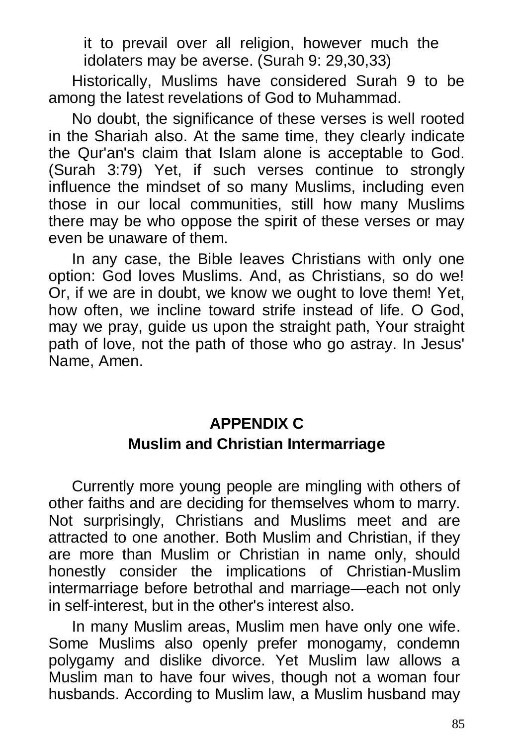it to prevail over all religion, however much the idolaters may be averse. (Surah 9: 29,30,33)

Historically, Muslims have considered Surah 9 to be among the latest revelations of God to Muhammad.

No doubt, the significance of these verses is well rooted in the Shariah also. At the same time, they clearly indicate the Qur'an's claim that Islam alone is acceptable to God. (Surah 3:79) Yet, if such verses continue to strongly influence the mindset of so many Muslims, including even those in our local communities, still how many Muslims there may be who oppose the spirit of these verses or may even be unaware of them.

In any case, the Bible leaves Christians with only one option: God loves Muslims. And, as Christians, so do we! Or, if we are in doubt, we know we ought to love them! Yet, how often, we incline toward strife instead of life. O God, may we pray, guide us upon the straight path, Your straight path of love, not the path of those who go astray. In Jesus' Name, Amen.

## APPENDIX C
## Muslim and Christian Intermarriage

Currently more young people are mingling with others of other faiths and are deciding for themselves whom to marry. Not surprisingly, Christians and Muslims meet and are attracted to one another. Both Muslim and Christian, if they are more than Muslim or Christian in name only, should honestly consider the implications of Christian-Muslim intermarriage before betrothal and marriage—each not only in self-interest, but in the other's interest also.

In many Muslim areas, Muslim men have only one wife. Some Muslims also openly prefer monogamy, condemn polygamy and dislike divorce. Yet Muslim law allows a Muslim man to have four wives, though not a woman four husbands. According to Muslim law, a Muslim husband may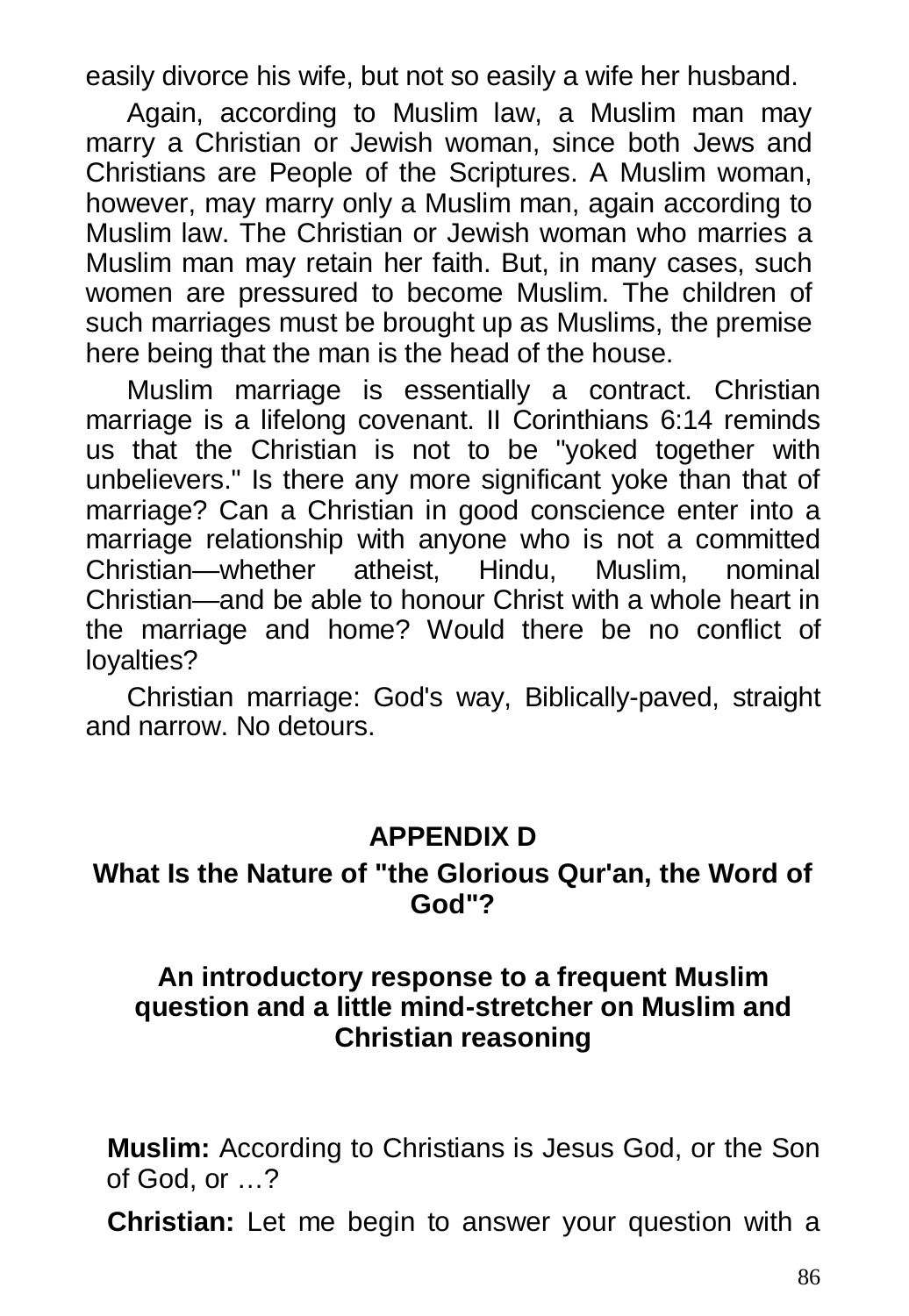easily divorce his wife, but not so easily a wife her husband.

Again, according to Muslim law, a Muslim man may marry a Christian or Jewish woman, since both Jews and Christians are People of the Scriptures. A Muslim woman, however, may marry only a Muslim man, again according to Muslim law. The Christian or Jewish woman who marries a Muslim man may retain her faith. But, in many cases, such women are pressured to become Muslim. The children of such marriages must be brought up as Muslims, the premise here being that the man is the head of the house.

Muslim marriage is essentially a contract. Christian marriage is a lifelong covenant. II Corinthians 6:14 reminds us that the Christian is not to be "yoked together with unbelievers." Is there any more significant yoke than that of marriage? Can a Christian in good conscience enter into a marriage relationship with anyone who is not a committed Christian—whether atheist, Hindu, Muslim, nominal Christian—and be able to honour Christ with a whole heart in the marriage and home? Would there be no conflict of loyalties?

Christian marriage: God's way, Biblically-paved, straight and narrow. No detours.

## APPENDIX D

## What Is the Nature of "the Glorious Qur'an, the Word of God"?

### An introductory response to a frequent Muslim question and a little mind-stretcher on Muslim and Christian reasoning

**Muslim:** According to Christians is Jesus God, or the Son of God, or …?

**Christian:** Let me begin to answer your question with a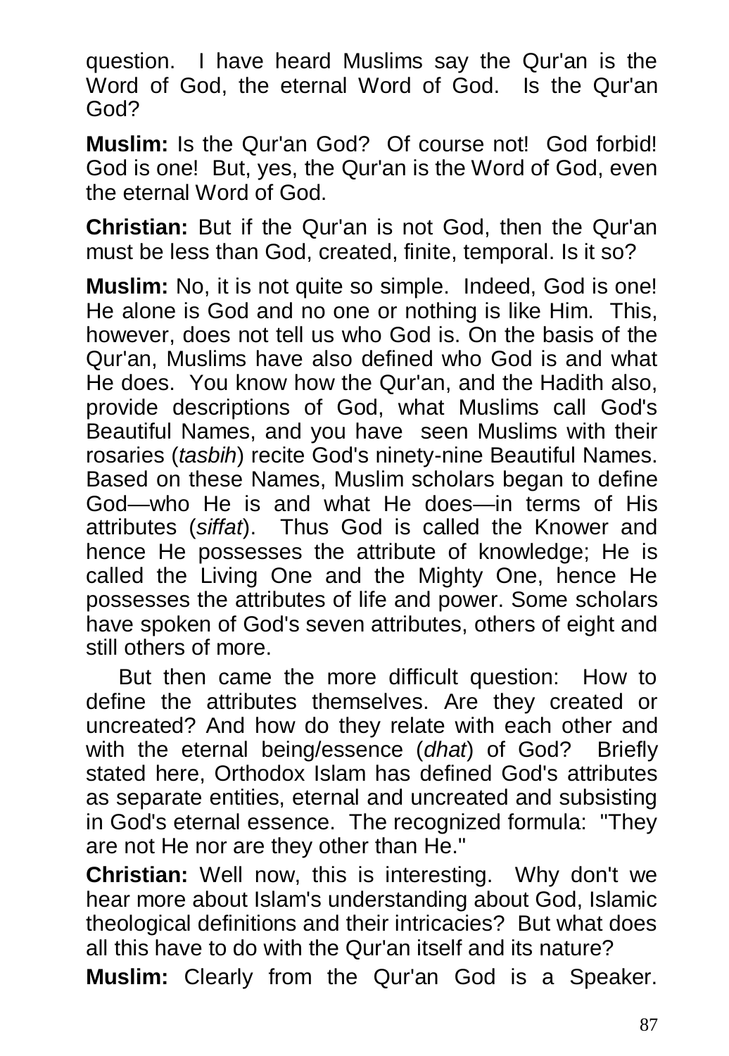question. I have heard Muslims say the Qur'an is the Word of God, the eternal Word of God. Is the Qur'an God?

**Muslim:** Is the Qur'an God? Of course not! God forbid! God is one! But, yes, the Qur'an is the Word of God, even the eternal Word of God.

**Christian:** But if the Qur'an is not God, then the Qur'an must be less than God, created, finite, temporal. Is it so?

**Muslim:** No, it is not quite so simple. Indeed, God is one! He alone is God and no one or nothing is like Him. This, however, does not tell us who God is. On the basis of the Qur'an, Muslims have also defined who God is and what He does. You know how the Qur'an, and the Hadith also, provide descriptions of God, what Muslims call God's Beautiful Names, and you have seen Muslims with their rosaries (*tasbih*) recite God's ninety-nine Beautiful Names. Based on these Names, Muslim scholars began to define God—who He is and what He does—in terms of His attributes (*siffat*). Thus God is called the Knower and hence He possesses the attribute of knowledge; He is called the Living One and the Mighty One, hence He possesses the attributes of life and power. Some scholars have spoken of God's seven attributes, others of eight and still others of more.

But then came the more difficult question: How to define the attributes themselves. Are they created or uncreated? And how do they relate with each other and with the eternal being/essence (*dhat*) of God? Briefly stated here, Orthodox Islam has defined God's attributes as separate entities, eternal and uncreated and subsisting in God's eternal essence. The recognized formula: "They are not He nor are they other than He."

**Christian:** Well now, this is interesting. Why don't we hear more about Islam's understanding about God, Islamic theological definitions and their intricacies? But what does all this have to do with the Qur'an itself and its nature?

**Muslim:** Clearly from the Qur'an God is a Speaker.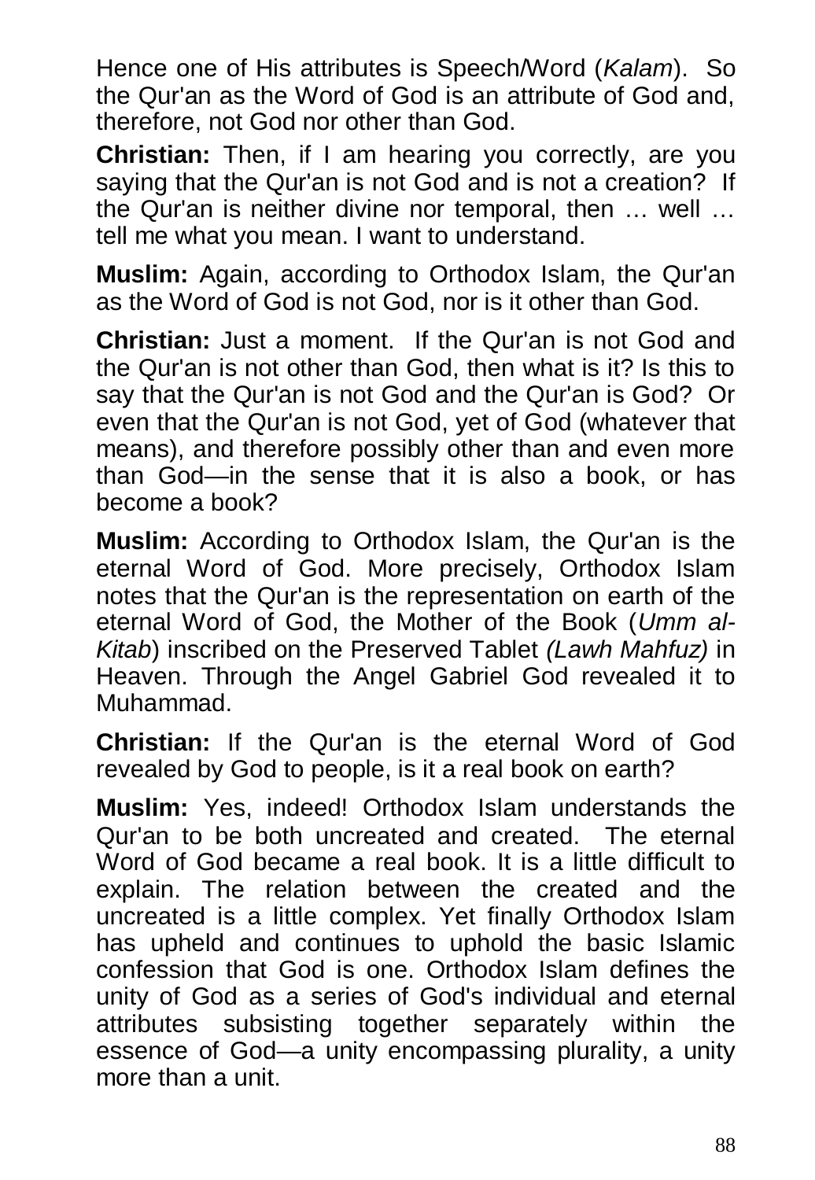Hence one of His attributes is Speech/Word (*Kalam*). So the Qur'an as the Word of God is an attribute of God and, therefore, not God nor other than God.

**Christian:** Then, if I am hearing you correctly, are you saying that the Qur'an is not God and is not a creation? If the Qur'an is neither divine nor temporal, then … well … tell me what you mean. I want to understand.

**Muslim:** Again, according to Orthodox Islam, the Qur'an as the Word of God is not God, nor is it other than God.

**Christian:** Just a moment. If the Qur'an is not God and the Qur'an is not other than God, then what is it? Is this to say that the Qur'an is not God and the Qur'an is God? Or even that the Qur'an is not God, yet of God (whatever that means), and therefore possibly other than and even more than God—in the sense that it is also a book, or has become a book?

**Muslim:** According to Orthodox Islam, the Qur'an is the eternal Word of God. More precisely, Orthodox Islam notes that the Qur'an is the representation on earth of the eternal Word of God, the Mother of the Book (*Umm al-Kitab*) inscribed on the Preserved Tablet *(Lawh Mahfuz)* in Heaven. Through the Angel Gabriel God revealed it to Muhammad.

**Christian:** If the Qur'an is the eternal Word of God revealed by God to people, is it a real book on earth?

**Muslim:** Yes, indeed! Orthodox Islam understands the Qur'an to be both uncreated and created. The eternal Word of God became a real book. It is a little difficult to explain. The relation between the created and the uncreated is a little complex. Yet finally Orthodox Islam has upheld and continues to uphold the basic Islamic confession that God is one. Orthodox Islam defines the unity of God as a series of God's individual and eternal attributes subsisting together separately within the essence of God—a unity encompassing plurality, a unity more than a unit.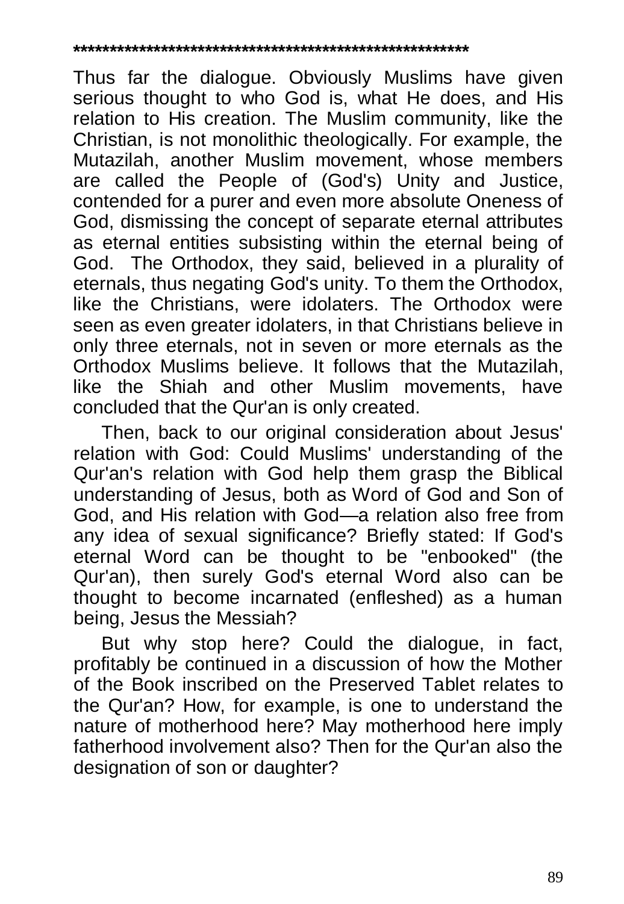*******************************************************

Thus far the dialogue. Obviously Muslims have given serious thought to who God is, what He does, and His relation to His creation. The Muslim community, like the Christian, is not monolithic theologically. For example, the Mutazilah, another Muslim movement, whose members are called the People of (God's) Unity and Justice, contended for a purer and even more absolute Oneness of God, dismissing the concept of separate eternal attributes as eternal entities subsisting within the eternal being of God. The Orthodox, they said, believed in a plurality of eternals, thus negating God's unity. To them the Orthodox, like the Christians, were idolaters. The Orthodox were seen as even greater idolaters, in that Christians believe in only three eternals, not in seven or more eternals as the Orthodox Muslims believe. It follows that the Mutazilah, like the Shiah and other Muslim movements, have concluded that the Qur'an is only created.

Then, back to our original consideration about Jesus' relation with God: Could Muslims' understanding of the Qur'an's relation with God help them grasp the Biblical understanding of Jesus, both as Word of God and Son of God, and His relation with God—a relation also free from any idea of sexual significance? Briefly stated: If God's eternal Word can be thought to be "enbooked" (the Qur'an), then surely God's eternal Word also can be thought to become incarnated (enfleshed) as a human being, Jesus the Messiah?

But why stop here? Could the dialogue, in fact, profitably be continued in a discussion of how the Mother of the Book inscribed on the Preserved Tablet relates to the Qur'an? How, for example, is one to understand the nature of motherhood here? May motherhood here imply fatherhood involvement also? Then for the Qur'an also the designation of son or daughter?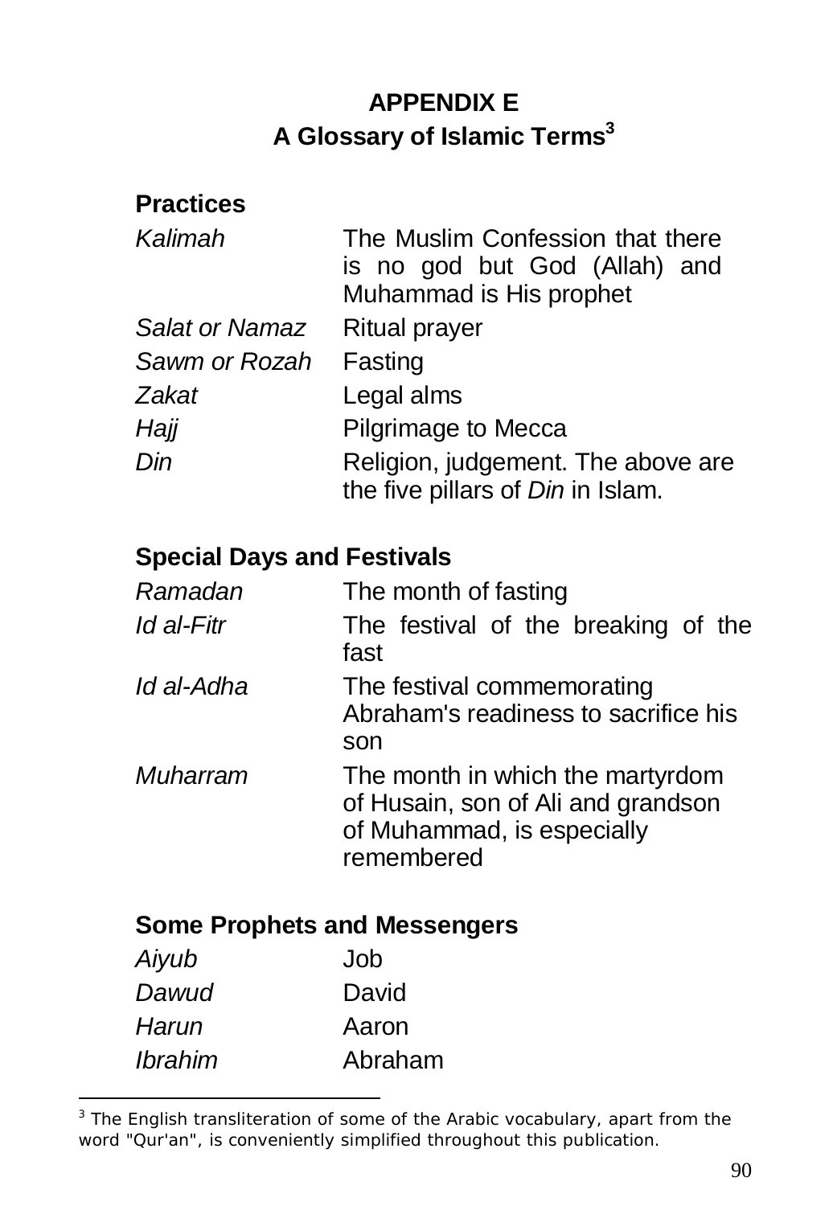# APPENDIX E
## A Glossary of Islamic Terms[3]

### Practices

| | |
|---|---|
| *Kalimah* | The Muslim Confession that there is no god but God (Allah) and Muhammad is His prophet |
| *Salat or Namaz* | Ritual prayer |
| *Sawm or Rozah* | Fasting |
| *Zakat* | Legal alms |
| *Hajj* | Pilgrimage to Mecca |
| *Din* | Religion, judgement. The above are the five pillars of *Din* in Islam. |

### Special Days and Festivals

| | |
|---|---|
| *Ramadan* | The month of fasting |
| *Id al-Fitr* | The festival of the breaking of the fast |
| *Id al-Adha* | The festival commemorating Abraham's readiness to sacrifice his son |
| *Muharram* | The month in which the martyrdom of Husain, son of Ali and grandson of Muhammad, is especially remembered |

### Some Prophets and Messengers

| | |
|---|---|
| *Aiyub* | Job |
| *Dawud* | David |
| *Harun* | Aaron |
| *Ibrahim* | Abraham |

[3] The English transliteration of some of the Arabic vocabulary, apart from the word "Qur'an", is conveniently simplified throughout this publication.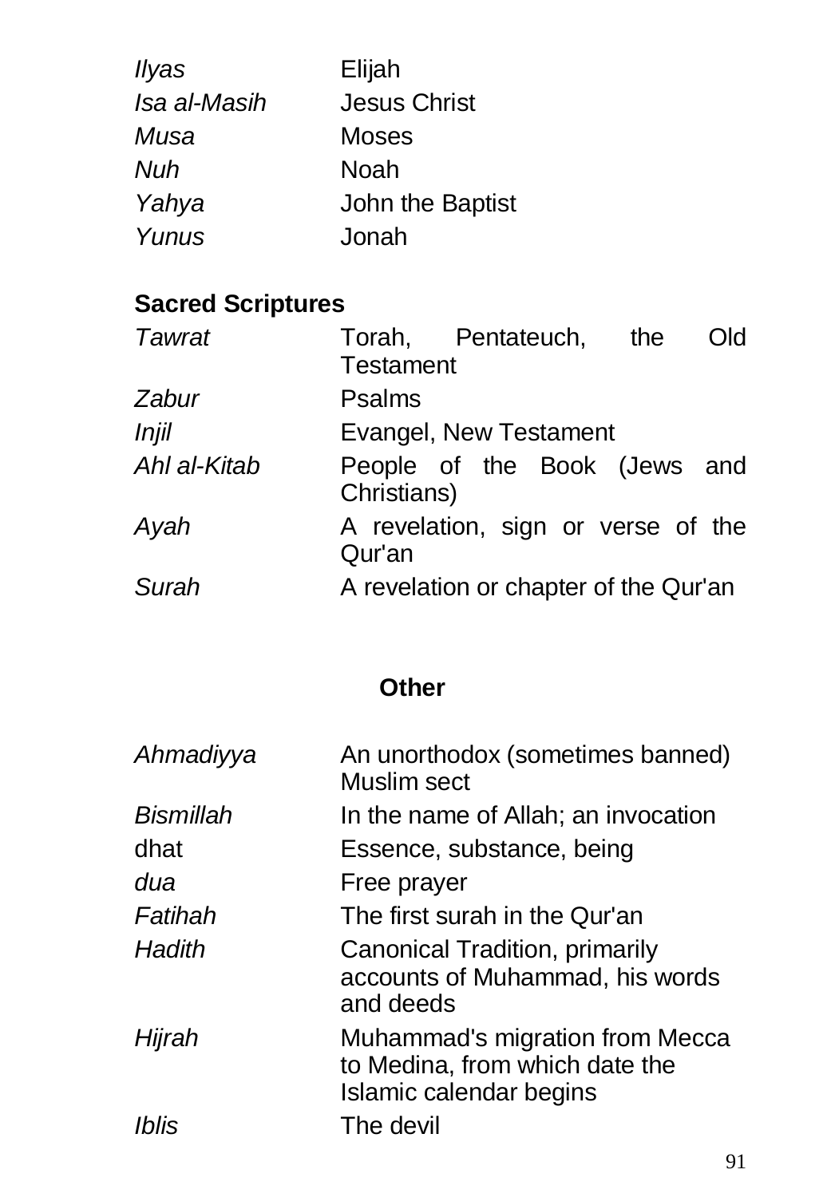| | |
|---|---|
| *Ilyas* | Elijah |
| *Isa al-Masih* | Jesus Christ |
| *Musa* | Moses |
| *Nuh* | Noah |
| *Yahya* | John the Baptist |
| *Yunus* | Jonah |

**Sacred Scriptures**

| | |
|---|---|
| *Tawrat* | Torah, Pentateuch, the Old Testament |
| *Zabur* | Psalms |
| *Injil* | Evangel, New Testament |
| *Ahl al-Kitab* | People of the Book (Jews and Christians) |
| *Ayah* | A revelation, sign or verse of the Qur'an |
| *Surah* | A revelation or chapter of the Qur'an |

**Other**

| | |
|---|---|
| *Ahmadiyya* | An unorthodox (sometimes banned) Muslim sect |
| *Bismillah* | In the name of Allah; an invocation |
| dhat | Essence, substance, being |
| *dua* | Free prayer |
| *Fatihah* | The first surah in the Qur'an |
| *Hadith* | Canonical Tradition, primarily accounts of Muhammad, his words and deeds |
| *Hijrah* | Muhammad's migration from Mecca to Medina, from which date the Islamic calendar begins |
| *Iblis* | The devil |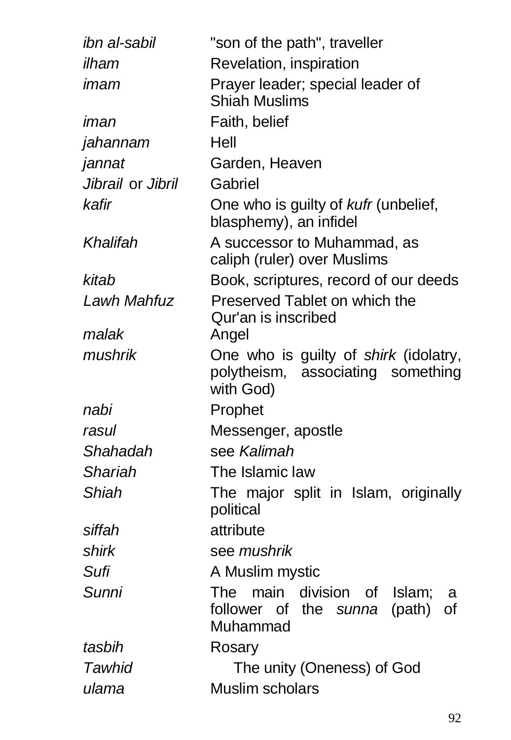| | |
|---|---|
| *ibn al-sabil* | "son of the path", traveller |
| *ilham* | Revelation, inspiration |
| *imam* | Prayer leader; special leader of Shiah Muslims |
| *iman* | Faith, belief |
| *jahannam* | Hell |
| *jannat* | Garden, Heaven |
| *Jibrail* or *Jibril* | Gabriel |
| *kafir* | One who is guilty of *kufr* (unbelief, blasphemy), an infidel |
| *Khalifah* | A successor to Muhammad, as caliph (ruler) over Muslims |
| *kitab* | Book, scriptures, record of our deeds |
| *Lawh Mahfuz* | Preserved Tablet on which the Qur'an is inscribed |
| *malak* | Angel |
| *mushrik* | One who is guilty of *shirk* (idolatry, polytheism, associating something with God) |
| *nabi* | Prophet |
| *rasul* | Messenger, apostle |
| *Shahadah* | see *Kalimah* |
| *Shariah* | The Islamic law |
| *Shiah* | The major split in Islam, originally political |
| *siffah* | attribute |
| *shirk* | see *mushrik* |
| *Sufi* | A Muslim mystic |
| *Sunni* | The main division of Islam; a follower of the *sunna* (path) of Muhammad |
| *tasbih* | Rosary |
| *Tawhid* | The unity (Oneness) of God |
| *ulama* | Muslim scholars |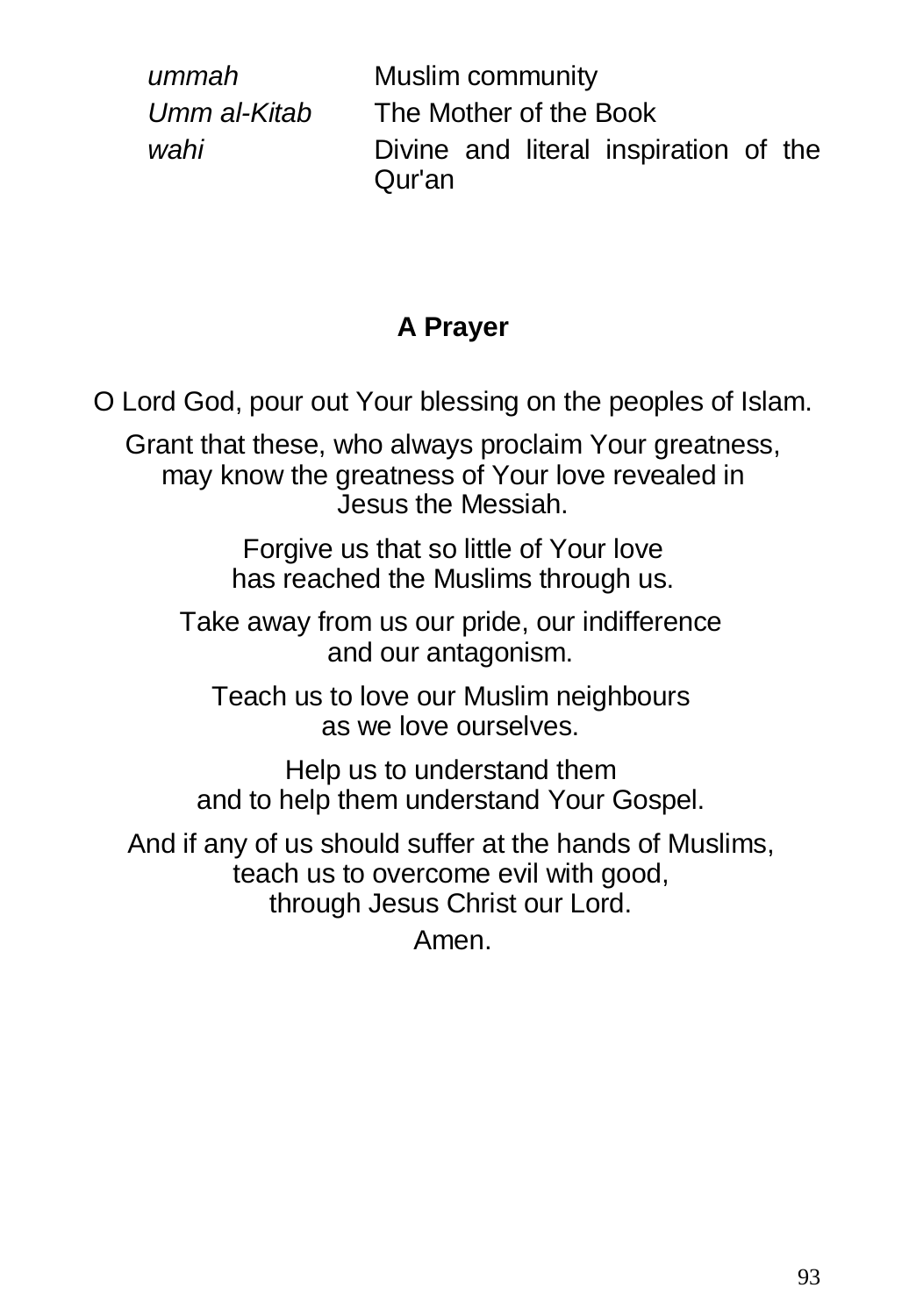| | |
|---|---|
| *ummah* | Muslim community |
| *Umm al-Kitab* | The Mother of the Book |
| *wahi* | Divine and literal inspiration of the Qur'an |

## A Prayer

O Lord God, pour out Your blessing on the peoples of Islam.

Grant that these, who always proclaim Your greatness,
may know the greatness of Your love revealed in
Jesus the Messiah.

Forgive us that so little of Your love
has reached the Muslims through us.

Take away from us our pride, our indifference
and our antagonism.

Teach us to love our Muslim neighbours
as we love ourselves.

Help us to understand them
and to help them understand Your Gospel.

And if any of us should suffer at the hands of Muslims,
teach us to overcome evil with good,
through Jesus Christ our Lord.

Amen.